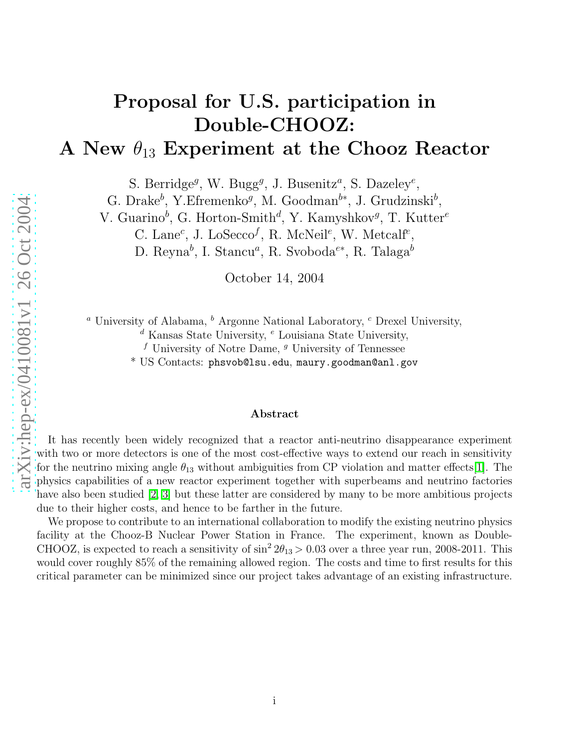# Proposal for U.S. participation in Double-CHOOZ: A New $\theta_{13}$ Experiment at the Chooz Reactor

S. Berridge[g], W. Bugg[g], J. Busenitz[a], S. Dazeley[e], G. Drake[b], Y.Efremenko[g], M. Goodman[b*], J. Grudzinski[b], V. Guarino[b], G. Horton-Smith[d], Y. Kamyshkov[g], T. Kutter[e] C. Lane[c], J. LoSecco[f], R. McNeil[e], W. Metcalf[e], D. Reyna[b], I. Stancu[a], R. Svoboda[e*], R. Talaga[b]

October 14, 2004

[a] University of Alabama, [b] Argonne National Laboratory, [c] Drexel University, [d] Kansas State University, [e] Louisiana State University, [f] University of Notre Dame, [g] University of Tennessee

* US Contacts: phsvob@lsu.edu, maury.goodman@anl.gov

## Abstract

It has recently been widely recognized that a reactor anti-neutrino disappearance experiment with two or more detectors is one of the most cost-effective ways to extend our reach in sensitivity for the neutrino mixing angle $\theta_{13}$ without ambiguities from CP violation and matter effects[1]. The physics capabilities of a new reactor experiment together with superbeams and neutrino factories have also been studied [2, 3] but these latter are considered by many to be more ambitious projects due to their higher costs, and hence to be farther in the future.

We propose to contribute to an international collaboration to modify the existing neutrino physics facility at the Chooz-B Nuclear Power Station in France. The experiment, known as Double-CHOOZ, is expected to reach a sensitivity of $\sin^2 2\theta_{13} > 0.03$ over a three year run, 2008-2011. This would cover roughly 85% of the remaining allowed region. The costs and time to first results for this critical parameter can be minimized since our project takes advantage of an existing infrastructure.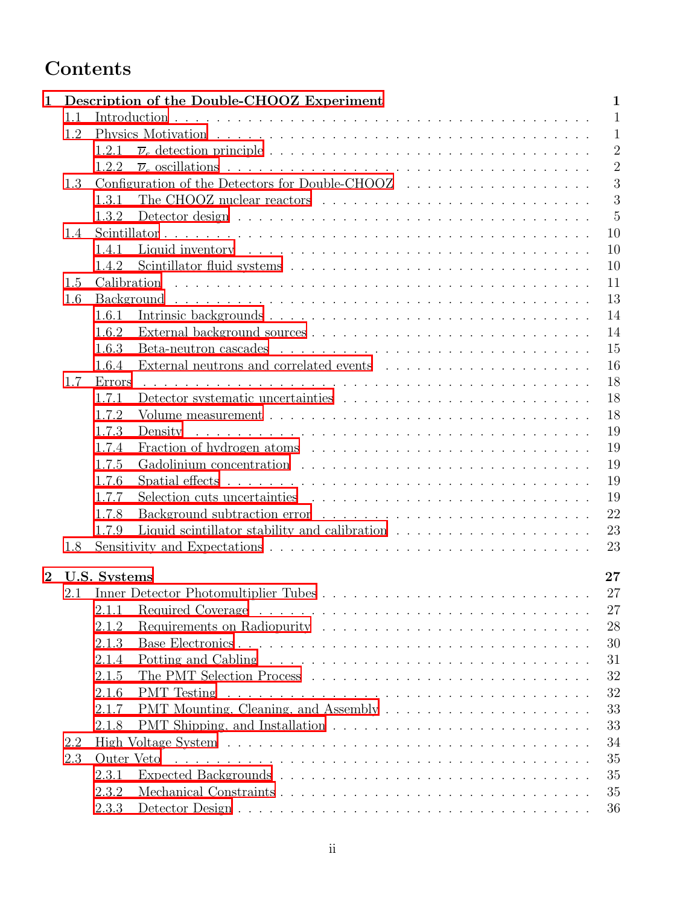# Contents

**1 Description of the Double-CHOOZ Experiment** — **1**

- 1.1 Introduction — 1
- 1.2 Physics Motivation — 1
  - 1.2.1 $\overline{\nu}_e$ detection principle — 2
  - 1.2.2 $\overline{\nu}_e$ oscillations — 2
- 1.3 Configuration of the Detectors for Double-CHOOZ — 3
  - 1.3.1 The CHOOZ nuclear reactors — 3
  - 1.3.2 Detector design — 5
- 1.4 Scintillator — 10
  - 1.4.1 Liquid inventory — 10
  - 1.4.2 Scintillator fluid systems — 10
- 1.5 Calibration — 11
- 1.6 Background — 13
  - 1.6.1 Intrinsic backgrounds — 14
  - 1.6.2 External background sources — 14
  - 1.6.3 Beta-neutron cascades — 15
  - 1.6.4 External neutrons and correlated events — 16
- 1.7 Errors — 18
  - 1.7.1 Detector systematic uncertainties — 18
  - 1.7.2 Volume measurement — 18
  - 1.7.3 Density — 19
  - 1.7.4 Fraction of hydrogen atoms — 19
  - 1.7.5 Gadolinium concentration — 19
  - 1.7.6 Spatial effects — 19
  - 1.7.7 Selection cuts uncertainties — 19
  - 1.7.8 Background subtraction error — 22
  - 1.7.9 Liquid scintillator stability and calibration — 23
- 1.8 Sensitivity and Expectations — 23

**2 U.S. Systems** — **27**

- 2.1 Inner Detector Photomultiplier Tubes — 27
  - 2.1.1 Required Coverage — 27
  - 2.1.2 Requirements on Radiopurity — 28
  - 2.1.3 Base Electronics — 30
  - 2.1.4 Potting and Cabling — 31
  - 2.1.5 The PMT Selection Process — 32
  - 2.1.6 PMT Testing — 32
  - 2.1.7 PMT Mounting, Cleaning, and Assembly — 33
  - 2.1.8 PMT Shipping, and Installation — 33
- 2.2 High Voltage System — 34
- 2.3 Outer Veto — 35
  - 2.3.1 Expected Backgrounds — 35
  - 2.3.2 Mechanical Constraints — 35
  - 2.3.3 Detector Design — 36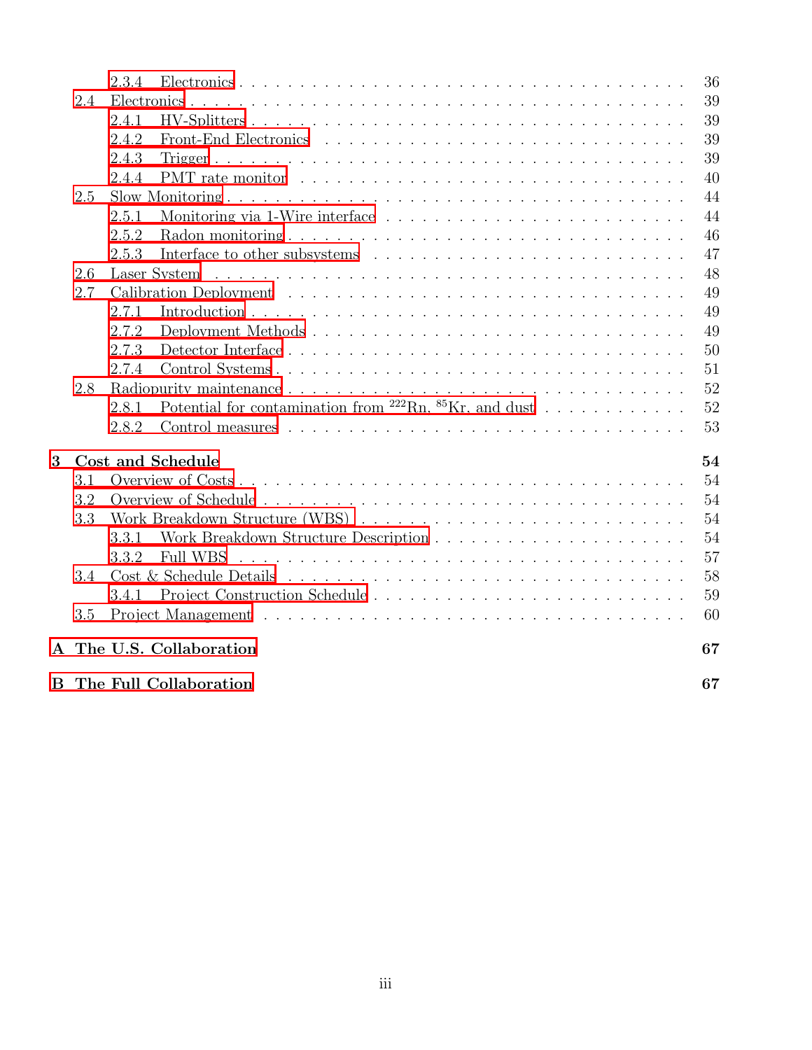- 2.3.4 Electronics . . . 36
- 2.4 Electronics . . . 39
  - 2.4.1 HV-Splitters . . . 39
  - 2.4.2 Front-End Electronics . . . 39
  - 2.4.3 Trigger . . . 39
  - 2.4.4 PMT rate monitor . . . 40
- 2.5 Slow Monitoring . . . 44
  - 2.5.1 Monitoring via 1-Wire interface . . . 44
  - 2.5.2 Radon monitoring . . . 46
  - 2.5.3 Interface to other subsystems . . . 47
- 2.6 Laser System . . . 48
- 2.7 Calibration Deployment . . . 49
  - 2.7.1 Introduction . . . 49
  - 2.7.2 Deployment Methods . . . 49
  - 2.7.3 Detector Interface . . . 50
  - 2.7.4 Control Systems . . . 51
- 2.8 Radiopurity maintenance . . . 52
  - 2.8.1 Potential for contamination from $^{222}$Rn, $^{85}$Kr, and dust . . . 52
  - 2.8.2 Control measures . . . 53

**3 Cost and Schedule** . . . **54**

- 3.1 Overview of Costs . . . 54
- 3.2 Overview of Schedule . . . 54
- 3.3 Work Breakdown Structure (WBS) . . . 54
  - 3.3.1 Work Breakdown Structure Description . . . 54
  - 3.3.2 Full WBS . . . 57
- 3.4 Cost & Schedule Details . . . 58
  - 3.4.1 Project Construction Schedule . . . 59
- 3.5 Project Management . . . 60

**A The U.S. Collaboration** . . . **67**

**B The Full Collaboration** . . . **67**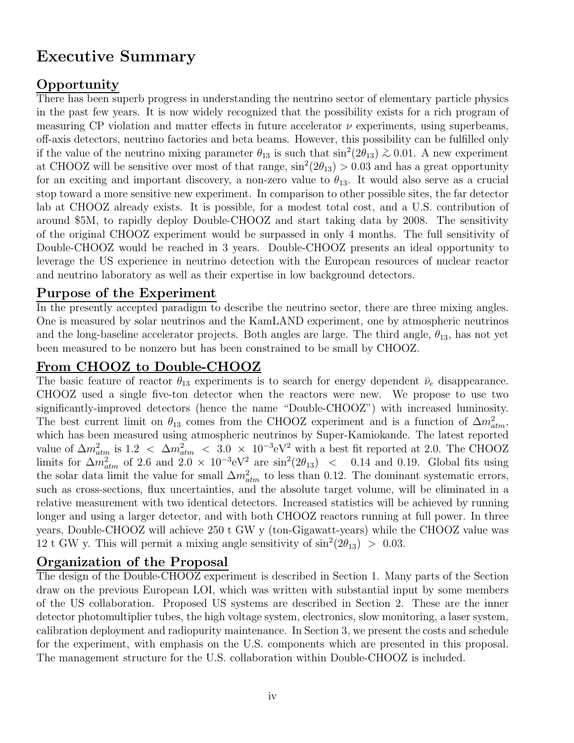# Executive Summary

## Opportunity

There has been superb progress in understanding the neutrino sector of elementary particle physics in the past few years. It is now widely recognized that the possibility exists for a rich program of measuring CP violation and matter effects in future accelerator $\nu$ experiments, using superbeams, off-axis detectors, neutrino factories and beta beams. However, this possibility can be fulfilled only if the value of the neutrino mixing parameter $\theta_{13}$ is such that $\sin^2(2\theta_{13}) \gtrsim 0.01$. A new experiment at CHOOZ will be sensitive over most of that range, $\sin^2(2\theta_{13}) > 0.03$ and has a great opportunity for an exciting and important discovery, a non-zero value to $\theta_{13}$. It would also serve as a crucial stop toward a more sensitive new experiment. In comparison to other possible sites, the far detector lab at CHOOZ already exists. It is possible, for a modest total cost, and a U.S. contribution of around \$5M, to rapidly deploy Double-CHOOZ and start taking data by 2008. The sensitivity of the original CHOOZ experiment would be surpassed in only 4 months. The full sensitivity of Double-CHOOZ would be reached in 3 years. Double-CHOOZ presents an ideal opportunity to leverage the US experience in neutrino detection with the European resources of nuclear reactor and neutrino laboratory as well as their expertise in low background detectors.

## Purpose of the Experiment

In the presently accepted paradigm to describe the neutrino sector, there are three mixing angles. One is measured by solar neutrinos and the KamLAND experiment, one by atmospheric neutrinos and the long-baseline accelerator projects. Both angles are large. The third angle, $\theta_{13}$, has not yet been measured to be nonzero but has been constrained to be small by CHOOZ.

## From CHOOZ to Double-CHOOZ

The basic feature of reactor $\theta_{13}$ experiments is to search for energy dependent $\bar{\nu}_e$ disappearance. CHOOZ used a single five-ton detector when the reactors were new. We propose to use two significantly-improved detectors (hence the name "Double-CHOOZ") with increased luminosity. The best current limit on $\theta_{13}$ comes from the CHOOZ experiment and is a function of $\Delta m^2_{atm}$, which has been measured using atmospheric neutrinos by Super-Kamiokande. The latest reported value of $\Delta m^2_{atm}$ is $1.2 < \Delta m^2_{atm} < 3.0 \times 10^{-3}\text{eV}^2$ with a best fit reported at 2.0. The CHOOZ limits for $\Delta m^2_{atm}$ of 2.6 and $2.0 \times 10^{-3}\text{eV}^2$ are $\sin^2(2\theta_{13}) <$ 0.14 and 0.19. Global fits using the solar data limit the value for small $\Delta m^2_{atm}$ to less than 0.12. The dominant systematic errors, such as cross-sections, flux uncertainties, and the absolute target volume, will be eliminated in a relative measurement with two identical detectors. Increased statistics will be achieved by running longer and using a larger detector, and with both CHOOZ reactors running at full power. In three years, Double-CHOOZ will achieve 250 t GW y (ton-Gigawatt-years) while the CHOOZ value was 12 t GW y. This will permit a mixing angle sensitivity of $\sin^2(2\theta_{13}) > 0.03$.

## Organization of the Proposal

The design of the Double-CHOOZ experiment is described in Section 1. Many parts of the Section draw on the previous European LOI, which was written with substantial input by some members of the US collaboration. Proposed US systems are described in Section 2. These are the inner detector photomultiplier tubes, the high voltage system, electronics, slow monitoring, a laser system, calibration deployment and radiopurity maintenance. In Section 3, we present the costs and schedule for the experiment, with emphasis on the U.S. components which are presented in this proposal. The management structure for the U.S. collaboration within Double-CHOOZ is included.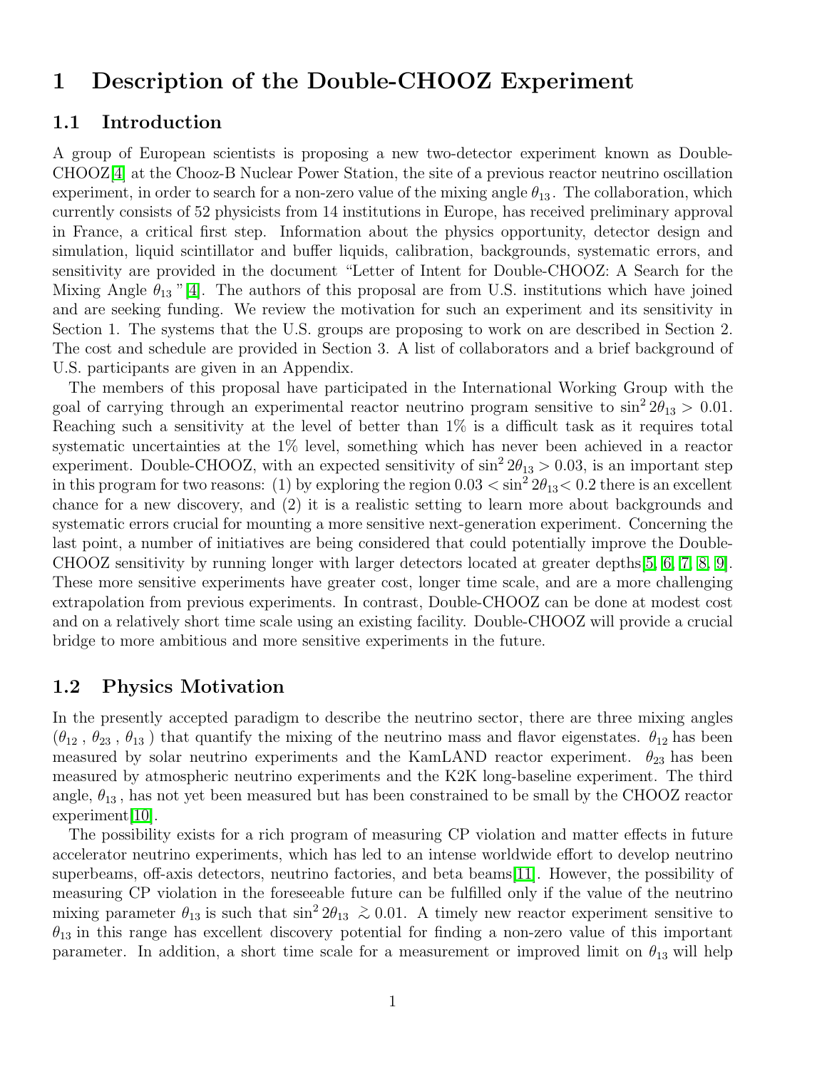# 1 Description of the Double-CHOOZ Experiment

## 1.1 Introduction

A group of European scientists is proposing a new two-detector experiment known as Double-CHOOZ[4] at the Chooz-B Nuclear Power Station, the site of a previous reactor neutrino oscillation experiment, in order to search for a non-zero value of the mixing angle $\theta_{13}$. The collaboration, which currently consists of 52 physicists from 14 institutions in Europe, has received preliminary approval in France, a critical first step. Information about the physics opportunity, detector design and simulation, liquid scintillator and buffer liquids, calibration, backgrounds, systematic errors, and sensitivity are provided in the document "Letter of Intent for Double-CHOOZ: A Search for the Mixing Angle $\theta_{13}$ "[4]. The authors of this proposal are from U.S. institutions which have joined and are seeking funding. We review the motivation for such an experiment and its sensitivity in Section 1. The systems that the U.S. groups are proposing to work on are described in Section 2. The cost and schedule are provided in Section 3. A list of collaborators and a brief background of U.S. participants are given in an Appendix.

The members of this proposal have participated in the International Working Group with the goal of carrying through an experimental reactor neutrino program sensitive to $\sin^2 2\theta_{13} > 0.01$. Reaching such a sensitivity at the level of better than 1% is a difficult task as it requires total systematic uncertainties at the 1% level, something which has never been achieved in a reactor experiment. Double-CHOOZ, with an expected sensitivity of $\sin^2 2\theta_{13} > 0.03$, is an important step in this program for two reasons: (1) by exploring the region $0.03 < \sin^2 2\theta_{13} < 0.2$ there is an excellent chance for a new discovery, and (2) it is a realistic setting to learn more about backgrounds and systematic errors crucial for mounting a more sensitive next-generation experiment. Concerning the last point, a number of initiatives are being considered that could potentially improve the Double-CHOOZ sensitivity by running longer with larger detectors located at greater depths[5, 6, 7, 8, 9]. These more sensitive experiments have greater cost, longer time scale, and are a more challenging extrapolation from previous experiments. In contrast, Double-CHOOZ can be done at modest cost and on a relatively short time scale using an existing facility. Double-CHOOZ will provide a crucial bridge to more ambitious and more sensitive experiments in the future.

## 1.2 Physics Motivation

In the presently accepted paradigm to describe the neutrino sector, there are three mixing angles ($\theta_{12}$ , $\theta_{23}$ , $\theta_{13}$ ) that quantify the mixing of the neutrino mass and flavor eigenstates. $\theta_{12}$ has been measured by solar neutrino experiments and the KamLAND reactor experiment. $\theta_{23}$ has been measured by atmospheric neutrino experiments and the K2K long-baseline experiment. The third angle, $\theta_{13}$ , has not yet been measured but has been constrained to be small by the CHOOZ reactor experiment[10].

The possibility exists for a rich program of measuring CP violation and matter effects in future accelerator neutrino experiments, which has led to an intense worldwide effort to develop neutrino superbeams, off-axis detectors, neutrino factories, and beta beams[11]. However, the possibility of measuring CP violation in the foreseeable future can be fulfilled only if the value of the neutrino mixing parameter $\theta_{13}$ is such that $\sin^2 2\theta_{13} \gtrsim 0.01$. A timely new reactor experiment sensitive to $\theta_{13}$ in this range has excellent discovery potential for finding a non-zero value of this important parameter. In addition, a short time scale for a measurement or improved limit on $\theta_{13}$ will help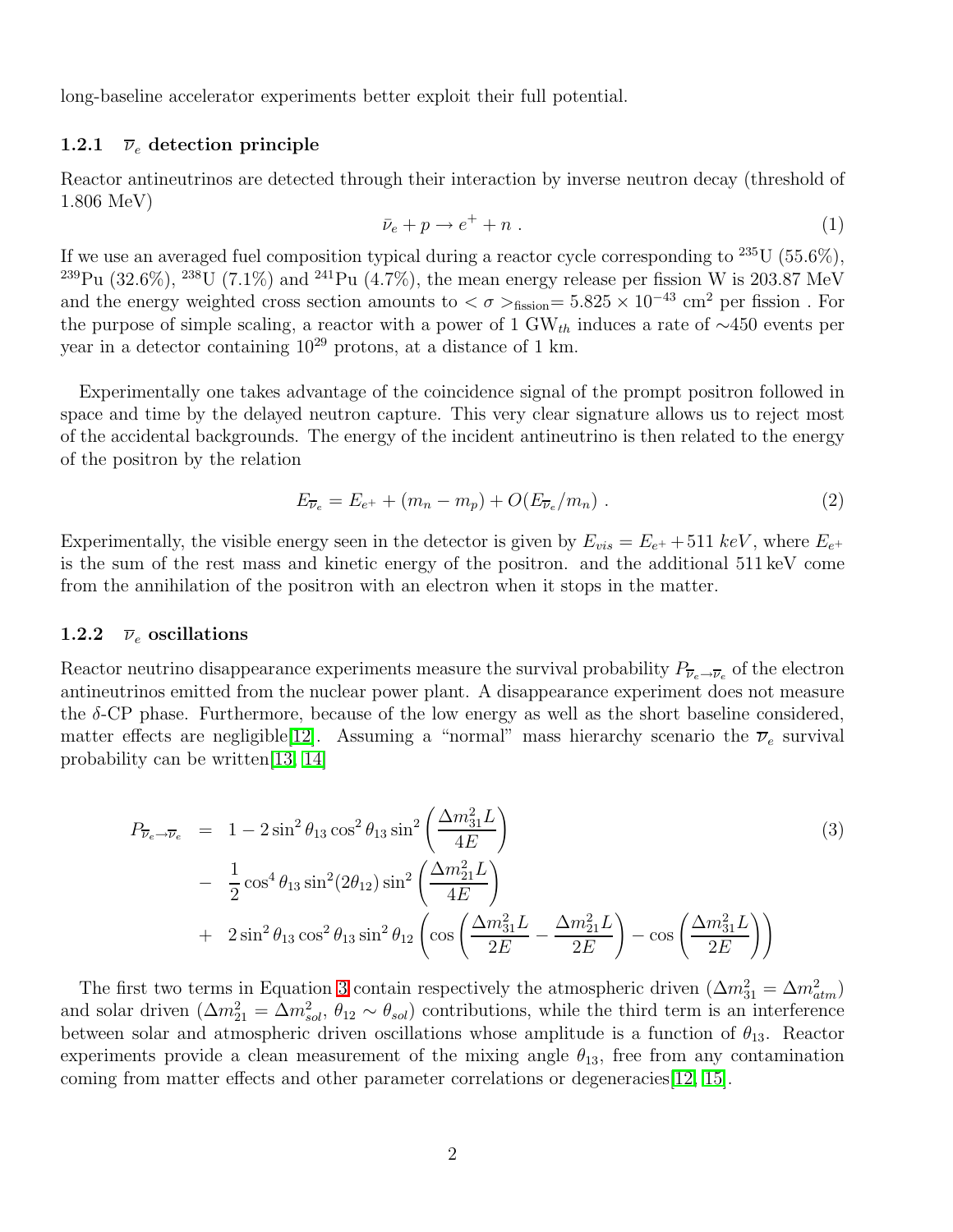long-baseline accelerator experiments better exploit their full potential.

### 1.2.1 $\overline{\nu}_e$ detection principle

Reactor antineutrinos are detected through their interaction by inverse neutron decay (threshold of 1.806 MeV)

$$\bar{\nu}_e + p \rightarrow e^+ + n \ . \tag{1}$$

If we use an averaged fuel composition typical during a reactor cycle corresponding to $^{235}$U (55.6%), $^{239}$Pu (32.6%), $^{238}$U (7.1%) and $^{241}$Pu (4.7%), the mean energy release per fission W is 203.87 MeV and the energy weighted cross section amounts to $<\sigma>_{\text{fission}}= 5.825 \times 10^{-43}$ cm$^2$ per fission . For the purpose of simple scaling, a reactor with a power of 1 GW$_{th}$ induces a rate of ∼450 events per year in a detector containing $10^{29}$ protons, at a distance of 1 km.

Experimentally one takes advantage of the coincidence signal of the prompt positron followed in space and time by the delayed neutron capture. This very clear signature allows us to reject most of the accidental backgrounds. The energy of the incident antineutrino is then related to the energy of the positron by the relation

$$E_{\overline{\nu}_e} = E_{e^+} + (m_n - m_p) + O(E_{\overline{\nu}_e}/m_n) \ . \tag{2}$$

Experimentally, the visible energy seen in the detector is given by $E_{vis} = E_{e^+} + 511\ keV$, where $E_{e^+}$ is the sum of the rest mass and kinetic energy of the positron. and the additional 511 keV come from the annihilation of the positron with an electron when it stops in the matter.

### 1.2.2 $\overline{\nu}_e$ oscillations

Reactor neutrino disappearance experiments measure the survival probability $P_{\overline{\nu}_e \rightarrow \overline{\nu}_e}$ of the electron antineutrinos emitted from the nuclear power plant. A disappearance experiment does not measure the $\delta$-CP phase. Furthermore, because of the low energy as well as the short baseline considered, matter effects are negligible[12]. Assuming a "normal" mass hierarchy scenario the $\overline{\nu}_e$ survival probability can be written[13, 14]

$$\begin{aligned}
P_{\overline{\nu}_e \rightarrow \overline{\nu}_e} &= 1 - 2\sin^2\theta_{13}\cos^2\theta_{13}\sin^2\left(\frac{\Delta m^2_{31} L}{4E}\right) \\
&- \frac{1}{2}\cos^4\theta_{13}\sin^2(2\theta_{12})\sin^2\left(\frac{\Delta m^2_{21} L}{4E}\right) \\
&+ 2\sin^2\theta_{13}\cos^2\theta_{13}\sin^2\theta_{12}\left(\cos\left(\frac{\Delta m^2_{31} L}{2E} - \frac{\Delta m^2_{21} L}{2E}\right) - \cos\left(\frac{\Delta m^2_{31} L}{2E}\right)\right)
\end{aligned} \tag{3}$$

The first two terms in Equation 3 contain respectively the atmospheric driven ($\Delta m^2_{31} = \Delta m^2_{atm}$) and solar driven ($\Delta m^2_{21} = \Delta m^2_{sol}$, $\theta_{12} \sim \theta_{sol}$) contributions, while the third term is an interference between solar and atmospheric driven oscillations whose amplitude is a function of $\theta_{13}$. Reactor experiments provide a clean measurement of the mixing angle $\theta_{13}$, free from any contamination coming from matter effects and other parameter correlations or degeneracies[12, 15].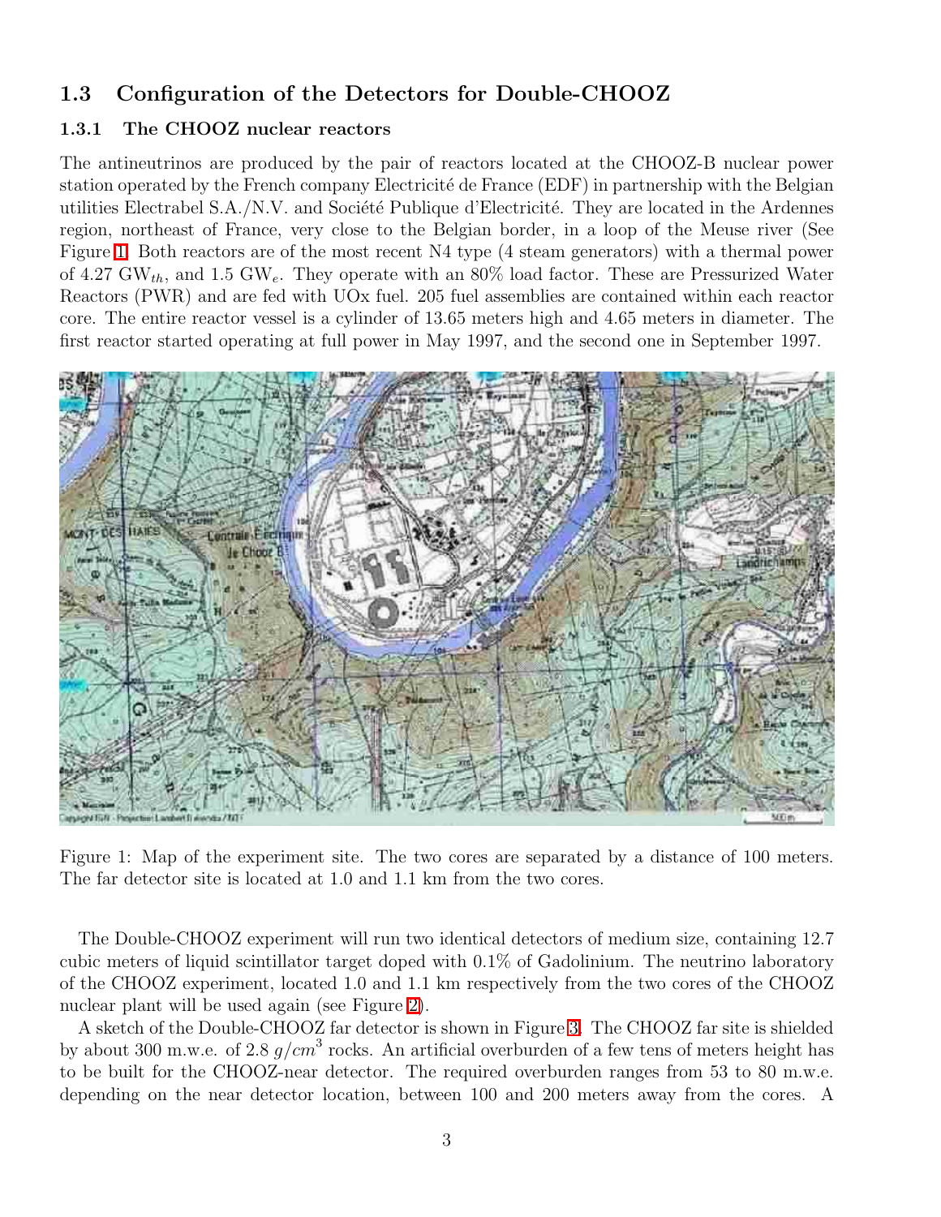### 1.3 Configuration of the Detectors for Double-CHOOZ

#### 1.3.1 The CHOOZ nuclear reactors

The antineutrinos are produced by the pair of reactors located at the CHOOZ-B nuclear power station operated by the French company Electricité de France (EDF) in partnership with the Belgian utilities Electrabel S.A./N.V. and Société Publique d'Electricité. They are located in the Ardennes region, northeast of France, very close to the Belgian border, in a loop of the Meuse river (See Figure 1. Both reactors are of the most recent N4 type (4 steam generators) with a thermal power of 4.27 $GW_{th}$, and 1.5 $GW_e$. They operate with an 80% load factor. These are Pressurized Water Reactors (PWR) and are fed with UOx fuel. 205 fuel assemblies are contained within each reactor core. The entire reactor vessel is a cylinder of 13.65 meters high and 4.65 meters in diameter. The first reactor started operating at full power in May 1997, and the second one in September 1997.

Figure 1: Map of the experiment site. The two cores are separated by a distance of 100 meters. The far detector site is located at 1.0 and 1.1 km from the two cores.

The Double-CHOOZ experiment will run two identical detectors of medium size, containing 12.7 cubic meters of liquid scintillator target doped with 0.1% of Gadolinium. The neutrino laboratory of the CHOOZ experiment, located 1.0 and 1.1 km respectively from the two cores of the CHOOZ nuclear plant will be used again (see Figure 2).

A sketch of the Double-CHOOZ far detector is shown in Figure 3. The CHOOZ far site is shielded by about 300 m.w.e. of 2.8 $g/cm^3$ rocks. An artificial overburden of a few tens of meters height has to be built for the CHOOZ-near detector. The required overburden ranges from 53 to 80 m.w.e. depending on the near detector location, between 100 and 200 meters away from the cores. A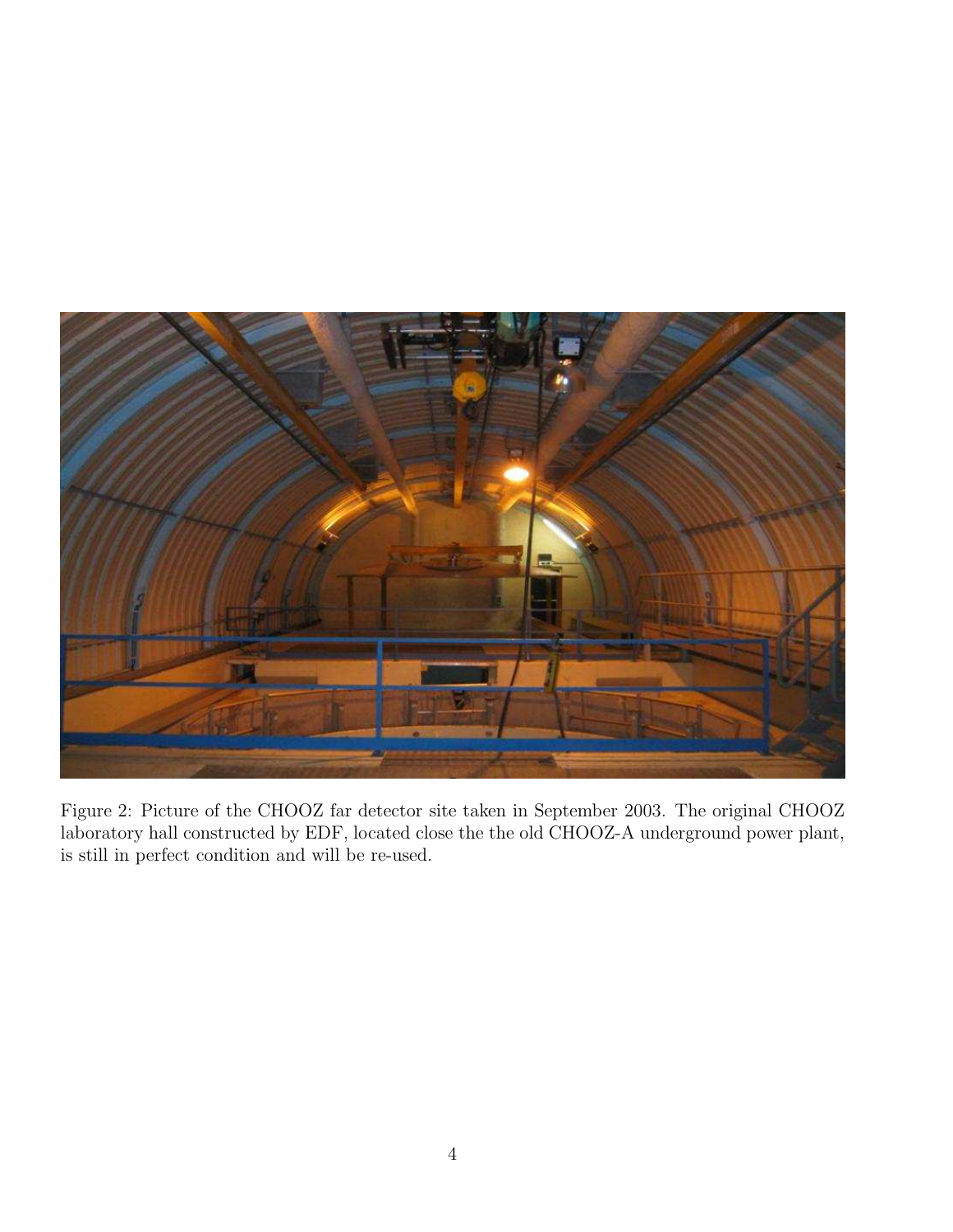Figure 2: Picture of the CHOOZ far detector site taken in September 2003. The original CHOOZ laboratory hall constructed by EDF, located close the the old CHOOZ-A underground power plant, is still in perfect condition and will be re-used.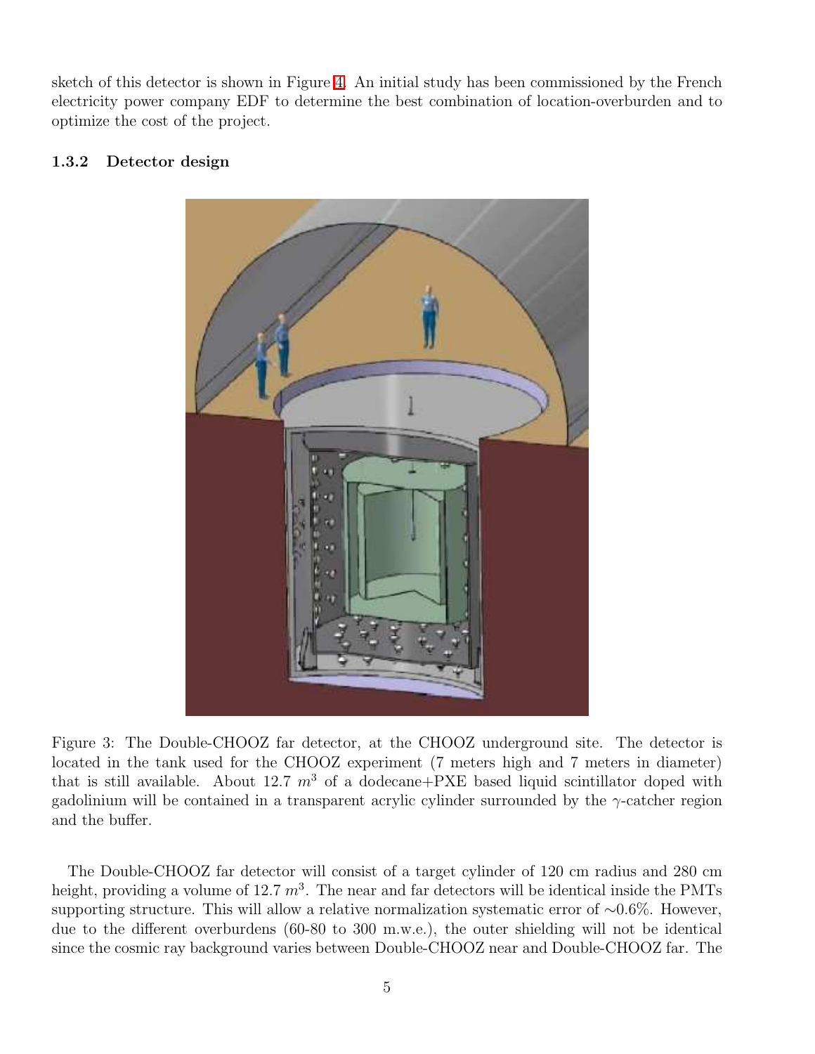sketch of this detector is shown in Figure 4. An initial study has been commissioned by the French electricity power company EDF to determine the best combination of location-overburden and to optimize the cost of the project.

### 1.3.2 Detector design

Figure 3: The Double-CHOOZ far detector, at the CHOOZ underground site. The detector is located in the tank used for the CHOOZ experiment (7 meters high and 7 meters in diameter) that is still available. About 12.7 $m^3$ of a dodecane+PXE based liquid scintillator doped with gadolinium will be contained in a transparent acrylic cylinder surrounded by the $\gamma$-catcher region and the buffer.

The Double-CHOOZ far detector will consist of a target cylinder of 120 cm radius and 280 cm height, providing a volume of 12.7 $m^3$. The near and far detectors will be identical inside the PMTs supporting structure. This will allow a relative normalization systematic error of $\sim$0.6%. However, due to the different overburdens (60-80 to 300 m.w.e.), the outer shielding will not be identical since the cosmic ray background varies between Double-CHOOZ near and Double-CHOOZ far. The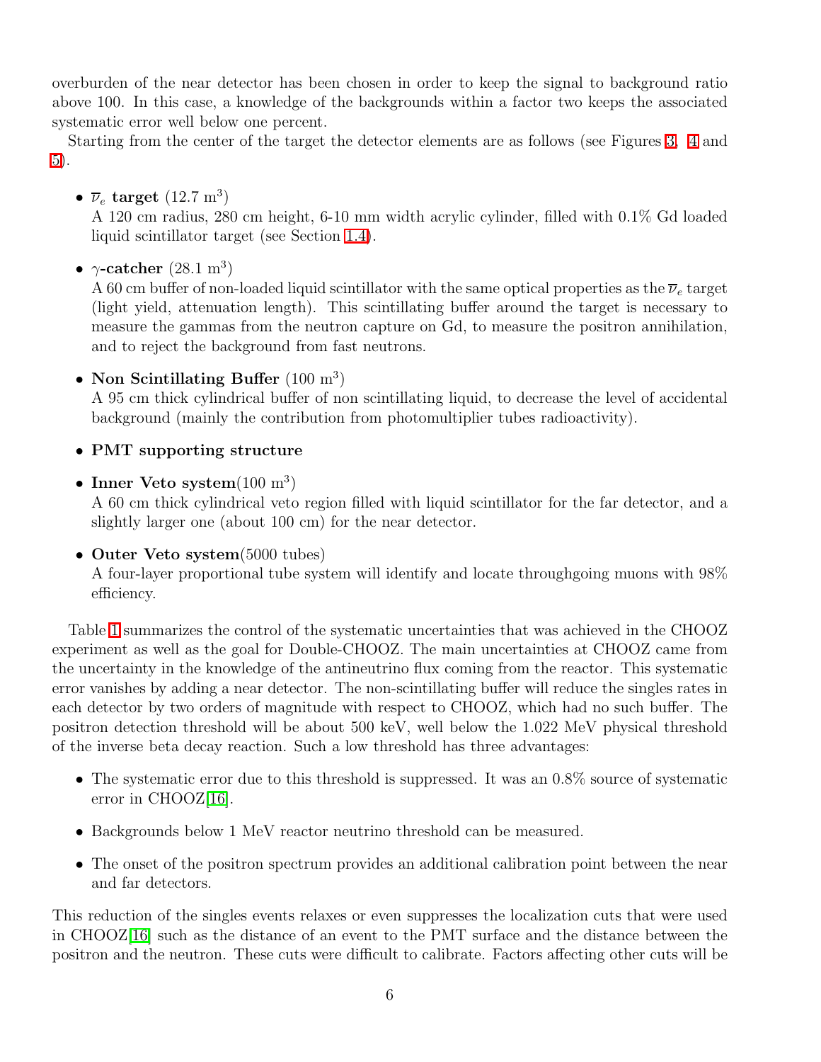overburden of the near detector has been chosen in order to keep the signal to background ratio above 100. In this case, a knowledge of the backgrounds within a factor two keeps the associated systematic error well below one percent.

Starting from the center of the target the detector elements are as follows (see Figures 3, 4 and 5).

- $\overline{\nu}_e$ **target** (12.7 m$^3$)
  A 120 cm radius, 280 cm height, 6-10 mm width acrylic cylinder, filled with 0.1% Gd loaded liquid scintillator target (see Section 1.4).
- $\gamma$**-catcher** (28.1 m$^3$)
  A 60 cm buffer of non-loaded liquid scintillator with the same optical properties as the $\overline{\nu}_e$ target (light yield, attenuation length). This scintillating buffer around the target is necessary to measure the gammas from the neutron capture on Gd, to measure the positron annihilation, and to reject the background from fast neutrons.
- **Non Scintillating Buffer** (100 m$^3$)
  A 95 cm thick cylindrical buffer of non scintillating liquid, to decrease the level of accidental background (mainly the contribution from photomultiplier tubes radioactivity).
- **PMT supporting structure**
- **Inner Veto system**(100 m$^3$)
  A 60 cm thick cylindrical veto region filled with liquid scintillator for the far detector, and a slightly larger one (about 100 cm) for the near detector.
- **Outer Veto system**(5000 tubes)
  A four-layer proportional tube system will identify and locate throughgoing muons with 98% efficiency.

Table 1 summarizes the control of the systematic uncertainties that was achieved in the CHOOZ experiment as well as the goal for Double-CHOOZ. The main uncertainties at CHOOZ came from the uncertainty in the knowledge of the antineutrino flux coming from the reactor. This systematic error vanishes by adding a near detector. The non-scintillating buffer will reduce the singles rates in each detector by two orders of magnitude with respect to CHOOZ, which had no such buffer. The positron detection threshold will be about 500 keV, well below the 1.022 MeV physical threshold of the inverse beta decay reaction. Such a low threshold has three advantages:

- The systematic error due to this threshold is suppressed. It was an 0.8% source of systematic error in CHOOZ[16].
- Backgrounds below 1 MeV reactor neutrino threshold can be measured.
- The onset of the positron spectrum provides an additional calibration point between the near and far detectors.

This reduction of the singles events relaxes or even suppresses the localization cuts that were used in CHOOZ[16] such as the distance of an event to the PMT surface and the distance between the positron and the neutron. These cuts were difficult to calibrate. Factors affecting other cuts will be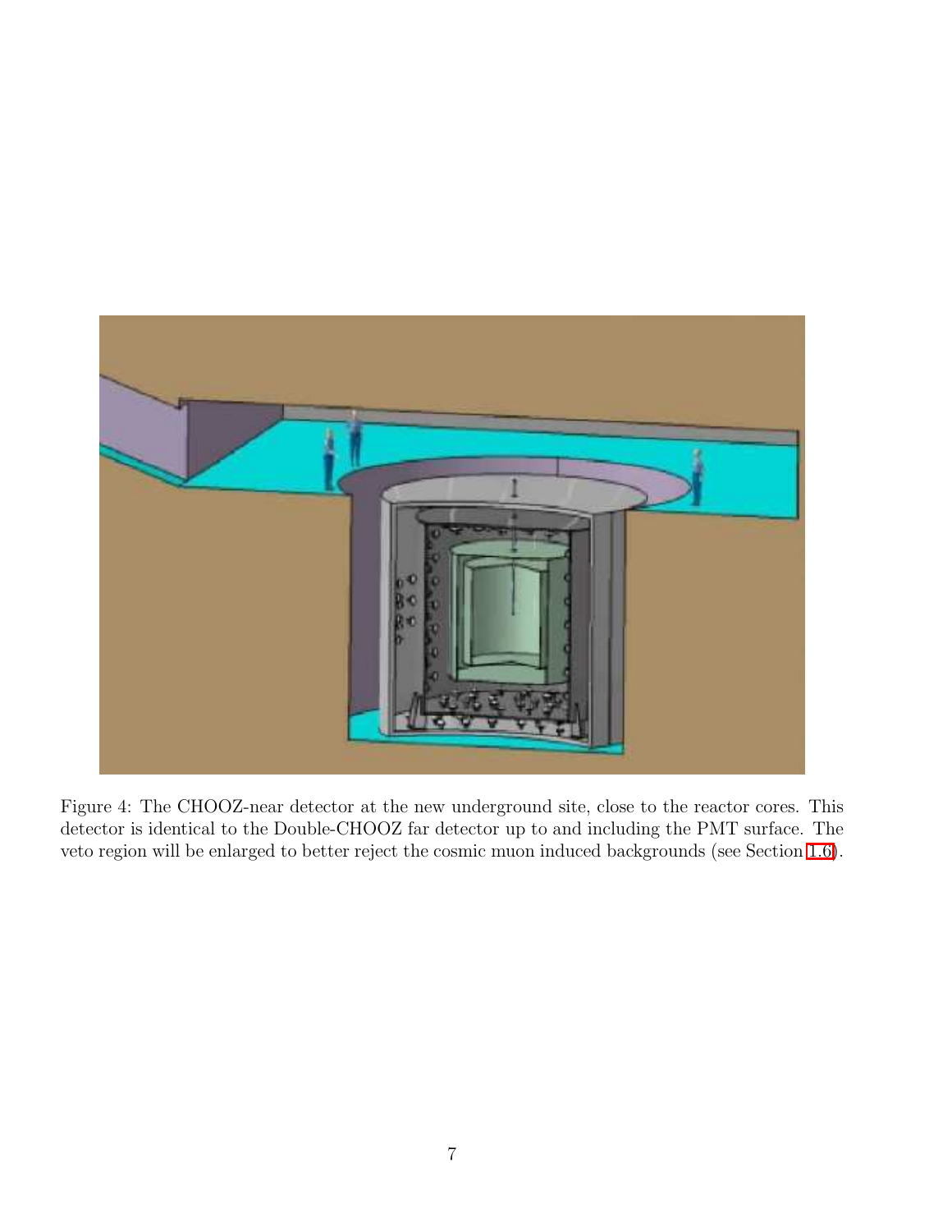Figure 4: The CHOOZ-near detector at the new underground site, close to the reactor cores. This detector is identical to the Double-CHOOZ far detector up to and including the PMT surface. The veto region will be enlarged to better reject the cosmic muon induced backgrounds (see Section 1.6).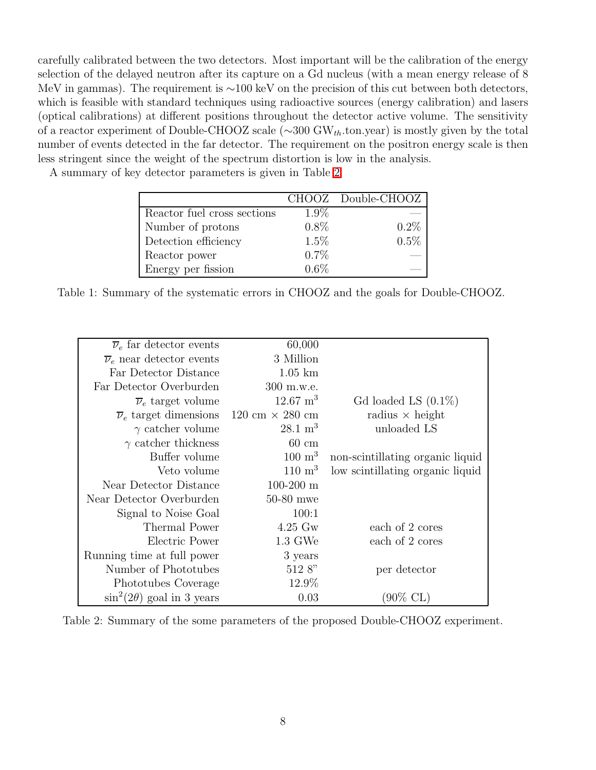carefully calibrated between the two detectors. Most important will be the calibration of the energy selection of the delayed neutron after its capture on a Gd nucleus (with a mean energy release of 8 MeV in gammas). The requirement is $\sim$100 keV on the precision of this cut between both detectors, which is feasible with standard techniques using radioactive sources (energy calibration) and lasers (optical calibrations) at different positions throughout the detector active volume. The sensitivity of a reactor experiment of Double-CHOOZ scale ($\sim$300 $\mathrm{GW}_{th}$.ton.year) is mostly given by the total number of events detected in the far detector. The requirement on the positron energy scale is then less stringent since the weight of the spectrum distortion is low in the analysis.

A summary of key detector parameters is given in Table 2.

| | CHOOZ | Double-CHOOZ |
|---|---|---|
| Reactor fuel cross sections | 1.9% | — |
| Number of protons | 0.8% | 0.2% |
| Detection efficiency | 1.5% | 0.5% |
| Reactor power | 0.7% | — |
| Energy per fission | 0.6% | — |

Table 1: Summary of the systematic errors in CHOOZ and the goals for Double-CHOOZ.

| | | |
|---|---|---|
| $\overline{\nu}_e$ far detector events | 60,000 | |
| $\overline{\nu}_e$ near detector events | 3 Million | |
| Far Detector Distance | 1.05 km | |
| Far Detector Overburden | 300 m.w.e. | |
| $\overline{\nu}_e$ target volume | 12.67 m$^3$ | Gd loaded LS (0.1%) |
| $\overline{\nu}_e$ target dimensions | 120 cm $\times$ 280 cm | radius $\times$ height |
| $\gamma$ catcher volume | 28.1 m$^3$ | unloaded LS |
| $\gamma$ catcher thickness | 60 cm | |
| Buffer volume | 100 m$^3$ | non-scintillating organic liquid |
| Veto volume | 110 m$^3$ | low scintillating organic liquid |
| Near Detector Distance | 100-200 m | |
| Near Detector Overburden | 50-80 mwe | |
| Signal to Noise Goal | 100:1 | |
| Thermal Power | 4.25 Gw | each of 2 cores |
| Electric Power | 1.3 GWe | each of 2 cores |
| Running time at full power | 3 years | |
| Number of Phototubes | 512 8" | per detector |
| Phototubes Coverage | 12.9% | |
| $\sin^2(2\theta)$ goal in 3 years | 0.03 | (90% CL) |

Table 2: Summary of the some parameters of the proposed Double-CHOOZ experiment.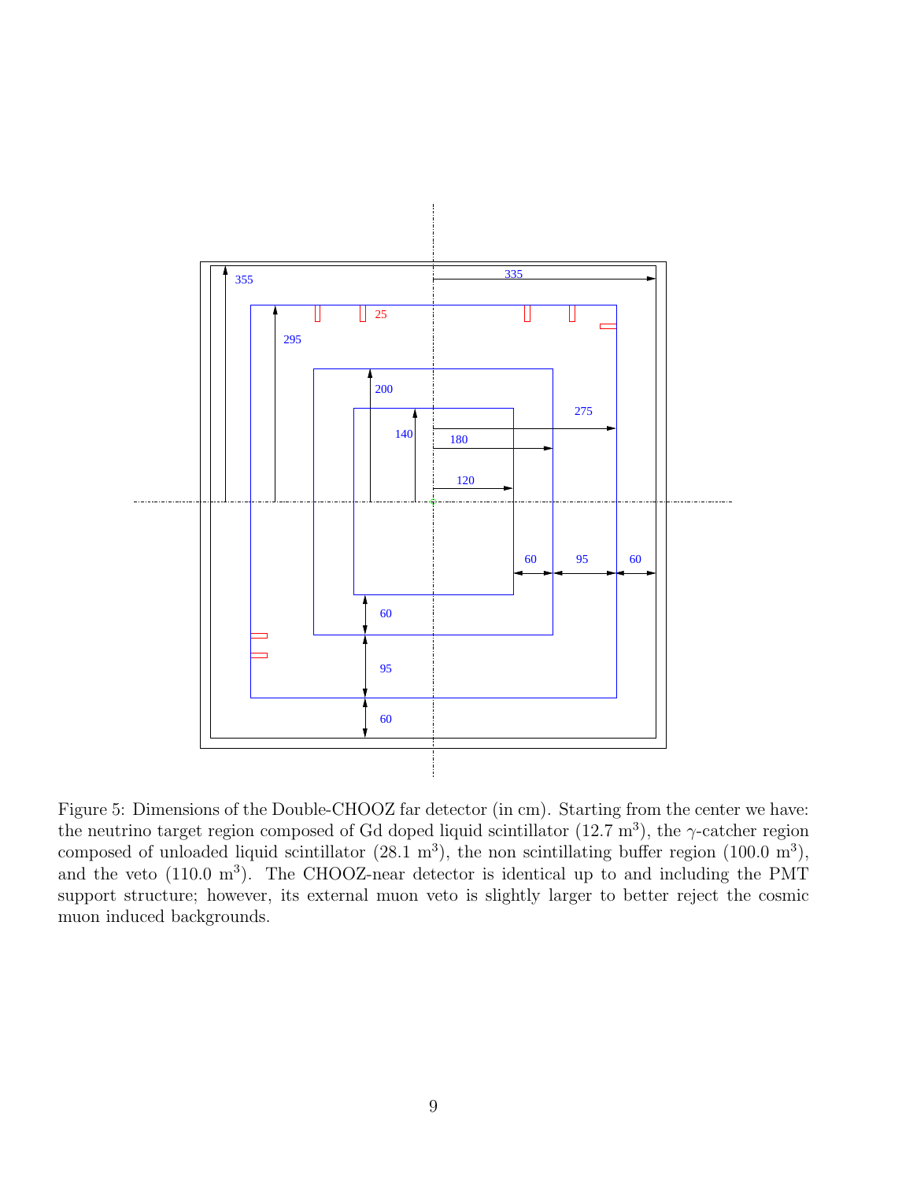Figure 5: Dimensions of the Double-CHOOZ far detector (in cm). Starting from the center we have: the neutrino target region composed of Gd doped liquid scintillator (12.7 $m^3$), the $\gamma$-catcher region composed of unloaded liquid scintillator (28.1 $m^3$), the non scintillating buffer region (100.0 $m^3$), and the veto (110.0 $m^3$). The CHOOZ-near detector is identical up to and including the PMT support structure; however, its external muon veto is slightly larger to better reject the cosmic muon induced backgrounds.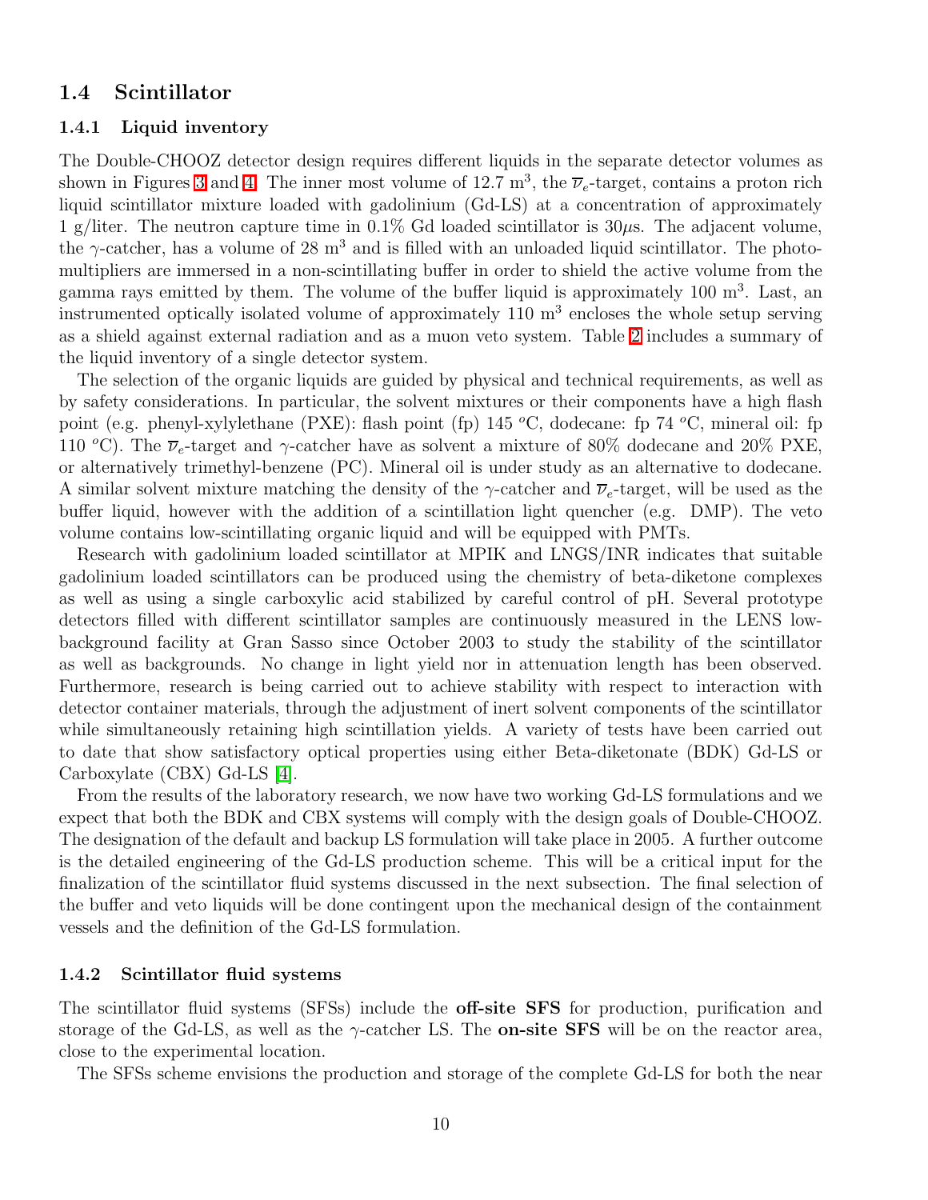## 1.4 Scintillator

### 1.4.1 Liquid inventory

The Double-CHOOZ detector design requires different liquids in the separate detector volumes as shown in Figures 3 and 4. The inner most volume of 12.7 m$^3$, the $\overline{\nu}_e$-target, contains a proton rich liquid scintillator mixture loaded with gadolinium (Gd-LS) at a concentration of approximately 1 g/liter. The neutron capture time in 0.1% Gd loaded scintillator is 30$\mu$s. The adjacent volume, the $\gamma$-catcher, has a volume of 28 m$^3$ and is filled with an unloaded liquid scintillator. The photomultipliers are immersed in a non-scintillating buffer in order to shield the active volume from the gamma rays emitted by them. The volume of the buffer liquid is approximately 100 m$^3$. Last, an instrumented optically isolated volume of approximately 110 m$^3$ encloses the whole setup serving as a shield against external radiation and as a muon veto system. Table 2 includes a summary of the liquid inventory of a single detector system.

The selection of the organic liquids are guided by physical and technical requirements, as well as by safety considerations. In particular, the solvent mixtures or their components have a high flash point (e.g. phenyl-xylylethane (PXE): flash point (fp) 145 $^o$C, dodecane: fp 74 $^o$C, mineral oil: fp 110 $^o$C). The $\overline{\nu}_e$-target and $\gamma$-catcher have as solvent a mixture of 80% dodecane and 20% PXE, or alternatively trimethyl-benzene (PC). Mineral oil is under study as an alternative to dodecane. A similar solvent mixture matching the density of the $\gamma$-catcher and $\overline{\nu}_e$-target, will be used as the buffer liquid, however with the addition of a scintillation light quencher (e.g. DMP). The veto volume contains low-scintillating organic liquid and will be equipped with PMTs.

Research with gadolinium loaded scintillator at MPIK and LNGS/INR indicates that suitable gadolinium loaded scintillators can be produced using the chemistry of beta-diketone complexes as well as using a single carboxylic acid stabilized by careful control of pH. Several prototype detectors filled with different scintillator samples are continuously measured in the LENS low-background facility at Gran Sasso since October 2003 to study the stability of the scintillator as well as backgrounds. No change in light yield nor in attenuation length has been observed. Furthermore, research is being carried out to achieve stability with respect to interaction with detector container materials, through the adjustment of inert solvent components of the scintillator while simultaneously retaining high scintillation yields. A variety of tests have been carried out to date that show satisfactory optical properties using either Beta-diketonate (BDK) Gd-LS or Carboxylate (CBX) Gd-LS [4].

From the results of the laboratory research, we now have two working Gd-LS formulations and we expect that both the BDK and CBX systems will comply with the design goals of Double-CHOOZ. The designation of the default and backup LS formulation will take place in 2005. A further outcome is the detailed engineering of the Gd-LS production scheme. This will be a critical input for the finalization of the scintillator fluid systems discussed in the next subsection. The final selection of the buffer and veto liquids will be done contingent upon the mechanical design of the containment vessels and the definition of the Gd-LS formulation.

### 1.4.2 Scintillator fluid systems

The scintillator fluid systems (SFSs) include the **off-site SFS** for production, purification and storage of the Gd-LS, as well as the $\gamma$-catcher LS. The **on-site SFS** will be on the reactor area, close to the experimental location.

The SFSs scheme envisions the production and storage of the complete Gd-LS for both the near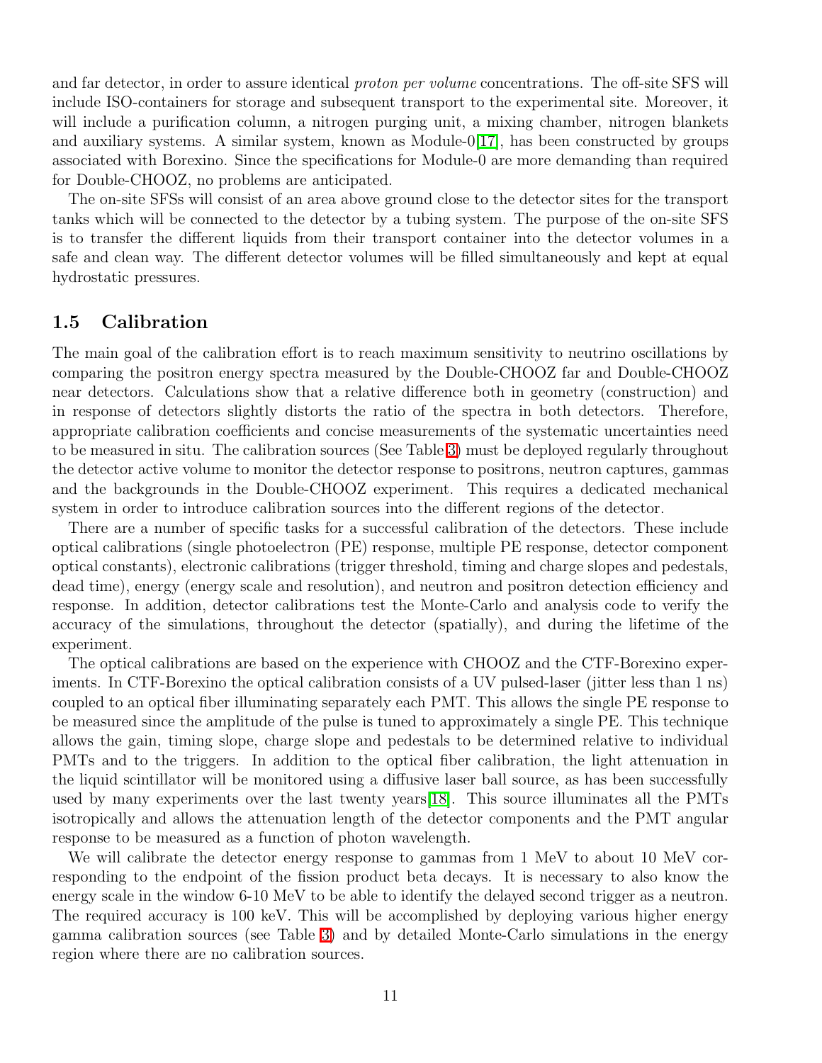and far detector, in order to assure identical *proton per volume* concentrations. The off-site SFS will include ISO-containers for storage and subsequent transport to the experimental site. Moreover, it will include a purification column, a nitrogen purging unit, a mixing chamber, nitrogen blankets and auxiliary systems. A similar system, known as Module-0[17], has been constructed by groups associated with Borexino. Since the specifications for Module-0 are more demanding than required for Double-CHOOZ, no problems are anticipated.

The on-site SFSs will consist of an area above ground close to the detector sites for the transport tanks which will be connected to the detector by a tubing system. The purpose of the on-site SFS is to transfer the different liquids from their transport container into the detector volumes in a safe and clean way. The different detector volumes will be filled simultaneously and kept at equal hydrostatic pressures.

## 1.5 Calibration

The main goal of the calibration effort is to reach maximum sensitivity to neutrino oscillations by comparing the positron energy spectra measured by the Double-CHOOZ far and Double-CHOOZ near detectors. Calculations show that a relative difference both in geometry (construction) and in response of detectors slightly distorts the ratio of the spectra in both detectors. Therefore, appropriate calibration coefficients and concise measurements of the systematic uncertainties need to be measured in situ. The calibration sources (See Table 3) must be deployed regularly throughout the detector active volume to monitor the detector response to positrons, neutron captures, gammas and the backgrounds in the Double-CHOOZ experiment. This requires a dedicated mechanical system in order to introduce calibration sources into the different regions of the detector.

There are a number of specific tasks for a successful calibration of the detectors. These include optical calibrations (single photoelectron (PE) response, multiple PE response, detector component optical constants), electronic calibrations (trigger threshold, timing and charge slopes and pedestals, dead time), energy (energy scale and resolution), and neutron and positron detection efficiency and response. In addition, detector calibrations test the Monte-Carlo and analysis code to verify the accuracy of the simulations, throughout the detector (spatially), and during the lifetime of the experiment.

The optical calibrations are based on the experience with CHOOZ and the CTF-Borexino experiments. In CTF-Borexino the optical calibration consists of a UV pulsed-laser (jitter less than 1 ns) coupled to an optical fiber illuminating separately each PMT. This allows the single PE response to be measured since the amplitude of the pulse is tuned to approximately a single PE. This technique allows the gain, timing slope, charge slope and pedestals to be determined relative to individual PMTs and to the triggers. In addition to the optical fiber calibration, the light attenuation in the liquid scintillator will be monitored using a diffusive laser ball source, as has been successfully used by many experiments over the last twenty years[18]. This source illuminates all the PMTs isotropically and allows the attenuation length of the detector components and the PMT angular response to be measured as a function of photon wavelength.

We will calibrate the detector energy response to gammas from 1 MeV to about 10 MeV corresponding to the endpoint of the fission product beta decays. It is necessary to also know the energy scale in the window 6-10 MeV to be able to identify the delayed second trigger as a neutron. The required accuracy is 100 keV. This will be accomplished by deploying various higher energy gamma calibration sources (see Table 3) and by detailed Monte-Carlo simulations in the energy region where there are no calibration sources.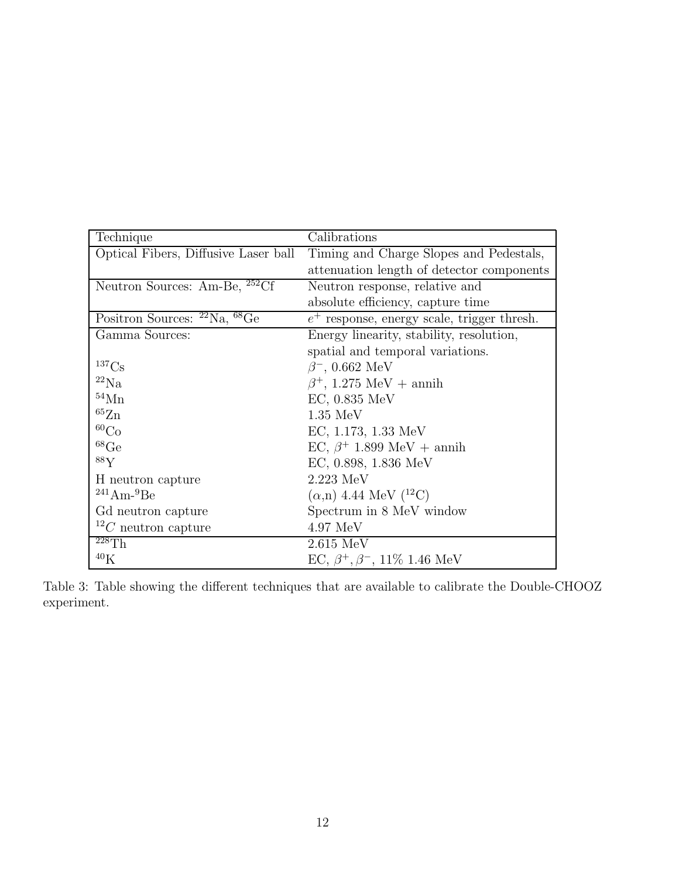| Technique | Calibrations |
|---|---|
| Optical Fibers, Diffusive Laser ball | Timing and Charge Slopes and Pedestals, attenuation length of detector components |
| Neutron Sources: Am-Be, $^{252}$Cf | Neutron response, relative and absolute efficiency, capture time |
| Positron Sources: $^{22}$Na, $^{68}$Ge | $e^+$ response, energy scale, trigger thresh. |
| Gamma Sources: | Energy linearity, stability, resolution, spatial and temporal variations. |
| $^{137}$Cs | $\beta^-$, 0.662 MeV |
| $^{22}$Na | $\beta^+$, 1.275 MeV + annih |
| $^{54}$Mn | EC, 0.835 MeV |
| $^{65}$Zn | 1.35 MeV |
| $^{60}$Co | EC, 1.173, 1.33 MeV |
| $^{68}$Ge | EC, $\beta^+$ 1.899 MeV + annih |
| $^{88}$Y | EC, 0.898, 1.836 MeV |
| H neutron capture | 2.223 MeV |
| $^{241}$Am-$^{9}$Be | ($\alpha$,n) 4.44 MeV ($^{12}$C) |
| Gd neutron capture | Spectrum in 8 MeV window |
| $^{12}C$ neutron capture | 4.97 MeV |
| $^{228}$Th | 2.615 MeV |
| $^{40}$K | EC, $\beta^+, \beta^-$, 11% 1.46 MeV |

Table 3: Table showing the different techniques that are available to calibrate the Double-CHOOZ experiment.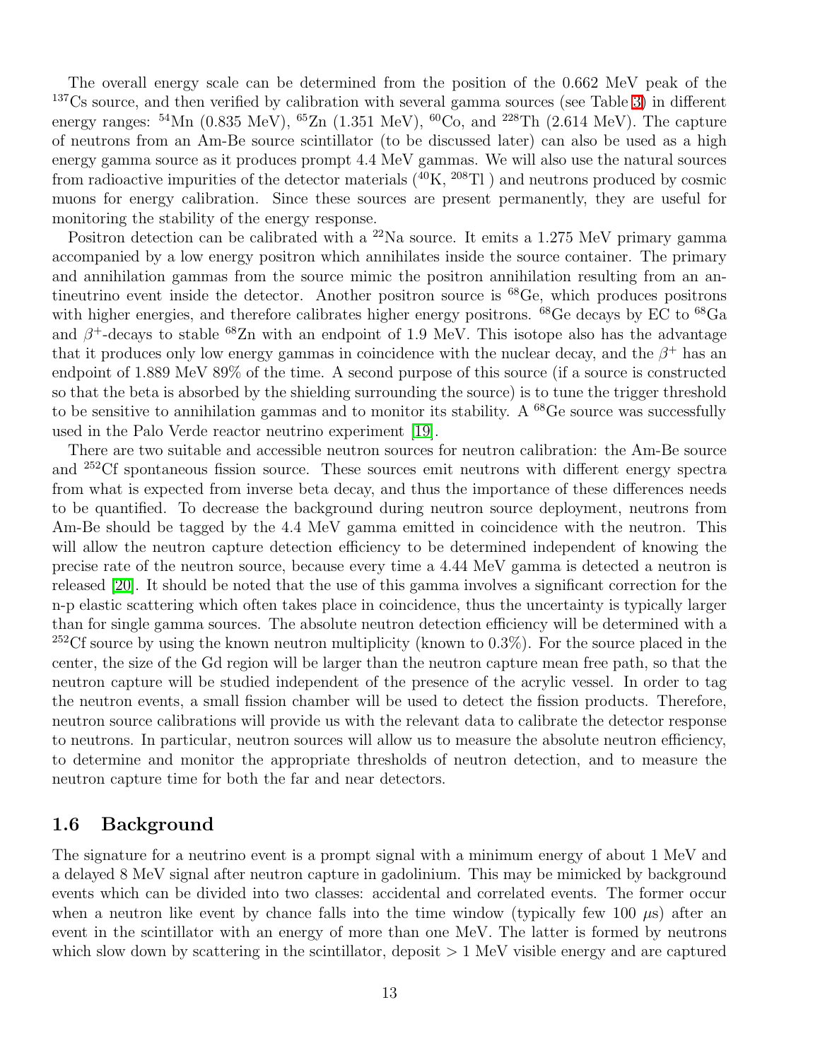The overall energy scale can be determined from the position of the 0.662 MeV peak of the $^{137}$Cs source, and then verified by calibration with several gamma sources (see Table 3) in different energy ranges: $^{54}$Mn (0.835 MeV), $^{65}$Zn (1.351 MeV), $^{60}$Co, and $^{228}$Th (2.614 MeV). The capture of neutrons from an Am-Be source scintillator (to be discussed later) can also be used as a high energy gamma source as it produces prompt 4.4 MeV gammas. We will also use the natural sources from radioactive impurities of the detector materials ($^{40}$K, $^{208}$Tl ) and neutrons produced by cosmic muons for energy calibration. Since these sources are present permanently, they are useful for monitoring the stability of the energy response.

Positron detection can be calibrated with a $^{22}$Na source. It emits a 1.275 MeV primary gamma accompanied by a low energy positron which annihilates inside the source container. The primary and annihilation gammas from the source mimic the positron annihilation resulting from an antineutrino event inside the detector. Another positron source is $^{68}$Ge, which produces positrons with higher energies, and therefore calibrates higher energy positrons. $^{68}$Ge decays by EC to $^{68}$Ga and $\beta^+$-decays to stable $^{68}$Zn with an endpoint of 1.9 MeV. This isotope also has the advantage that it produces only low energy gammas in coincidence with the nuclear decay, and the $\beta^+$ has an endpoint of 1.889 MeV 89% of the time. A second purpose of this source (if a source is constructed so that the beta is absorbed by the shielding surrounding the source) is to tune the trigger threshold to be sensitive to annihilation gammas and to monitor its stability. A $^{68}$Ge source was successfully used in the Palo Verde reactor neutrino experiment [19].

There are two suitable and accessible neutron sources for neutron calibration: the Am-Be source and $^{252}$Cf spontaneous fission source. These sources emit neutrons with different energy spectra from what is expected from inverse beta decay, and thus the importance of these differences needs to be quantified. To decrease the background during neutron source deployment, neutrons from Am-Be should be tagged by the 4.4 MeV gamma emitted in coincidence with the neutron. This will allow the neutron capture detection efficiency to be determined independent of knowing the precise rate of the neutron source, because every time a 4.44 MeV gamma is detected a neutron is released [20]. It should be noted that the use of this gamma involves a significant correction for the n-p elastic scattering which often takes place in coincidence, thus the uncertainty is typically larger than for single gamma sources. The absolute neutron detection efficiency will be determined with a $^{252}$Cf source by using the known neutron multiplicity (known to 0.3%). For the source placed in the center, the size of the Gd region will be larger than the neutron capture mean free path, so that the neutron capture will be studied independent of the presence of the acrylic vessel. In order to tag the neutron events, a small fission chamber will be used to detect the fission products. Therefore, neutron source calibrations will provide us with the relevant data to calibrate the detector response to neutrons. In particular, neutron sources will allow us to measure the absolute neutron efficiency, to determine and monitor the appropriate thresholds of neutron detection, and to measure the neutron capture time for both the far and near detectors.

## 1.6 Background

The signature for a neutrino event is a prompt signal with a minimum energy of about 1 MeV and a delayed 8 MeV signal after neutron capture in gadolinium. This may be mimicked by background events which can be divided into two classes: accidental and correlated events. The former occur when a neutron like event by chance falls into the time window (typically few 100 $\mu$s) after an event in the scintillator with an energy of more than one MeV. The latter is formed by neutrons which slow down by scattering in the scintillator, deposit > 1 MeV visible energy and are captured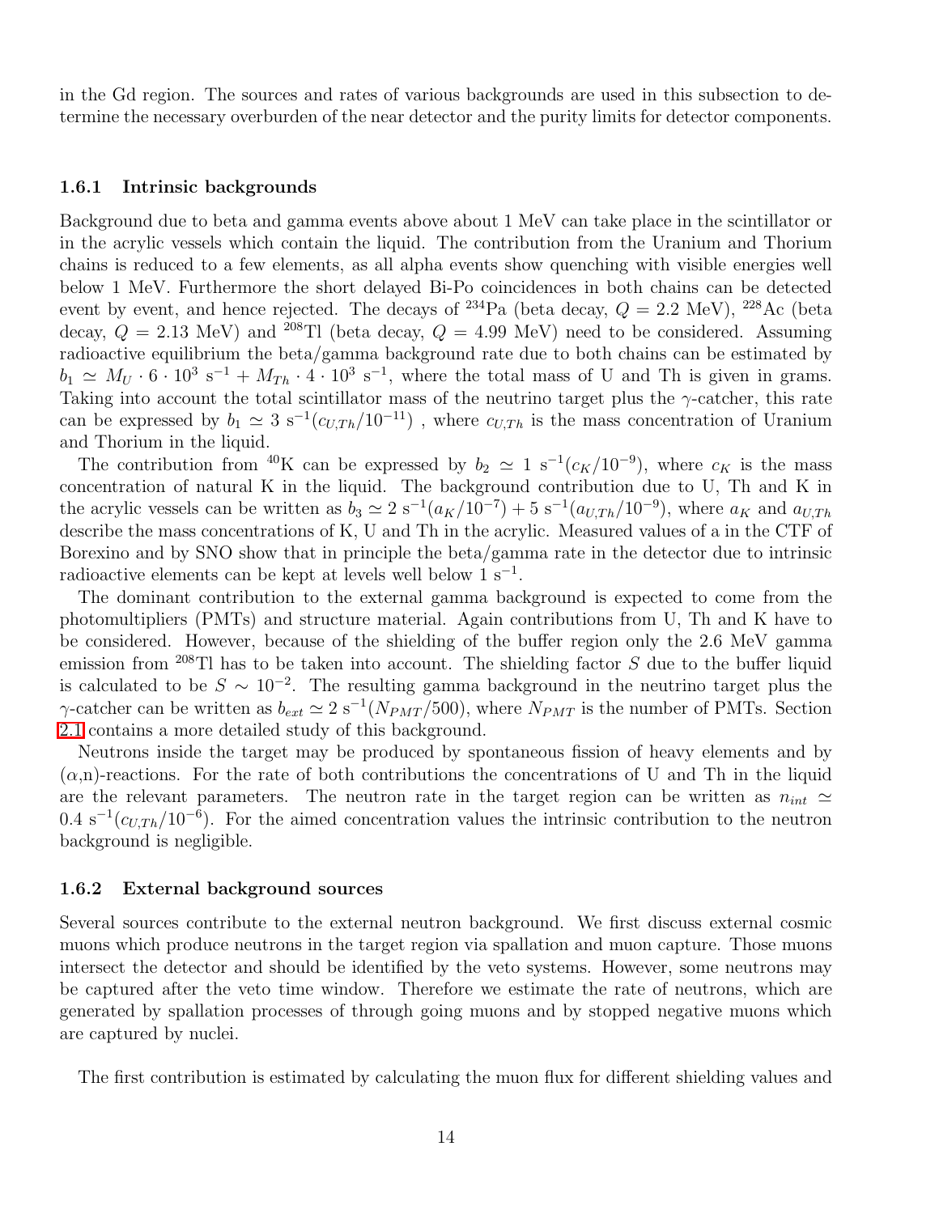in the Gd region. The sources and rates of various backgrounds are used in this subsection to determine the necessary overburden of the near detector and the purity limits for detector components.

### 1.6.1 Intrinsic backgrounds

Background due to beta and gamma events above about 1 MeV can take place in the scintillator or in the acrylic vessels which contain the liquid. The contribution from the Uranium and Thorium chains is reduced to a few elements, as all alpha events show quenching with visible energies well below 1 MeV. Furthermore the short delayed Bi-Po coincidences in both chains can be detected event by event, and hence rejected. The decays of $^{234}$Pa (beta decay, $Q = 2.2$ MeV), $^{228}$Ac (beta decay, $Q = 2.13$ MeV) and $^{208}$Tl (beta decay, $Q = 4.99$ MeV) need to be considered. Assuming radioactive equilibrium the beta/gamma background rate due to both chains can be estimated by $b_1 \simeq M_U \cdot 6 \cdot 10^3\ \mathrm{s}^{-1} + M_{Th} \cdot 4 \cdot 10^3\ \mathrm{s}^{-1}$, where the total mass of U and Th is given in grams. Taking into account the total scintillator mass of the neutrino target plus the $\gamma$-catcher, this rate can be expressed by $b_1 \simeq 3\ \mathrm{s}^{-1}(c_{U,Th}/10^{-11})$ , where $c_{U,Th}$ is the mass concentration of Uranium and Thorium in the liquid.

The contribution from $^{40}$K can be expressed by $b_2 \simeq 1\ \mathrm{s}^{-1}(c_K/10^{-9})$, where $c_K$ is the mass concentration of natural K in the liquid. The background contribution due to U, Th and K in the acrylic vessels can be written as $b_3 \simeq 2\ \mathrm{s}^{-1}(a_K/10^{-7}) + 5\ \mathrm{s}^{-1}(a_{U,Th}/10^{-9})$, where $a_K$ and $a_{U,Th}$ describe the mass concentrations of K, U and Th in the acrylic. Measured values of a in the CTF of Borexino and by SNO show that in principle the beta/gamma rate in the detector due to intrinsic radioactive elements can be kept at levels well below $1\ \mathrm{s}^{-1}$.

The dominant contribution to the external gamma background is expected to come from the photomultipliers (PMTs) and structure material. Again contributions from U, Th and K have to be considered. However, because of the shielding of the buffer region only the 2.6 MeV gamma emission from $^{208}$Tl has to be taken into account. The shielding factor $S$ due to the buffer liquid is calculated to be $S \sim 10^{-2}$. The resulting gamma background in the neutrino target plus the $\gamma$-catcher can be written as $b_{ext} \simeq 2\ \mathrm{s}^{-1}(N_{PMT}/500)$, where $N_{PMT}$ is the number of PMTs. Section 2.1 contains a more detailed study of this background.

Neutrons inside the target may be produced by spontaneous fission of heavy elements and by ($\alpha$,n)-reactions. For the rate of both contributions the concentrations of U and Th in the liquid are the relevant parameters. The neutron rate in the target region can be written as $n_{int} \simeq 0.4\ \mathrm{s}^{-1}(c_{U,Th}/10^{-6})$. For the aimed concentration values the intrinsic contribution to the neutron background is negligible.

### 1.6.2 External background sources

Several sources contribute to the external neutron background. We first discuss external cosmic muons which produce neutrons in the target region via spallation and muon capture. Those muons intersect the detector and should be identified by the veto systems. However, some neutrons may be captured after the veto time window. Therefore we estimate the rate of neutrons, which are generated by spallation processes of through going muons and by stopped negative muons which are captured by nuclei.

The first contribution is estimated by calculating the muon flux for different shielding values and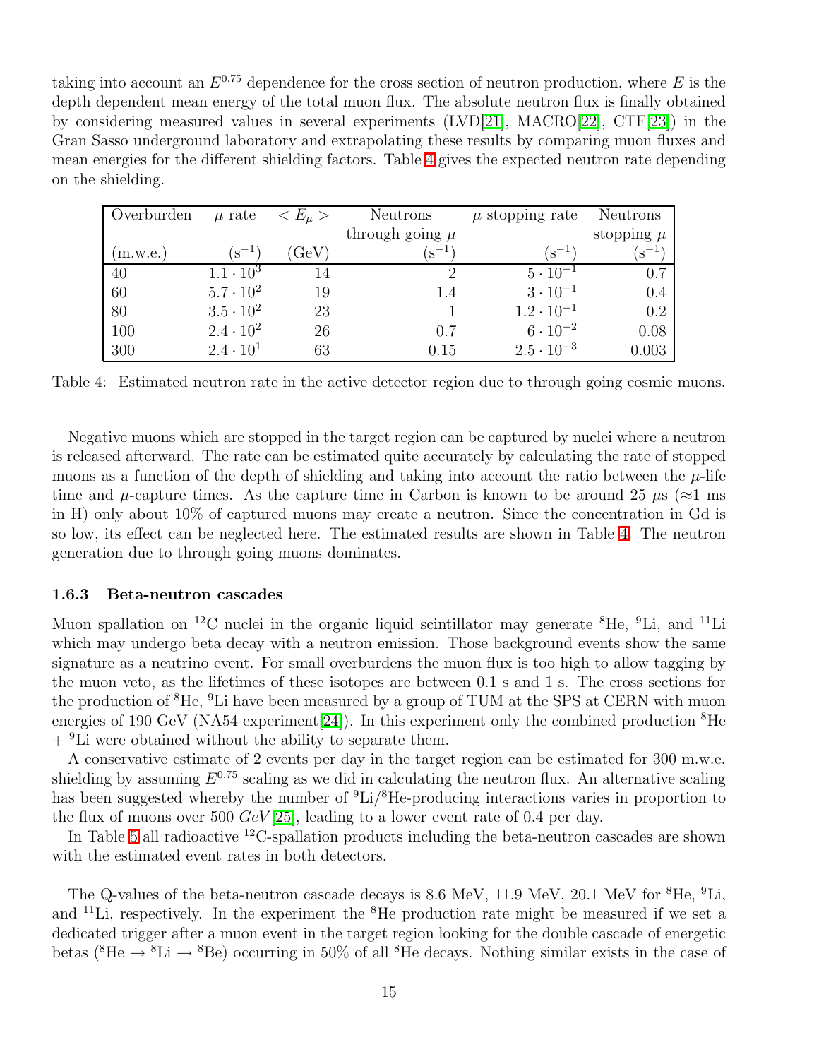taking into account an $E^{0.75}$ dependence for the cross section of neutron production, where $E$ is the depth dependent mean energy of the total muon flux. The absolute neutron flux is finally obtained by considering measured values in several experiments (LVD[21], MACRO[22], CTF[23]) in the Gran Sasso underground laboratory and extrapolating these results by comparing muon fluxes and mean energies for the different shielding factors. Table 4 gives the expected neutron rate depending on the shielding.

| Overburden (m.w.e.) | $\mu$ rate ($s^{-1}$) | $< E_\mu >$ (GeV) | Neutrons through going $\mu$ ($s^{-1}$) | $\mu$ stopping rate ($s^{-1}$) | Neutrons stopping $\mu$ ($s^{-1}$) |
|---|---|---|---|---|---|
| 40 | $1.1 \cdot 10^3$ | 14 | 2 | $5 \cdot 10^{-1}$ | 0.7 |
| 60 | $5.7 \cdot 10^2$ | 19 | 1.4 | $3 \cdot 10^{-1}$ | 0.4 |
| 80 | $3.5 \cdot 10^2$ | 23 | 1 | $1.2 \cdot 10^{-1}$ | 0.2 |
| 100 | $2.4 \cdot 10^2$ | 26 | 0.7 | $6 \cdot 10^{-2}$ | 0.08 |
| 300 | $2.4 \cdot 10^1$ | 63 | 0.15 | $2.5 \cdot 10^{-3}$ | 0.003 |

Table 4: Estimated neutron rate in the active detector region due to through going cosmic muons.

Negative muons which are stopped in the target region can be captured by nuclei where a neutron is released afterward. The rate can be estimated quite accurately by calculating the rate of stopped muons as a function of the depth of shielding and taking into account the ratio between the $\mu$-life time and $\mu$-capture times. As the capture time in Carbon is known to be around 25 $\mu$s ($\approx$1 ms in H) only about 10% of captured muons may create a neutron. Since the concentration in Gd is so low, its effect can be neglected here. The estimated results are shown in Table 4. The neutron generation due to through going muons dominates.

### 1.6.3 Beta-neutron cascades

Muon spallation on $^{12}$C nuclei in the organic liquid scintillator may generate $^{8}$He, $^{9}$Li, and $^{11}$Li which may undergo beta decay with a neutron emission. Those background events show the same signature as a neutrino event. For small overburdens the muon flux is too high to allow tagging by the muon veto, as the lifetimes of these isotopes are between 0.1 s and 1 s. The cross sections for the production of $^{8}$He, $^{9}$Li have been measured by a group of TUM at the SPS at CERN with muon energies of 190 GeV (NA54 experiment[24]). In this experiment only the combined production $^{8}$He + $^{9}$Li were obtained without the ability to separate them.

A conservative estimate of 2 events per day in the target region can be estimated for 300 m.w.e. shielding by assuming $E^{0.75}$ scaling as we did in calculating the neutron flux. An alternative scaling has been suggested whereby the number of $^{9}$Li/$^{8}$He-producing interactions varies in proportion to the flux of muons over 500 *GeV*[25], leading to a lower event rate of 0.4 per day.

In Table 5 all radioactive $^{12}$C-spallation products including the beta-neutron cascades are shown with the estimated event rates in both detectors.

The Q-values of the beta-neutron cascade decays is 8.6 MeV, 11.9 MeV, 20.1 MeV for $^{8}$He, $^{9}$Li, and $^{11}$Li, respectively. In the experiment the $^{8}$He production rate might be measured if we set a dedicated trigger after a muon event in the target region looking for the double cascade of energetic betas ($^{8}$He $\rightarrow$ $^{8}$Li $\rightarrow$ $^{8}$Be) occurring in 50% of all $^{8}$He decays. Nothing similar exists in the case of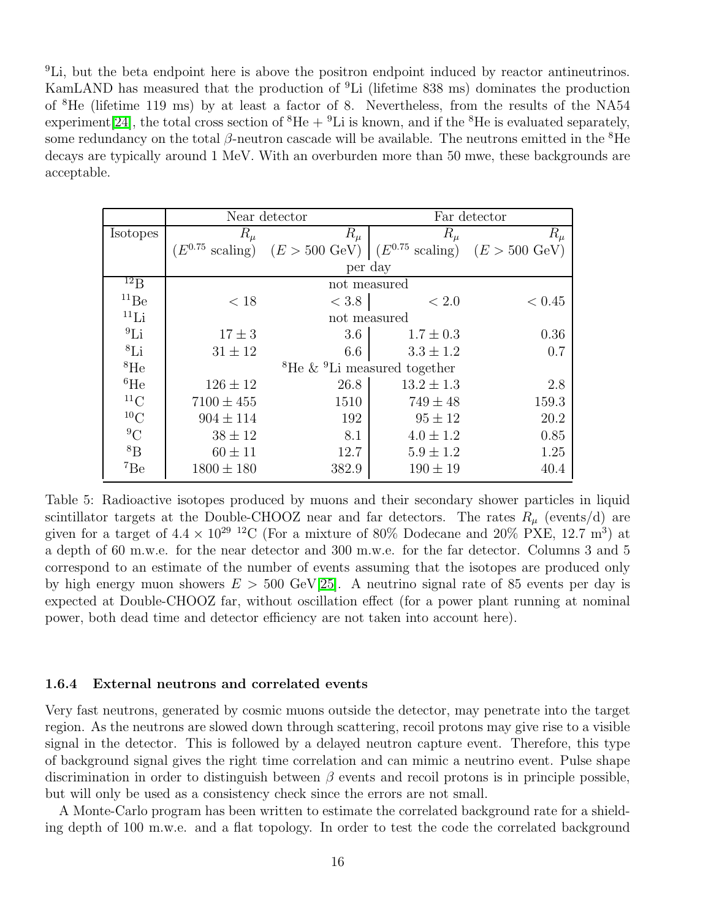$^{9}$Li, but the beta endpoint here is above the positron endpoint induced by reactor antineutrinos. KamLAND has measured that the production of $^{9}$Li (lifetime 838 ms) dominates the production of $^{8}$He (lifetime 119 ms) by at least a factor of 8. Nevertheless, from the results of the NA54 experiment[24], the total cross section of $^{8}$He + $^{9}$Li is known, and if the $^{8}$He is evaluated separately, some redundancy on the total $\beta$-neutron cascade will be available. The neutrons emitted in the $^{8}$He decays are typically around 1 MeV. With an overburden more than 50 mwe, these backgrounds are acceptable.

| | Near detector | | Far detector | |
|---|---|---|---|---|
| Isotopes | $R_\mu$ ($E^{0.75}$ scaling) | $R_\mu$ ($E > 500$ GeV) | $R_\mu$ ($E^{0.75}$ scaling) | $R_\mu$ ($E > 500$ GeV) |
| | per day | | | |
| $^{12}$B | not measured | | | |
| $^{11}$Be | $< 18$ | $< 3.8$ | $< 2.0$ | $< 0.45$ |
| $^{11}$Li | not measured | | | |
| $^{9}$Li | $17 \pm 3$ | 3.6 | $1.7 \pm 0.3$ | 0.36 |
| $^{8}$Li | $31 \pm 12$ | 6.6 | $3.3 \pm 1.2$ | 0.7 |
| $^{8}$He | $^{8}$He & $^{9}$Li measured together | | | |
| $^{6}$He | $126 \pm 12$ | 26.8 | $13.2 \pm 1.3$ | 2.8 |
| $^{11}$C | $7100 \pm 455$ | 1510 | $749 \pm 48$ | 159.3 |
| $^{10}$C | $904 \pm 114$ | 192 | $95 \pm 12$ | 20.2 |
| $^{9}$C | $38 \pm 12$ | 8.1 | $4.0 \pm 1.2$ | 0.85 |
| $^{8}$B | $60 \pm 11$ | 12.7 | $5.9 \pm 1.2$ | 1.25 |
| $^{7}$Be | $1800 \pm 180$ | 382.9 | $190 \pm 19$ | 40.4 |

Table 5: Radioactive isotopes produced by muons and their secondary shower particles in liquid scintillator targets at the Double-CHOOZ near and far detectors. The rates $R_\mu$ (events/d) are given for a target of $4.4 \times 10^{29}$ $^{12}$C (For a mixture of 80% Dodecane and 20% PXE, 12.7 m$^3$) at a depth of 60 m.w.e. for the near detector and 300 m.w.e. for the far detector. Columns 3 and 5 correspond to an estimate of the number of events assuming that the isotopes are produced only by high energy muon showers $E > 500$ GeV[25]. A neutrino signal rate of 85 events per day is expected at Double-CHOOZ far, without oscillation effect (for a power plant running at nominal power, both dead time and detector efficiency are not taken into account here).

### 1.6.4 External neutrons and correlated events

Very fast neutrons, generated by cosmic muons outside the detector, may penetrate into the target region. As the neutrons are slowed down through scattering, recoil protons may give rise to a visible signal in the detector. This is followed by a delayed neutron capture event. Therefore, this type of background signal gives the right time correlation and can mimic a neutrino event. Pulse shape discrimination in order to distinguish between $\beta$ events and recoil protons is in principle possible, but will only be used as a consistency check since the errors are not small.

A Monte-Carlo program has been written to estimate the correlated background rate for a shielding depth of 100 m.w.e. and a flat topology. In order to test the code the correlated background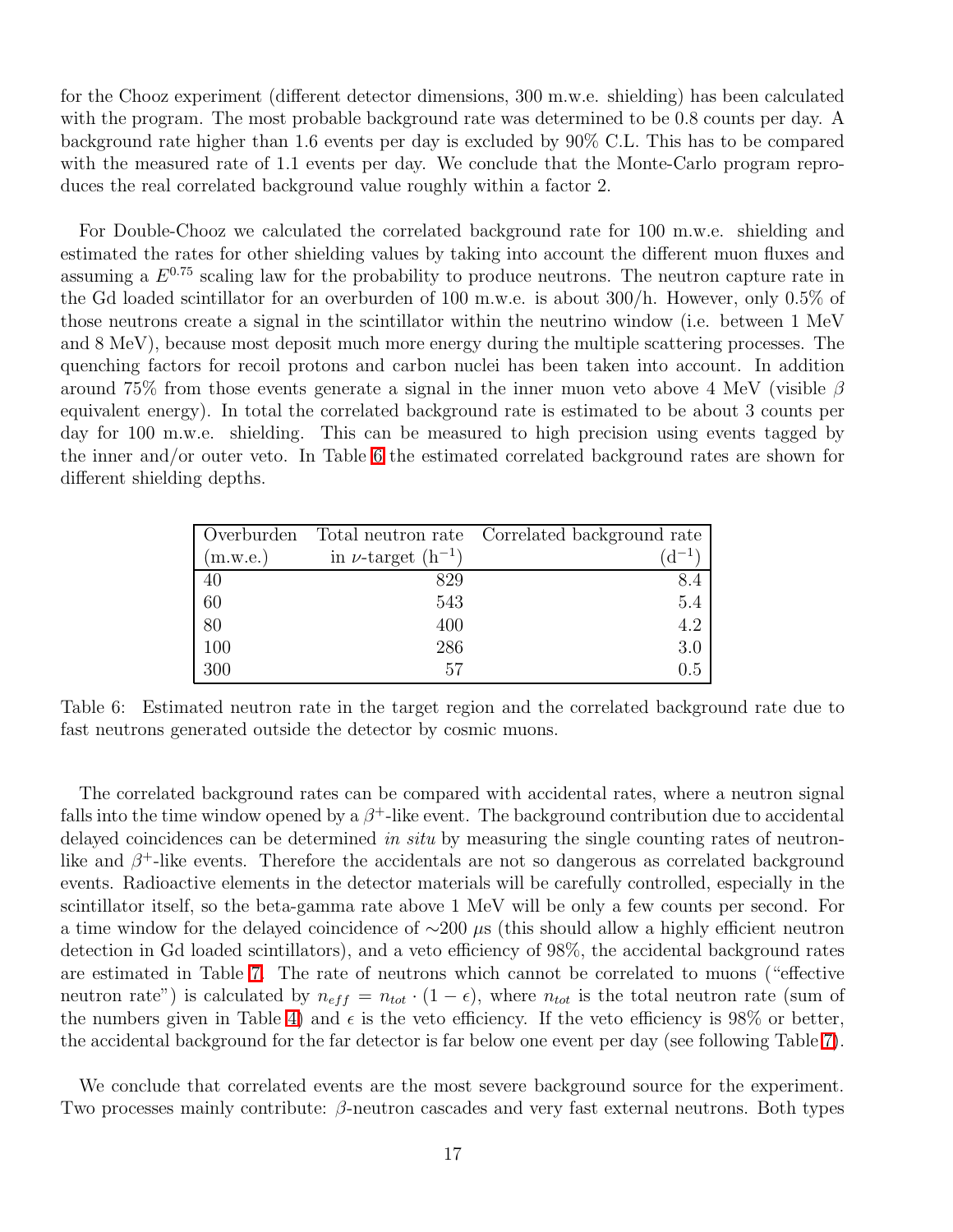for the Chooz experiment (different detector dimensions, 300 m.w.e. shielding) has been calculated with the program. The most probable background rate was determined to be 0.8 counts per day. A background rate higher than 1.6 events per day is excluded by 90% C.L. This has to be compared with the measured rate of 1.1 events per day. We conclude that the Monte-Carlo program reproduces the real correlated background value roughly within a factor 2.

For Double-Chooz we calculated the correlated background rate for 100 m.w.e. shielding and estimated the rates for other shielding values by taking into account the different muon fluxes and assuming a $E^{0.75}$ scaling law for the probability to produce neutrons. The neutron capture rate in the Gd loaded scintillator for an overburden of 100 m.w.e. is about 300/h. However, only 0.5% of those neutrons create a signal in the scintillator within the neutrino window (i.e. between 1 MeV and 8 MeV), because most deposit much more energy during the multiple scattering processes. The quenching factors for recoil protons and carbon nuclei has been taken into account. In addition around 75% from those events generate a signal in the inner muon veto above 4 MeV (visible $\beta$ equivalent energy). In total the correlated background rate is estimated to be about 3 counts per day for 100 m.w.e. shielding. This can be measured to high precision using events tagged by the inner and/or outer veto. In Table 6 the estimated correlated background rates are shown for different shielding depths.

| Overburden (m.w.e.) | Total neutron rate in $\nu$-target ($h^{-1}$) | Correlated background rate ($d^{-1}$) |
|---|---|---|
| 40 | 829 | 8.4 |
| 60 | 543 | 5.4 |
| 80 | 400 | 4.2 |
| 100 | 286 | 3.0 |
| 300 | 57 | 0.5 |

Table 6: Estimated neutron rate in the target region and the correlated background rate due to fast neutrons generated outside the detector by cosmic muons.

The correlated background rates can be compared with accidental rates, where a neutron signal falls into the time window opened by a $\beta^+$-like event. The background contribution due to accidental delayed coincidences can be determined *in situ* by measuring the single counting rates of neutron-like and $\beta^+$-like events. Therefore the accidentals are not so dangerous as correlated background events. Radioactive elements in the detector materials will be carefully controlled, especially in the scintillator itself, so the beta-gamma rate above 1 MeV will be only a few counts per second. For a time window for the delayed coincidence of $\sim$200 $\mu$s (this should allow a highly efficient neutron detection in Gd loaded scintillators), and a veto efficiency of 98%, the accidental background rates are estimated in Table 7. The rate of neutrons which cannot be correlated to muons ("effective neutron rate") is calculated by $n_{eff} = n_{tot} \cdot (1 - \epsilon)$, where $n_{tot}$ is the total neutron rate (sum of the numbers given in Table 4) and $\epsilon$ is the veto efficiency. If the veto efficiency is 98% or better, the accidental background for the far detector is far below one event per day (see following Table 7).

We conclude that correlated events are the most severe background source for the experiment. Two processes mainly contribute: $\beta$-neutron cascades and very fast external neutrons. Both types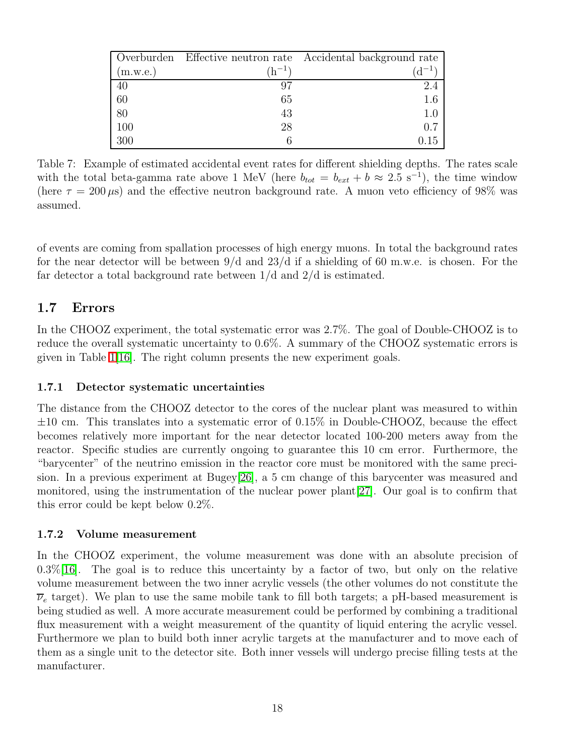| Overburden (m.w.e.) | Effective neutron rate ($h^{-1}$) | Accidental background rate ($d^{-1}$) |
|---|---|---|
| 40 | 97 | 2.4 |
| 60 | 65 | 1.6 |
| 80 | 43 | 1.0 |
| 100 | 28 | 0.7 |
| 300 | 6 | 0.15 |

Table 7: Example of estimated accidental event rates for different shielding depths. The rates scale with the total beta-gamma rate above 1 MeV (here $b_{tot} = b_{ext} + b \approx 2.5 \text{ s}^{-1}$), the time window (here $\tau = 200\,\mu$s) and the effective neutron background rate. A muon veto efficiency of 98% was assumed.

of events are coming from spallation processes of high energy muons. In total the background rates for the near detector will be between 9/d and 23/d if a shielding of 60 m.w.e. is chosen. For the far detector a total background rate between 1/d and 2/d is estimated.

## 1.7 Errors

In the CHOOZ experiment, the total systematic error was 2.7%. The goal of Double-CHOOZ is to reduce the overall systematic uncertainty to 0.6%. A summary of the CHOOZ systematic errors is given in Table 1[16]. The right column presents the new experiment goals.

### 1.7.1 Detector systematic uncertainties

The distance from the CHOOZ detector to the cores of the nuclear plant was measured to within ±10 cm. This translates into a systematic error of 0.15% in Double-CHOOZ, because the effect becomes relatively more important for the near detector located 100-200 meters away from the reactor. Specific studies are currently ongoing to guarantee this 10 cm error. Furthermore, the "barycenter" of the neutrino emission in the reactor core must be monitored with the same precision. In a previous experiment at Bugey[26], a 5 cm change of this barycenter was measured and monitored, using the instrumentation of the nuclear power plant[27]. Our goal is to confirm that this error could be kept below 0.2%.

### 1.7.2 Volume measurement

In the CHOOZ experiment, the volume measurement was done with an absolute precision of 0.3%[16]. The goal is to reduce this uncertainty by a factor of two, but only on the relative volume measurement between the two inner acrylic vessels (the other volumes do not constitute the $\overline{\nu}_e$ target). We plan to use the same mobile tank to fill both targets; a pH-based measurement is being studied as well. A more accurate measurement could be performed by combining a traditional flux measurement with a weight measurement of the quantity of liquid entering the acrylic vessel. Furthermore we plan to build both inner acrylic targets at the manufacturer and to move each of them as a single unit to the detector site. Both inner vessels will undergo precise filling tests at the manufacturer.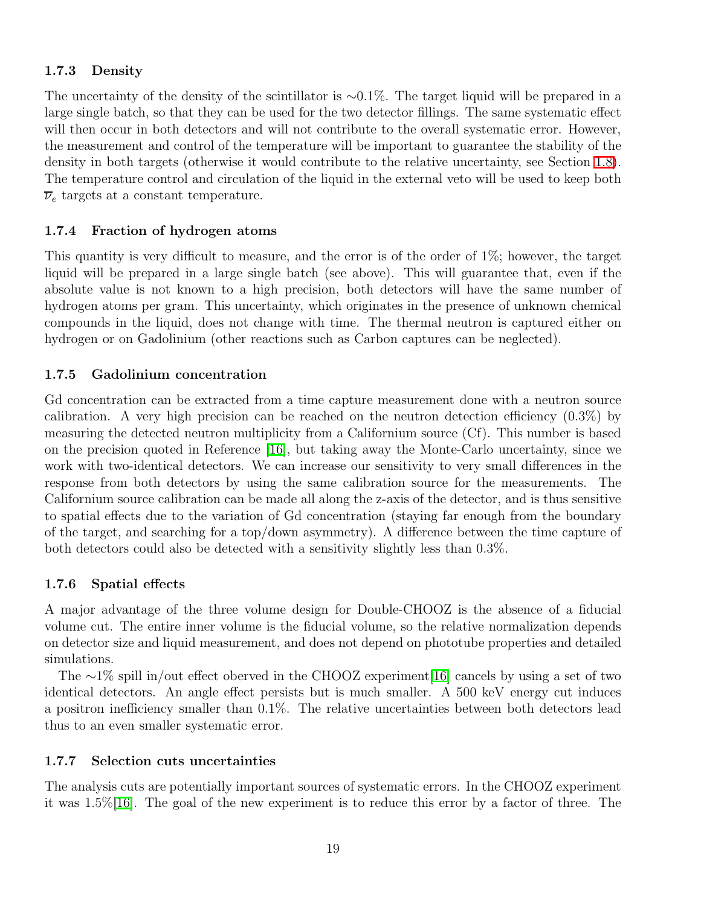### 1.7.3 Density

The uncertainty of the density of the scintillator is ∼0.1%. The target liquid will be prepared in a large single batch, so that they can be used for the two detector fillings. The same systematic effect will then occur in both detectors and will not contribute to the overall systematic error. However, the measurement and control of the temperature will be important to guarantee the stability of the density in both targets (otherwise it would contribute to the relative uncertainty, see Section 1.8). The temperature control and circulation of the liquid in the external veto will be used to keep both $\overline{\nu}_e$ targets at a constant temperature.

### 1.7.4 Fraction of hydrogen atoms

This quantity is very difficult to measure, and the error is of the order of 1%; however, the target liquid will be prepared in a large single batch (see above). This will guarantee that, even if the absolute value is not known to a high precision, both detectors will have the same number of hydrogen atoms per gram. This uncertainty, which originates in the presence of unknown chemical compounds in the liquid, does not change with time. The thermal neutron is captured either on hydrogen or on Gadolinium (other reactions such as Carbon captures can be neglected).

### 1.7.5 Gadolinium concentration

Gd concentration can be extracted from a time capture measurement done with a neutron source calibration. A very high precision can be reached on the neutron detection efficiency (0.3%) by measuring the detected neutron multiplicity from a Californium source (Cf). This number is based on the precision quoted in Reference [16], but taking away the Monte-Carlo uncertainty, since we work with two-identical detectors. We can increase our sensitivity to very small differences in the response from both detectors by using the same calibration source for the measurements. The Californium source calibration can be made all along the z-axis of the detector, and is thus sensitive to spatial effects due to the variation of Gd concentration (staying far enough from the boundary of the target, and searching for a top/down asymmetry). A difference between the time capture of both detectors could also be detected with a sensitivity slightly less than 0.3%.

### 1.7.6 Spatial effects

A major advantage of the three volume design for Double-CHOOZ is the absence of a fiducial volume cut. The entire inner volume is the fiducial volume, so the relative normalization depends on detector size and liquid measurement, and does not depend on phototube properties and detailed simulations.

The ∼1% spill in/out effect oberved in the CHOOZ experiment[16] cancels by using a set of two identical detectors. An angle effect persists but is much smaller. A 500 keV energy cut induces a positron inefficiency smaller than 0.1%. The relative uncertainties between both detectors lead thus to an even smaller systematic error.

### 1.7.7 Selection cuts uncertainties

The analysis cuts are potentially important sources of systematic errors. In the CHOOZ experiment it was 1.5%[16]. The goal of the new experiment is to reduce this error by a factor of three. The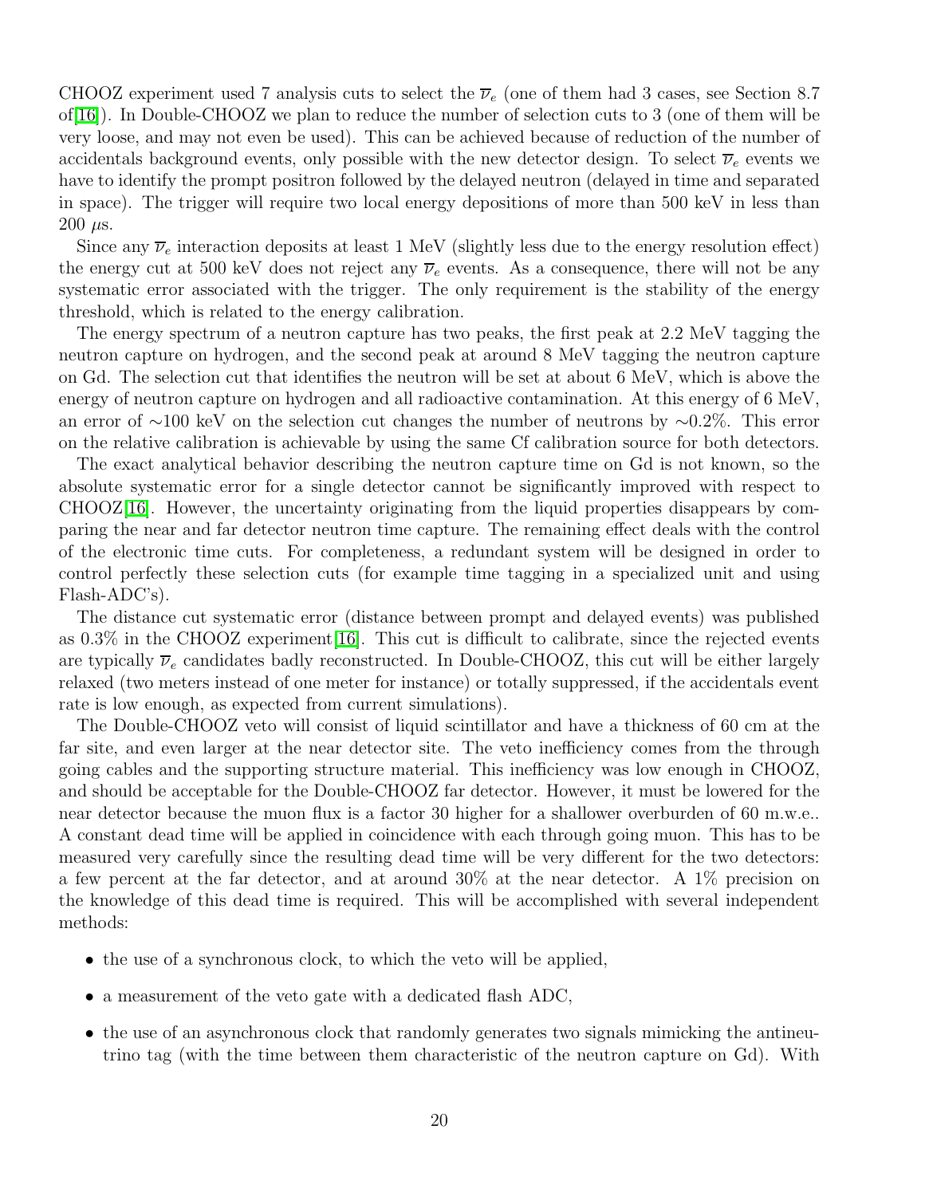CHOOZ experiment used 7 analysis cuts to select the $\overline{\nu}_e$ (one of them had 3 cases, see Section 8.7 of[16]). In Double-CHOOZ we plan to reduce the number of selection cuts to 3 (one of them will be very loose, and may not even be used). This can be achieved because of reduction of the number of accidentals background events, only possible with the new detector design. To select $\overline{\nu}_e$ events we have to identify the prompt positron followed by the delayed neutron (delayed in time and separated in space). The trigger will require two local energy depositions of more than 500 keV in less than 200 $\mu$s.

Since any $\overline{\nu}_e$ interaction deposits at least 1 MeV (slightly less due to the energy resolution effect) the energy cut at 500 keV does not reject any $\overline{\nu}_e$ events. As a consequence, there will not be any systematic error associated with the trigger. The only requirement is the stability of the energy threshold, which is related to the energy calibration.

The energy spectrum of a neutron capture has two peaks, the first peak at 2.2 MeV tagging the neutron capture on hydrogen, and the second peak at around 8 MeV tagging the neutron capture on Gd. The selection cut that identifies the neutron will be set at about 6 MeV, which is above the energy of neutron capture on hydrogen and all radioactive contamination. At this energy of 6 MeV, an error of $\sim$100 keV on the selection cut changes the number of neutrons by $\sim$0.2%. This error on the relative calibration is achievable by using the same Cf calibration source for both detectors.

The exact analytical behavior describing the neutron capture time on Gd is not known, so the absolute systematic error for a single detector cannot be significantly improved with respect to CHOOZ[16]. However, the uncertainty originating from the liquid properties disappears by comparing the near and far detector neutron time capture. The remaining effect deals with the control of the electronic time cuts. For completeness, a redundant system will be designed in order to control perfectly these selection cuts (for example time tagging in a specialized unit and using Flash-ADC's).

The distance cut systematic error (distance between prompt and delayed events) was published as 0.3% in the CHOOZ experiment[16]. This cut is difficult to calibrate, since the rejected events are typically $\overline{\nu}_e$ candidates badly reconstructed. In Double-CHOOZ, this cut will be either largely relaxed (two meters instead of one meter for instance) or totally suppressed, if the accidentals event rate is low enough, as expected from current simulations).

The Double-CHOOZ veto will consist of liquid scintillator and have a thickness of 60 cm at the far site, and even larger at the near detector site. The veto inefficiency comes from the through going cables and the supporting structure material. This inefficiency was low enough in CHOOZ, and should be acceptable for the Double-CHOOZ far detector. However, it must be lowered for the near detector because the muon flux is a factor 30 higher for a shallower overburden of 60 m.w.e.. A constant dead time will be applied in coincidence with each through going muon. This has to be measured very carefully since the resulting dead time will be very different for the two detectors: a few percent at the far detector, and at around 30% at the near detector. A 1% precision on the knowledge of this dead time is required. This will be accomplished with several independent methods:

- the use of a synchronous clock, to which the veto will be applied,
- a measurement of the veto gate with a dedicated flash ADC,
- the use of an asynchronous clock that randomly generates two signals mimicking the antineutrino tag (with the time between them characteristic of the neutron capture on Gd). With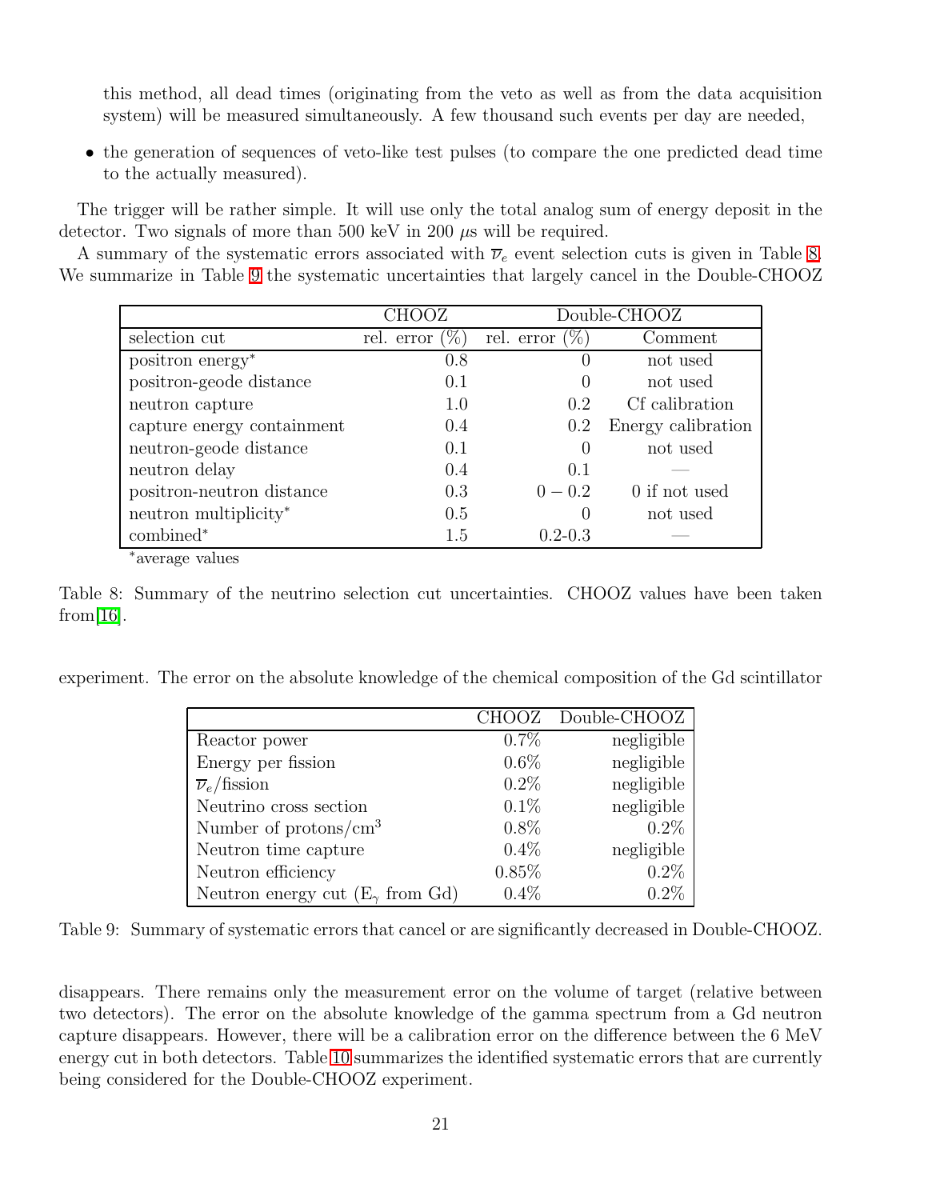this method, all dead times (originating from the veto as well as from the data acquisition system) will be measured simultaneously. A few thousand such events per day are needed,

- the generation of sequences of veto-like test pulses (to compare the one predicted dead time to the actually measured).

The trigger will be rather simple. It will use only the total analog sum of energy deposit in the detector. Two signals of more than 500 keV in 200 $\mu$s will be required.

A summary of the systematic errors associated with $\overline{\nu}_e$ event selection cuts is given in Table 8. We summarize in Table 9 the systematic uncertainties that largely cancel in the Double-CHOOZ experiment. The error on the absolute knowledge of the chemical composition of the Gd scintillator disappears. There remains only the measurement error on the volume of target (relative between two detectors). The error on the absolute knowledge of the gamma spectrum from a Gd neutron capture disappears. However, there will be a calibration error on the difference between the 6 MeV energy cut in both detectors. Table 10 summarizes the identified systematic errors that are currently being considered for the Double-CHOOZ experiment.

| | CHOOZ | Double-CHOOZ | |
|---|---|---|---|
| selection cut | rel. error (%) | rel. error (%) | Comment |
| positron energy* | 0.8 | 0 | not used |
| positron-geode distance | 0.1 | 0 | not used |
| neutron capture | 1.0 | 0.2 | Cf calibration |
| capture energy containment | 0.4 | 0.2 | Energy calibration |
| neutron-geode distance | 0.1 | 0 | not used |
| neutron delay | 0.4 | 0.1 | — |
| positron-neutron distance | 0.3 | $0-0.2$ | 0 if not used |
| neutron multiplicity* | 0.5 | 0 | not used |
| combined* | 1.5 | 0.2-0.3 | — |

*average values

Table 8: Summary of the neutrino selection cut uncertainties. CHOOZ values have been taken from[16].

| | CHOOZ | Double-CHOOZ |
|---|---|---|
| Reactor power | 0.7% | negligible |
| Energy per fission | 0.6% | negligible |
| $\overline{\nu}_e$/fission | 0.2% | negligible |
| Neutrino cross section | 0.1% | negligible |
| Number of protons/cm$^3$ | 0.8% | 0.2% |
| Neutron time capture | 0.4% | negligible |
| Neutron efficiency | 0.85% | 0.2% |
| Neutron energy cut ($E_\gamma$ from Gd) | 0.4% | 0.2% |

Table 9: Summary of systematic errors that cancel or are significantly decreased in Double-CHOOZ.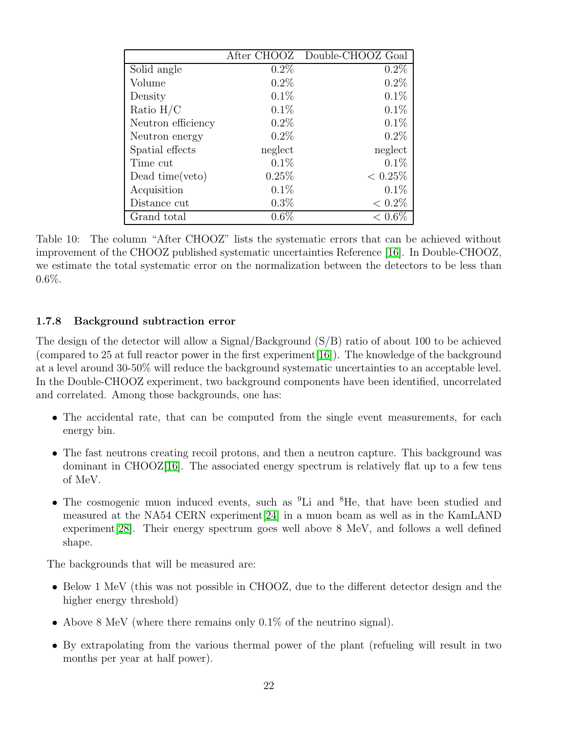|  | After CHOOZ | Double-CHOOZ Goal |
|---|---|---|
| Solid angle | 0.2% | 0.2% |
| Volume | 0.2% | 0.2% |
| Density | 0.1% | 0.1% |
| Ratio H/C | 0.1% | 0.1% |
| Neutron efficiency | 0.2% | 0.1% |
| Neutron energy | 0.2% | 0.2% |
| Spatial effects | neglect | neglect |
| Time cut | 0.1% | 0.1% |
| Dead time(veto) | 0.25% | $< 0.25\%$ |
| Acquisition | 0.1% | 0.1% |
| Distance cut | 0.3% | $< 0.2\%$ |
| Grand total | 0.6% | $< 0.6\%$ |

Table 10: The column "After CHOOZ" lists the systematic errors that can be achieved without improvement of the CHOOZ published systematic uncertainties Reference [16]. In Double-CHOOZ, we estimate the total systematic error on the normalization between the detectors to be less than 0.6%.

### 1.7.8 Background subtraction error

The design of the detector will allow a Signal/Background (S/B) ratio of about 100 to be achieved (compared to 25 at full reactor power in the first experiment[16]). The knowledge of the background at a level around 30-50% will reduce the background systematic uncertainties to an acceptable level. In the Double-CHOOZ experiment, two background components have been identified, uncorrelated and correlated. Among those backgrounds, one has:

- The accidental rate, that can be computed from the single event measurements, for each energy bin.
- The fast neutrons creating recoil protons, and then a neutron capture. This background was dominant in CHOOZ[16]. The associated energy spectrum is relatively flat up to a few tens of MeV.
- The cosmogenic muon induced events, such as $^{9}$Li and $^{8}$He, that have been studied and measured at the NA54 CERN experiment[24] in a muon beam as well as in the KamLAND experiment[28]. Their energy spectrum goes well above 8 MeV, and follows a well defined shape.

The backgrounds that will be measured are:

- Below 1 MeV (this was not possible in CHOOZ, due to the different detector design and the higher energy threshold)
- Above 8 MeV (where there remains only 0.1% of the neutrino signal).
- By extrapolating from the various thermal power of the plant (refueling will result in two months per year at half power).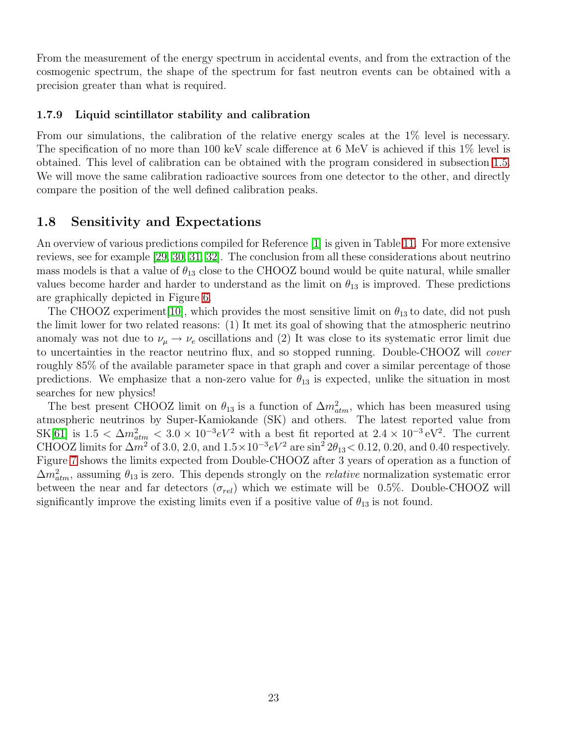From the measurement of the energy spectrum in accidental events, and from the extraction of the cosmogenic spectrum, the shape of the spectrum for fast neutron events can be obtained with a precision greater than what is required.

### 1.7.9 Liquid scintillator stability and calibration

From our simulations, the calibration of the relative energy scales at the 1% level is necessary. The specification of no more than 100 keV scale difference at 6 MeV is achieved if this 1% level is obtained. This level of calibration can be obtained with the program considered in subsection 1.5. We will move the same calibration radioactive sources from one detector to the other, and directly compare the position of the well defined calibration peaks.

## 1.8 Sensitivity and Expectations

An overview of various predictions compiled for Reference [1] is given in Table 11. For more extensive reviews, see for example [29, 30, 31, 32]. The conclusion from all these considerations about neutrino mass models is that a value of $\theta_{13}$ close to the CHOOZ bound would be quite natural, while smaller values become harder and harder to understand as the limit on $\theta_{13}$ is improved. These predictions are graphically depicted in Figure 6.

The CHOOZ experiment[10], which provides the most sensitive limit on $\theta_{13}$ to date, did not push the limit lower for two related reasons: (1) It met its goal of showing that the atmospheric neutrino anomaly was not due to $\nu_\mu \rightarrow \nu_e$ oscillations and (2) It was close to its systematic error limit due to uncertainties in the reactor neutrino flux, and so stopped running. Double-CHOOZ will *cover* roughly 85% of the available parameter space in that graph and cover a similar percentage of those predictions. We emphasize that a non-zero value for $\theta_{13}$ is expected, unlike the situation in most searches for new physics!

The best present CHOOZ limit on $\theta_{13}$ is a function of $\Delta m^2_{atm}$, which has been measured using atmospheric neutrinos by Super-Kamiokande (SK) and others. The latest reported value from SK[61] is $1.5 < \Delta m^2_{atm} < 3.0 \times 10^{-3} eV^2$ with a best fit reported at $2.4 \times 10^{-3}\,\mathrm{eV}^2$. The current CHOOZ limits for $\Delta m^2$ of 3.0, 2.0, and $1.5 \times 10^{-3} eV^2$ are $\sin^2 2\theta_{13} < 0.12$, 0.20, and 0.40 respectively. Figure 7 shows the limits expected from Double-CHOOZ after 3 years of operation as a function of $\Delta m^2_{atm}$, assuming $\theta_{13}$ is zero. This depends strongly on the *relative* normalization systematic error between the near and far detectors ($\sigma_{rel}$) which we estimate will be 0.5%. Double-CHOOZ will significantly improve the existing limits even if a positive value of $\theta_{13}$ is not found.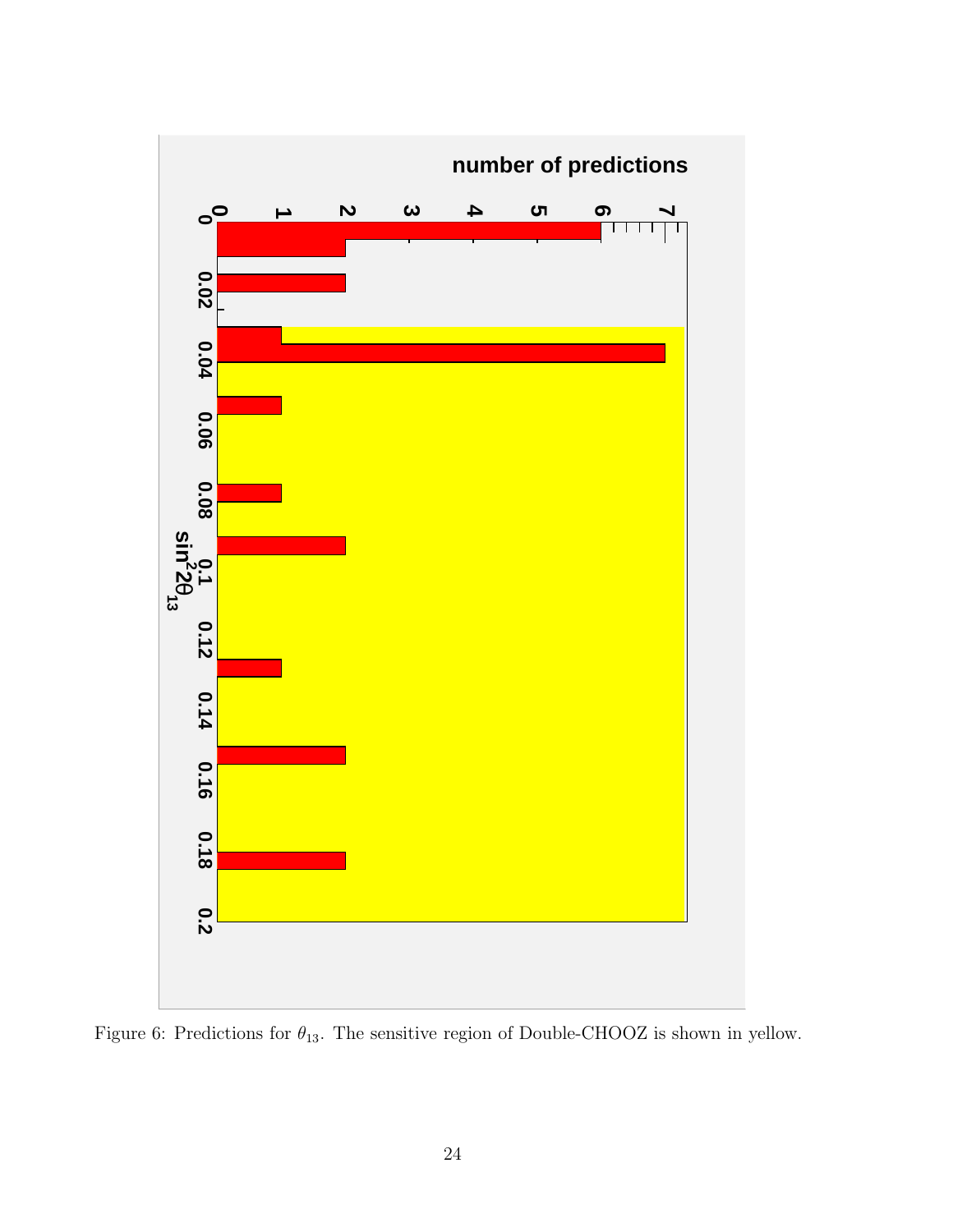Figure 6: Predictions for $\theta_{13}$. The sensitive region of Double-CHOOZ is shown in yellow.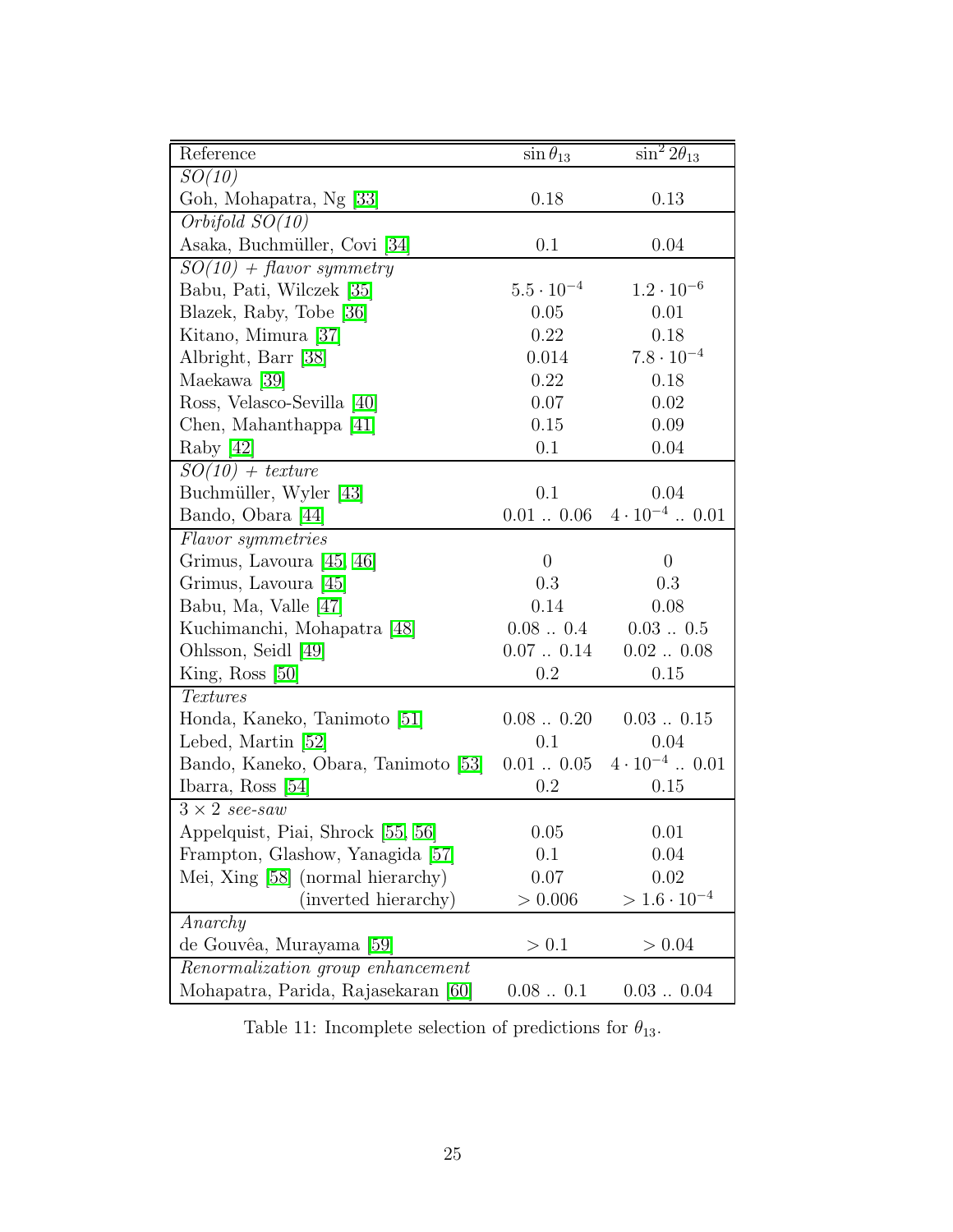| Reference | $\sin\theta_{13}$ | $\sin^2 2\theta_{13}$ |
|---|---|---|
| *SO(10)* | | |
| Goh, Mohapatra, Ng [33] | 0.18 | 0.13 |
| *Orbifold SO(10)* | | |
| Asaka, Buchmüller, Covi [34] | 0.1 | 0.04 |
| *SO(10) + flavor symmetry* | | |
| Babu, Pati, Wilczek [35] | $5.5 \cdot 10^{-4}$ | $1.2 \cdot 10^{-6}$ |
| Blazek, Raby, Tobe [36] | 0.05 | 0.01 |
| Kitano, Mimura [37] | 0.22 | 0.18 |
| Albright, Barr [38] | 0.014 | $7.8 \cdot 10^{-4}$ |
| Maekawa [39] | 0.22 | 0.18 |
| Ross, Velasco-Sevilla [40] | 0.07 | 0.02 |
| Chen, Mahanthappa [41] | 0.15 | 0.09 |
| Raby [42] | 0.1 | 0.04 |
| *SO(10) + texture* | | |
| Buchmüller, Wyler [43] | 0.1 | 0.04 |
| Bando, Obara [44] | 0.01 .. 0.06 | $4 \cdot 10^{-4}$ .. 0.01 |
| *Flavor symmetries* | | |
| Grimus, Lavoura [45, 46] | 0 | 0 |
| Grimus, Lavoura [45] | 0.3 | 0.3 |
| Babu, Ma, Valle [47] | 0.14 | 0.08 |
| Kuchimanchi, Mohapatra [48] | 0.08 .. 0.4 | 0.03 .. 0.5 |
| Ohlsson, Seidl [49] | 0.07 .. 0.14 | 0.02 .. 0.08 |
| King, Ross [50] | 0.2 | 0.15 |
| *Textures* | | |
| Honda, Kaneko, Tanimoto [51] | 0.08 .. 0.20 | 0.03 .. 0.15 |
| Lebed, Martin [52] | 0.1 | 0.04 |
| Bando, Kaneko, Obara, Tanimoto [53] | 0.01 .. 0.05 | $4 \cdot 10^{-4}$ .. 0.01 |
| Ibarra, Ross [54] | 0.2 | 0.15 |
| $3 \times 2$ *see-saw* | | |
| Appelquist, Piai, Shrock [55, 56] | 0.05 | 0.01 |
| Frampton, Glashow, Yanagida [57] | 0.1 | 0.04 |
| Mei, Xing [58] (normal hierarchy) | 0.07 | 0.02 |
| (inverted hierarchy) | $> 0.006$ | $> 1.6 \cdot 10^{-4}$ |
| *Anarchy* | | |
| de Gouvêa, Murayama [59] | $> 0.1$ | $> 0.04$ |
| *Renormalization group enhancement* | | |
| Mohapatra, Parida, Rajasekaran [60] | 0.08 .. 0.1 | 0.03 .. 0.04 |

Table 11: Incomplete selection of predictions for $\theta_{13}$.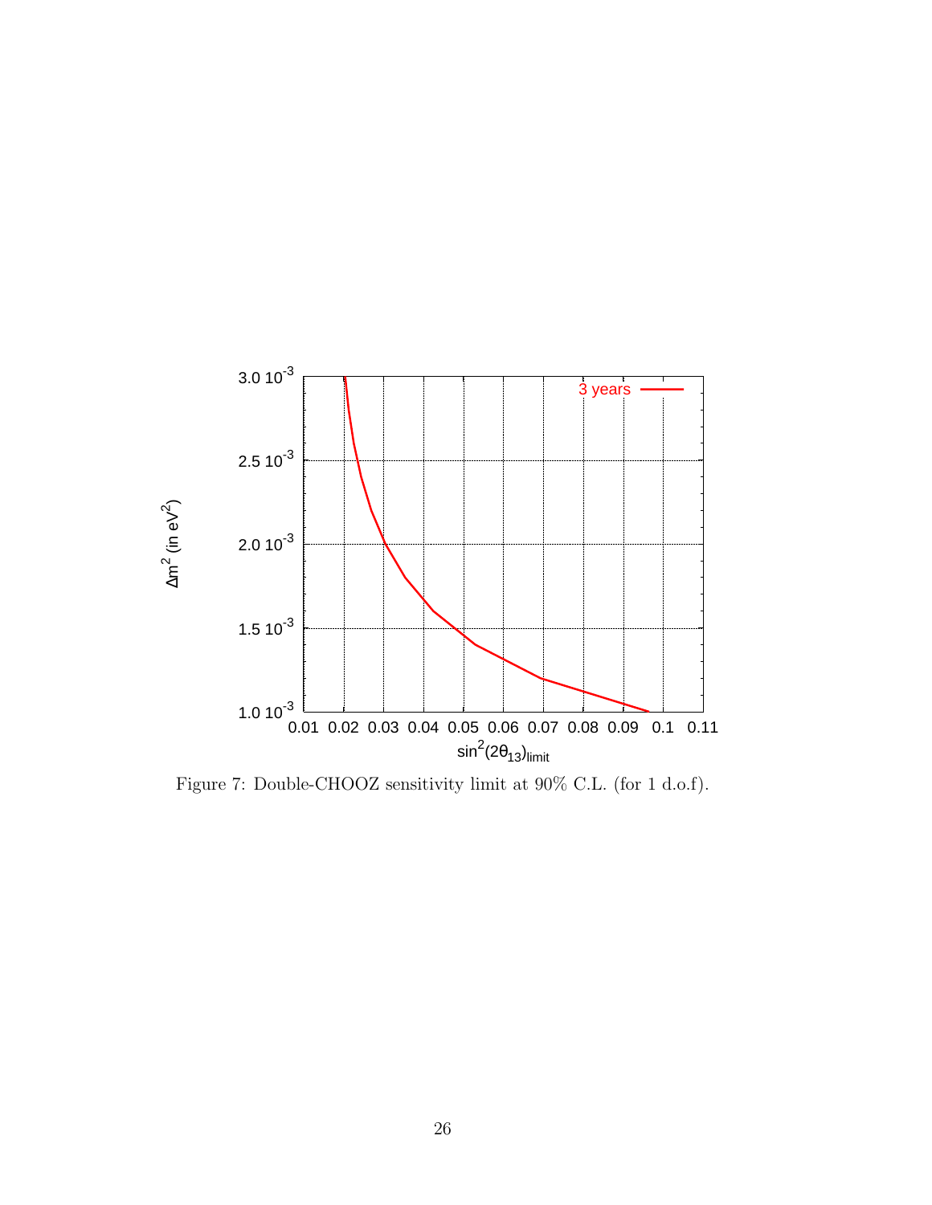Figure 7: Double-CHOOZ sensitivity limit at 90% C.L. (for 1 d.o.f).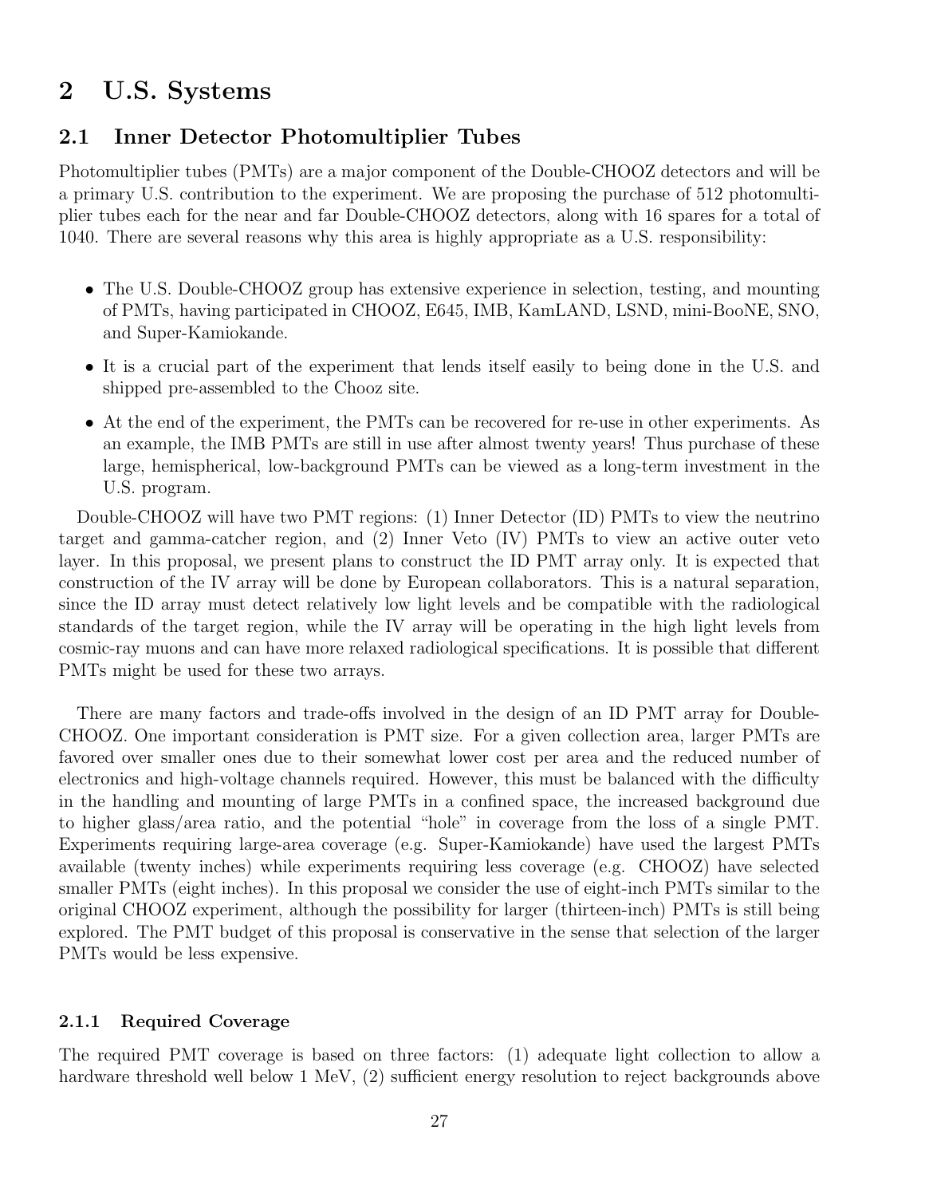# 2 U.S. Systems

## 2.1 Inner Detector Photomultiplier Tubes

Photomultiplier tubes (PMTs) are a major component of the Double-CHOOZ detectors and will be a primary U.S. contribution to the experiment. We are proposing the purchase of 512 photomultiplier tubes each for the near and far Double-CHOOZ detectors, along with 16 spares for a total of 1040. There are several reasons why this area is highly appropriate as a U.S. responsibility:

- The U.S. Double-CHOOZ group has extensive experience in selection, testing, and mounting of PMTs, having participated in CHOOZ, E645, IMB, KamLAND, LSND, mini-BooNE, SNO, and Super-Kamiokande.
- It is a crucial part of the experiment that lends itself easily to being done in the U.S. and shipped pre-assembled to the Chooz site.
- At the end of the experiment, the PMTs can be recovered for re-use in other experiments. As an example, the IMB PMTs are still in use after almost twenty years! Thus purchase of these large, hemispherical, low-background PMTs can be viewed as a long-term investment in the U.S. program.

Double-CHOOZ will have two PMT regions: (1) Inner Detector (ID) PMTs to view the neutrino target and gamma-catcher region, and (2) Inner Veto (IV) PMTs to view an active outer veto layer. In this proposal, we present plans to construct the ID PMT array only. It is expected that construction of the IV array will be done by European collaborators. This is a natural separation, since the ID array must detect relatively low light levels and be compatible with the radiological standards of the target region, while the IV array will be operating in the high light levels from cosmic-ray muons and can have more relaxed radiological specifications. It is possible that different PMTs might be used for these two arrays.

There are many factors and trade-offs involved in the design of an ID PMT array for Double-CHOOZ. One important consideration is PMT size. For a given collection area, larger PMTs are favored over smaller ones due to their somewhat lower cost per area and the reduced number of electronics and high-voltage channels required. However, this must be balanced with the difficulty in the handling and mounting of large PMTs in a confined space, the increased background due to higher glass/area ratio, and the potential "hole" in coverage from the loss of a single PMT. Experiments requiring large-area coverage (e.g. Super-Kamiokande) have used the largest PMTs available (twenty inches) while experiments requiring less coverage (e.g. CHOOZ) have selected smaller PMTs (eight inches). In this proposal we consider the use of eight-inch PMTs similar to the original CHOOZ experiment, although the possibility for larger (thirteen-inch) PMTs is still being explored. The PMT budget of this proposal is conservative in the sense that selection of the larger PMTs would be less expensive.

### 2.1.1 Required Coverage

The required PMT coverage is based on three factors: (1) adequate light collection to allow a hardware threshold well below 1 MeV, (2) sufficient energy resolution to reject backgrounds above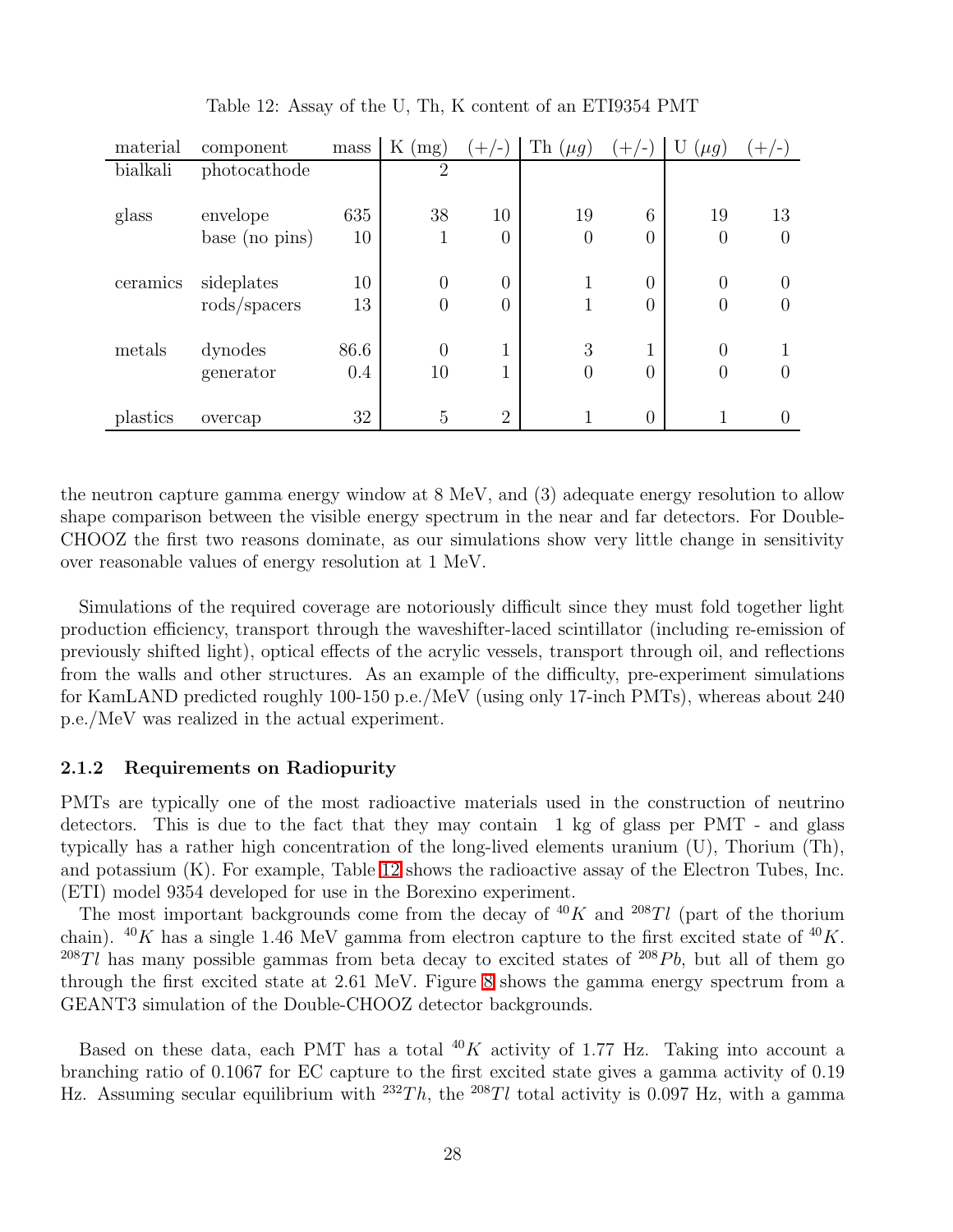Table 12: Assay of the U, Th, K content of an ETI9354 PMT

| material | component | mass | K (mg) | (+/-) | Th ($\mu g$) | (+/-) | U ($\mu g$) | (+/-) |
|---|---|---|---|---|---|---|---|---|
| bialkali | photocathode | | 2 | | | | | |
| glass | envelope | 635 | 38 | 10 | 19 | 6 | 19 | 13 |
| | base (no pins) | 10 | 1 | 0 | 0 | 0 | 0 | 0 |
| ceramics | sideplates | 10 | 0 | 0 | 1 | 0 | 0 | 0 |
| | rods/spacers | 13 | 0 | 0 | 1 | 0 | 0 | 0 |
| metals | dynodes | 86.6 | 0 | 1 | 3 | 1 | 0 | 1 |
| | generator | 0.4 | 10 | 1 | 0 | 0 | 0 | 0 |
| plastics | overcap | 32 | 5 | 2 | 1 | 0 | 1 | 0 |

the neutron capture gamma energy window at 8 MeV, and (3) adequate energy resolution to allow shape comparison between the visible energy spectrum in the near and far detectors. For Double-CHOOZ the first two reasons dominate, as our simulations show very little change in sensitivity over reasonable values of energy resolution at 1 MeV.

Simulations of the required coverage are notoriously difficult since they must fold together light production efficiency, transport through the waveshifter-laced scintillator (including re-emission of previously shifted light), optical effects of the acrylic vessels, transport through oil, and reflections from the walls and other structures. As an example of the difficulty, pre-experiment simulations for KamLAND predicted roughly 100-150 p.e./MeV (using only 17-inch PMTs), whereas about 240 p.e./MeV was realized in the actual experiment.

### 2.1.2 Requirements on Radiopurity

PMTs are typically one of the most radioactive materials used in the construction of neutrino detectors. This is due to the fact that they may contain 1 kg of glass per PMT - and glass typically has a rather high concentration of the long-lived elements uranium (U), Thorium (Th), and potassium (K). For example, Table 12 shows the radioactive assay of the Electron Tubes, Inc. (ETI) model 9354 developed for use in the Borexino experiment.

The most important backgrounds come from the decay of $^{40}K$ and $^{208}Tl$ (part of the thorium chain). $^{40}K$ has a single 1.46 MeV gamma from electron capture to the first excited state of $^{40}K$. $^{208}Tl$ has many possible gammas from beta decay to excited states of $^{208}Pb$, but all of them go through the first excited state at 2.61 MeV. Figure 8 shows the gamma energy spectrum from a GEANT3 simulation of the Double-CHOOZ detector backgrounds.

Based on these data, each PMT has a total $^{40}K$ activity of 1.77 Hz. Taking into account a branching ratio of 0.1067 for EC capture to the first excited state gives a gamma activity of 0.19 Hz. Assuming secular equilibrium with $^{232}Th$, the $^{208}Tl$ total activity is 0.097 Hz, with a gamma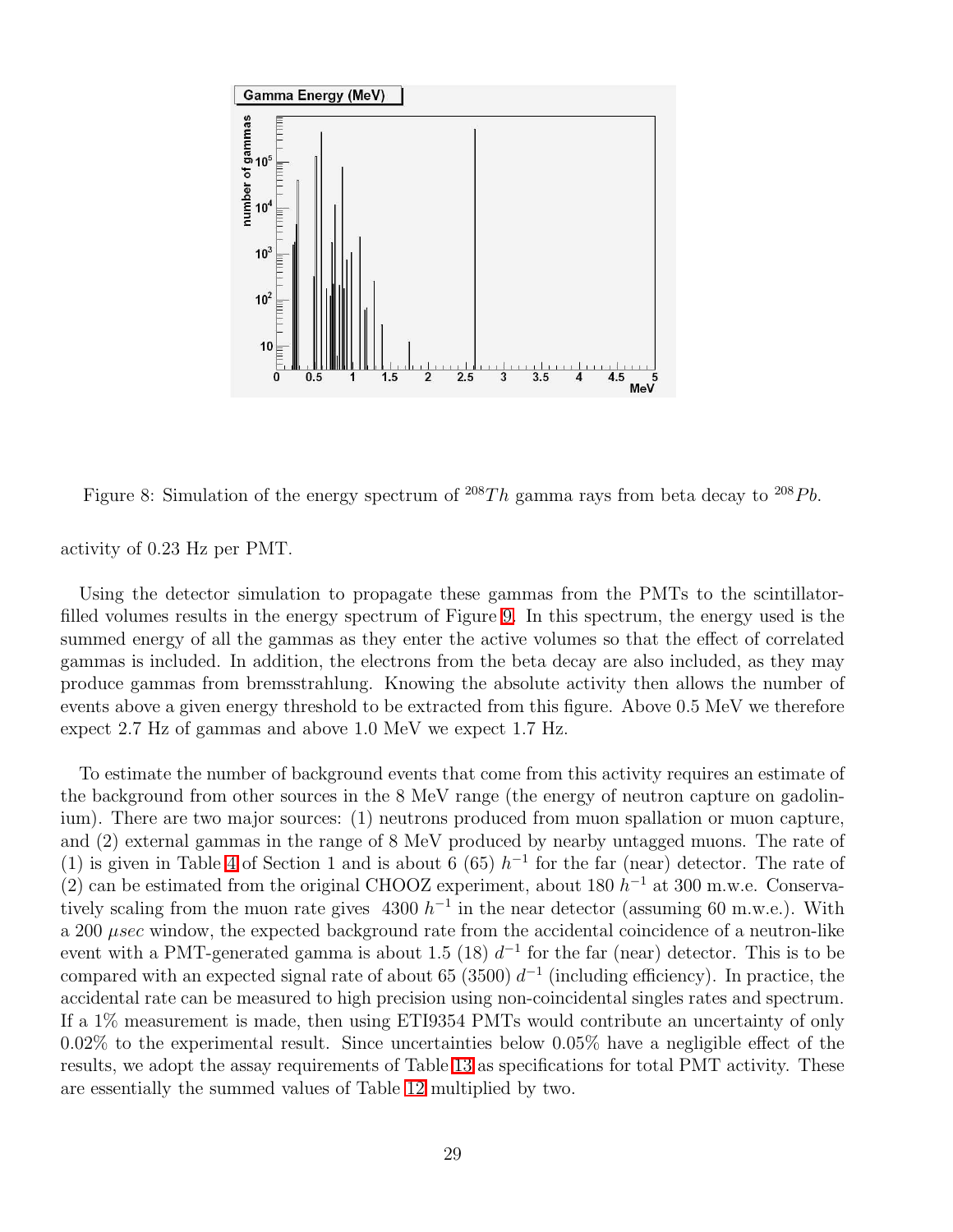Figure 8: Simulation of the energy spectrum of $^{208}Th$ gamma rays from beta decay to $^{208}Pb$.

activity of 0.23 Hz per PMT.

Using the detector simulation to propagate these gammas from the PMTs to the scintillator-filled volumes results in the energy spectrum of Figure 9. In this spectrum, the energy used is the summed energy of all the gammas as they enter the active volumes so that the effect of correlated gammas is included. In addition, the electrons from the beta decay are also included, as they may produce gammas from bremsstrahlung. Knowing the absolute activity then allows the number of events above a given energy threshold to be extracted from this figure. Above 0.5 MeV we therefore expect 2.7 Hz of gammas and above 1.0 MeV we expect 1.7 Hz.

To estimate the number of background events that come from this activity requires an estimate of the background from other sources in the 8 MeV range (the energy of neutron capture on gadolinium). There are two major sources: (1) neutrons produced from muon spallation or muon capture, and (2) external gammas in the range of 8 MeV produced by nearby untagged muons. The rate of (1) is given in Table 4 of Section 1 and is about 6 (65) $h^{-1}$ for the far (near) detector. The rate of (2) can be estimated from the original CHOOZ experiment, about 180 $h^{-1}$ at 300 m.w.e. Conservatively scaling from the muon rate gives 4300 $h^{-1}$ in the near detector (assuming 60 m.w.e.). With a 200 $\mu sec$ window, the expected background rate from the accidental coincidence of a neutron-like event with a PMT-generated gamma is about 1.5 (18) $d^{-1}$ for the far (near) detector. This is to be compared with an expected signal rate of about 65 (3500) $d^{-1}$ (including efficiency). In practice, the accidental rate can be measured to high precision using non-coincidental singles rates and spectrum. If a 1% measurement is made, then using ETI9354 PMTs would contribute an uncertainty of only 0.02% to the experimental result. Since uncertainties below 0.05% have a negligible effect of the results, we adopt the assay requirements of Table 13 as specifications for total PMT activity. These are essentially the summed values of Table 12 multiplied by two.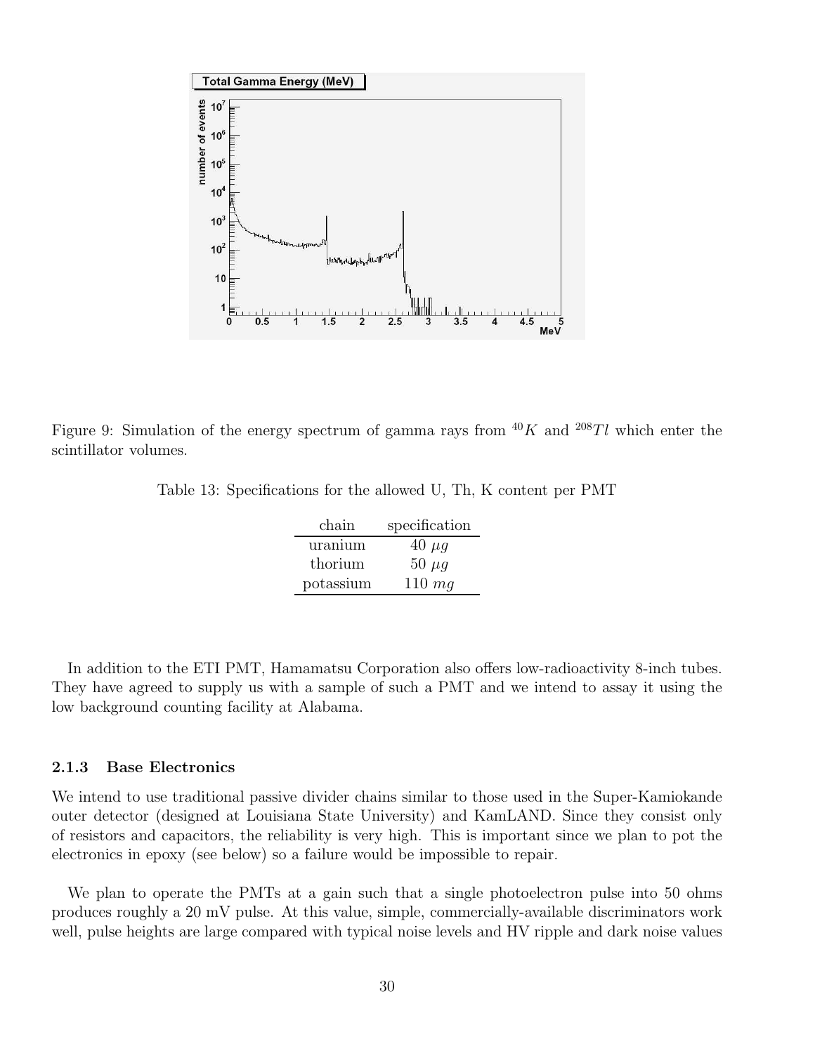Figure 9: Simulation of the energy spectrum of gamma rays from $^{40}K$ and $^{208}Tl$ which enter the scintillator volumes.

Table 13: Specifications for the allowed U, Th, K content per PMT

| chain | specification |
|---|---|
| uranium | 40 $\mu g$ |
| thorium | 50 $\mu g$ |
| potassium | 110 $mg$ |

In addition to the ETI PMT, Hamamatsu Corporation also offers low-radioactivity 8-inch tubes. They have agreed to supply us with a sample of such a PMT and we intend to assay it using the low background counting facility at Alabama.

### 2.1.3 Base Electronics

We intend to use traditional passive divider chains similar to those used in the Super-Kamiokande outer detector (designed at Louisiana State University) and KamLAND. Since they consist only of resistors and capacitors, the reliability is very high. This is important since we plan to pot the electronics in epoxy (see below) so a failure would be impossible to repair.

We plan to operate the PMTs at a gain such that a single photoelectron pulse into 50 ohms produces roughly a 20 mV pulse. At this value, simple, commercially-available discriminators work well, pulse heights are large compared with typical noise levels and HV ripple and dark noise values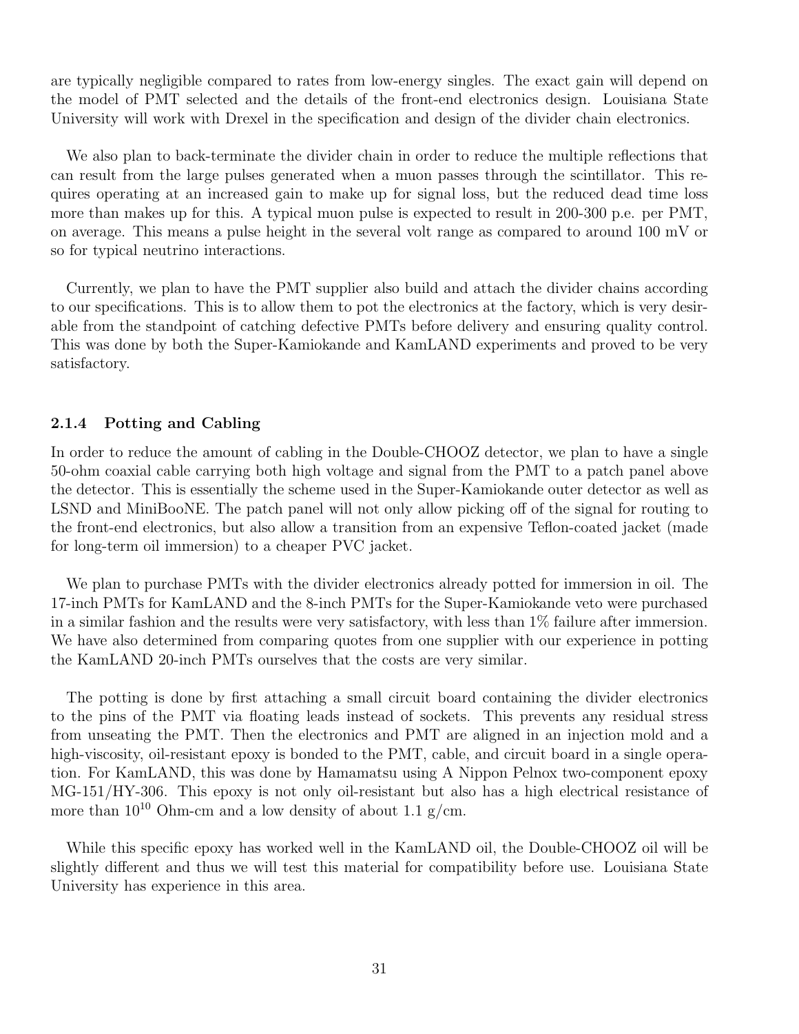are typically negligible compared to rates from low-energy singles. The exact gain will depend on the model of PMT selected and the details of the front-end electronics design. Louisiana State University will work with Drexel in the specification and design of the divider chain electronics.

We also plan to back-terminate the divider chain in order to reduce the multiple reflections that can result from the large pulses generated when a muon passes through the scintillator. This requires operating at an increased gain to make up for signal loss, but the reduced dead time loss more than makes up for this. A typical muon pulse is expected to result in 200-300 p.e. per PMT, on average. This means a pulse height in the several volt range as compared to around 100 mV or so for typical neutrino interactions.

Currently, we plan to have the PMT supplier also build and attach the divider chains according to our specifications. This is to allow them to pot the electronics at the factory, which is very desirable from the standpoint of catching defective PMTs before delivery and ensuring quality control. This was done by both the Super-Kamiokande and KamLAND experiments and proved to be very satisfactory.

### 2.1.4 Potting and Cabling

In order to reduce the amount of cabling in the Double-CHOOZ detector, we plan to have a single 50-ohm coaxial cable carrying both high voltage and signal from the PMT to a patch panel above the detector. This is essentially the scheme used in the Super-Kamiokande outer detector as well as LSND and MiniBooNE. The patch panel will not only allow picking off of the signal for routing to the front-end electronics, but also allow a transition from an expensive Teflon-coated jacket (made for long-term oil immersion) to a cheaper PVC jacket.

We plan to purchase PMTs with the divider electronics already potted for immersion in oil. The 17-inch PMTs for KamLAND and the 8-inch PMTs for the Super-Kamiokande veto were purchased in a similar fashion and the results were very satisfactory, with less than 1% failure after immersion. We have also determined from comparing quotes from one supplier with our experience in potting the KamLAND 20-inch PMTs ourselves that the costs are very similar.

The potting is done by first attaching a small circuit board containing the divider electronics to the pins of the PMT via floating leads instead of sockets. This prevents any residual stress from unseating the PMT. Then the electronics and PMT are aligned in an injection mold and a high-viscosity, oil-resistant epoxy is bonded to the PMT, cable, and circuit board in a single operation. For KamLAND, this was done by Hamamatsu using A Nippon Pelnox two-component epoxy MG-151/HY-306. This epoxy is not only oil-resistant but also has a high electrical resistance of more than $10^{10}$ Ohm-cm and a low density of about 1.1 g/cm.

While this specific epoxy has worked well in the KamLAND oil, the Double-CHOOZ oil will be slightly different and thus we will test this material for compatibility before use. Louisiana State University has experience in this area.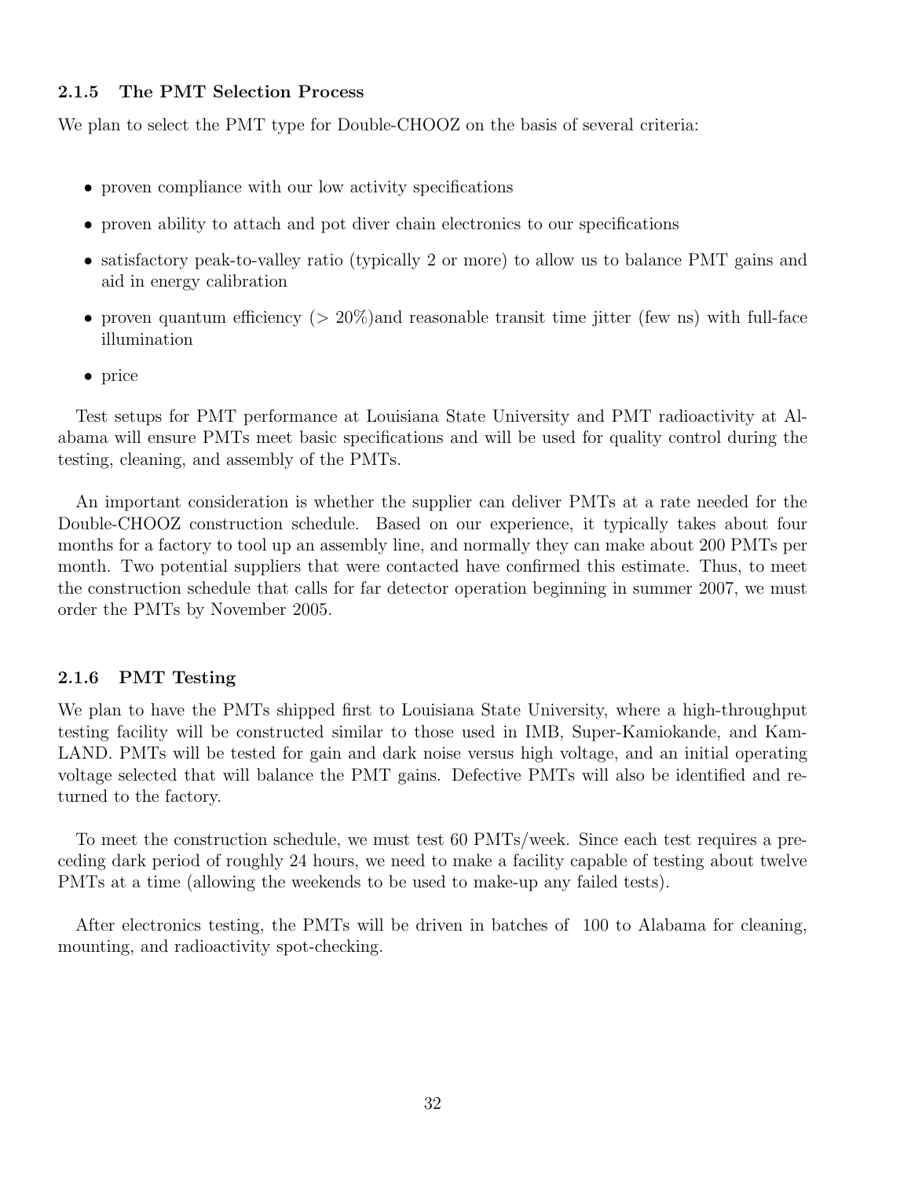### 2.1.5 The PMT Selection Process

We plan to select the PMT type for Double-CHOOZ on the basis of several criteria:

- proven compliance with our low activity specifications
- proven ability to attach and pot diver chain electronics to our specifications
- satisfactory peak-to-valley ratio (typically 2 or more) to allow us to balance PMT gains and aid in energy calibration
- proven quantum efficiency ($> 20\%$)and reasonable transit time jitter (few ns) with full-face illumination
- price

Test setups for PMT performance at Louisiana State University and PMT radioactivity at Alabama will ensure PMTs meet basic specifications and will be used for quality control during the testing, cleaning, and assembly of the PMTs.

An important consideration is whether the supplier can deliver PMTs at a rate needed for the Double-CHOOZ construction schedule. Based on our experience, it typically takes about four months for a factory to tool up an assembly line, and normally they can make about 200 PMTs per month. Two potential suppliers that were contacted have confirmed this estimate. Thus, to meet the construction schedule that calls for far detector operation beginning in summer 2007, we must order the PMTs by November 2005.

### 2.1.6 PMT Testing

We plan to have the PMTs shipped first to Louisiana State University, where a high-throughput testing facility will be constructed similar to those used in IMB, Super-Kamiokande, and KamLAND. PMTs will be tested for gain and dark noise versus high voltage, and an initial operating voltage selected that will balance the PMT gains. Defective PMTs will also be identified and returned to the factory.

To meet the construction schedule, we must test 60 PMTs/week. Since each test requires a preceding dark period of roughly 24 hours, we need to make a facility capable of testing about twelve PMTs at a time (allowing the weekends to be used to make-up any failed tests).

After electronics testing, the PMTs will be driven in batches of 100 to Alabama for cleaning, mounting, and radioactivity spot-checking.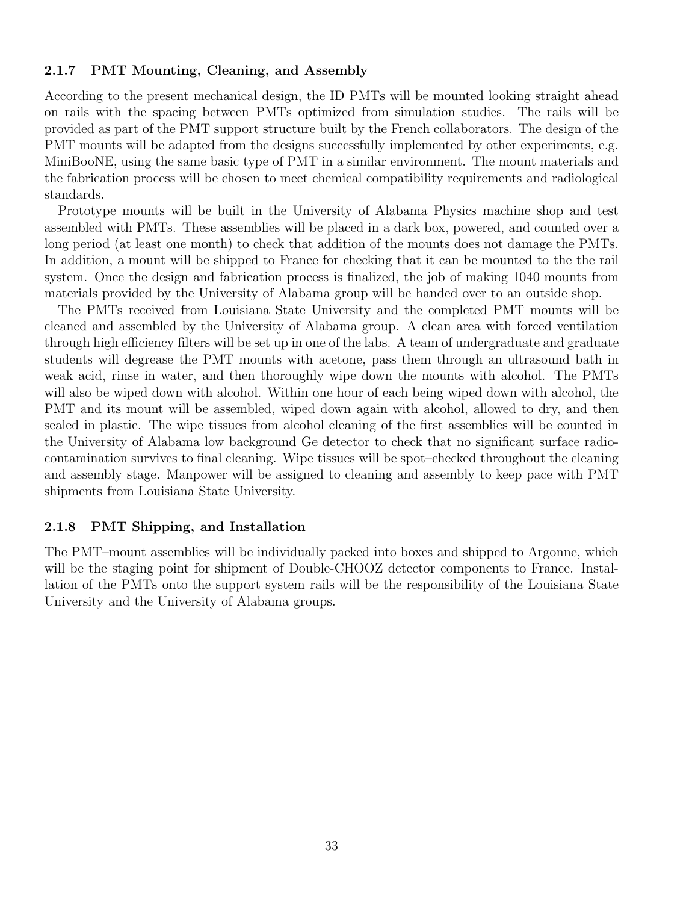### 2.1.7 PMT Mounting, Cleaning, and Assembly

According to the present mechanical design, the ID PMTs will be mounted looking straight ahead on rails with the spacing between PMTs optimized from simulation studies. The rails will be provided as part of the PMT support structure built by the French collaborators. The design of the PMT mounts will be adapted from the designs successfully implemented by other experiments, e.g. MiniBooNE, using the same basic type of PMT in a similar environment. The mount materials and the fabrication process will be chosen to meet chemical compatibility requirements and radiological standards.

Prototype mounts will be built in the University of Alabama Physics machine shop and test assembled with PMTs. These assemblies will be placed in a dark box, powered, and counted over a long period (at least one month) to check that addition of the mounts does not damage the PMTs. In addition, a mount will be shipped to France for checking that it can be mounted to the the rail system. Once the design and fabrication process is finalized, the job of making 1040 mounts from materials provided by the University of Alabama group will be handed over to an outside shop.

The PMTs received from Louisiana State University and the completed PMT mounts will be cleaned and assembled by the University of Alabama group. A clean area with forced ventilation through high efficiency filters will be set up in one of the labs. A team of undergraduate and graduate students will degrease the PMT mounts with acetone, pass them through an ultrasound bath in weak acid, rinse in water, and then thoroughly wipe down the mounts with alcohol. The PMTs will also be wiped down with alcohol. Within one hour of each being wiped down with alcohol, the PMT and its mount will be assembled, wiped down again with alcohol, allowed to dry, and then sealed in plastic. The wipe tissues from alcohol cleaning of the first assemblies will be counted in the University of Alabama low background Ge detector to check that no significant surface radiocontamination survives to final cleaning. Wipe tissues will be spot–checked throughout the cleaning and assembly stage. Manpower will be assigned to cleaning and assembly to keep pace with PMT shipments from Louisiana State University.

### 2.1.8 PMT Shipping, and Installation

The PMT–mount assemblies will be individually packed into boxes and shipped to Argonne, which will be the staging point for shipment of Double-CHOOZ detector components to France. Installation of the PMTs onto the support system rails will be the responsibility of the Louisiana State University and the University of Alabama groups.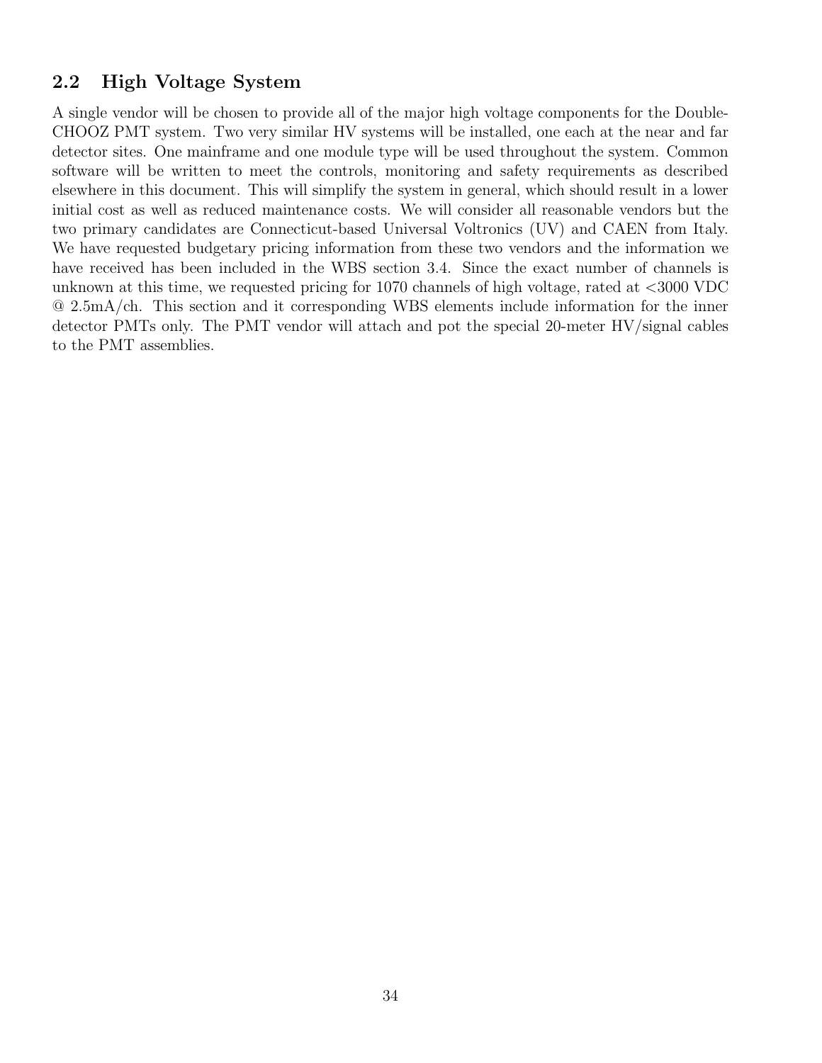## 2.2 High Voltage System

A single vendor will be chosen to provide all of the major high voltage components for the Double-CHOOZ PMT system. Two very similar HV systems will be installed, one each at the near and far detector sites. One mainframe and one module type will be used throughout the system. Common software will be written to meet the controls, monitoring and safety requirements as described elsewhere in this document. This will simplify the system in general, which should result in a lower initial cost as well as reduced maintenance costs. We will consider all reasonable vendors but the two primary candidates are Connecticut-based Universal Voltronics (UV) and CAEN from Italy. We have requested budgetary pricing information from these two vendors and the information we have received has been included in the WBS section 3.4. Since the exact number of channels is unknown at this time, we requested pricing for 1070 channels of high voltage, rated at <3000 VDC @ 2.5mA/ch. This section and it corresponding WBS elements include information for the inner detector PMTs only. The PMT vendor will attach and pot the special 20-meter HV/signal cables to the PMT assemblies.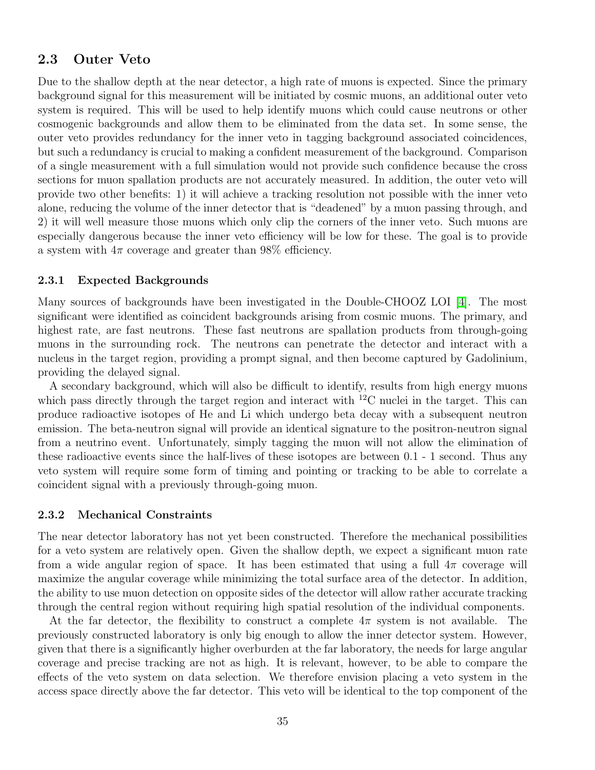## 2.3 Outer Veto

Due to the shallow depth at the near detector, a high rate of muons is expected. Since the primary background signal for this measurement will be initiated by cosmic muons, an additional outer veto system is required. This will be used to help identify muons which could cause neutrons or other cosmogenic backgrounds and allow them to be eliminated from the data set. In some sense, the outer veto provides redundancy for the inner veto in tagging background associated coincidences, but such a redundancy is crucial to making a confident measurement of the background. Comparison of a single measurement with a full simulation would not provide such confidence because the cross sections for muon spallation products are not accurately measured. In addition, the outer veto will provide two other benefits: 1) it will achieve a tracking resolution not possible with the inner veto alone, reducing the volume of the inner detector that is "deadened" by a muon passing through, and 2) it will well measure those muons which only clip the corners of the inner veto. Such muons are especially dangerous because the inner veto efficiency will be low for these. The goal is to provide a system with $4\pi$ coverage and greater than 98% efficiency.

### 2.3.1 Expected Backgrounds

Many sources of backgrounds have been investigated in the Double-CHOOZ LOI [4]. The most significant were identified as coincident backgrounds arising from cosmic muons. The primary, and highest rate, are fast neutrons. These fast neutrons are spallation products from through-going muons in the surrounding rock. The neutrons can penetrate the detector and interact with a nucleus in the target region, providing a prompt signal, and then become captured by Gadolinium, providing the delayed signal.

A secondary background, which will also be difficult to identify, results from high energy muons which pass directly through the target region and interact with $^{12}$C nuclei in the target. This can produce radioactive isotopes of He and Li which undergo beta decay with a subsequent neutron emission. The beta-neutron signal will provide an identical signature to the positron-neutron signal from a neutrino event. Unfortunately, simply tagging the muon will not allow the elimination of these radioactive events since the half-lives of these isotopes are between 0.1 - 1 second. Thus any veto system will require some form of timing and pointing or tracking to be able to correlate a coincident signal with a previously through-going muon.

### 2.3.2 Mechanical Constraints

The near detector laboratory has not yet been constructed. Therefore the mechanical possibilities for a veto system are relatively open. Given the shallow depth, we expect a significant muon rate from a wide angular region of space. It has been estimated that using a full $4\pi$ coverage will maximize the angular coverage while minimizing the total surface area of the detector. In addition, the ability to use muon detection on opposite sides of the detector will allow rather accurate tracking through the central region without requiring high spatial resolution of the individual components.

At the far detector, the flexibility to construct a complete $4\pi$ system is not available. The previously constructed laboratory is only big enough to allow the inner detector system. However, given that there is a significantly higher overburden at the far laboratory, the needs for large angular coverage and precise tracking are not as high. It is relevant, however, to be able to compare the effects of the veto system on data selection. We therefore envision placing a veto system in the access space directly above the far detector. This veto will be identical to the top component of the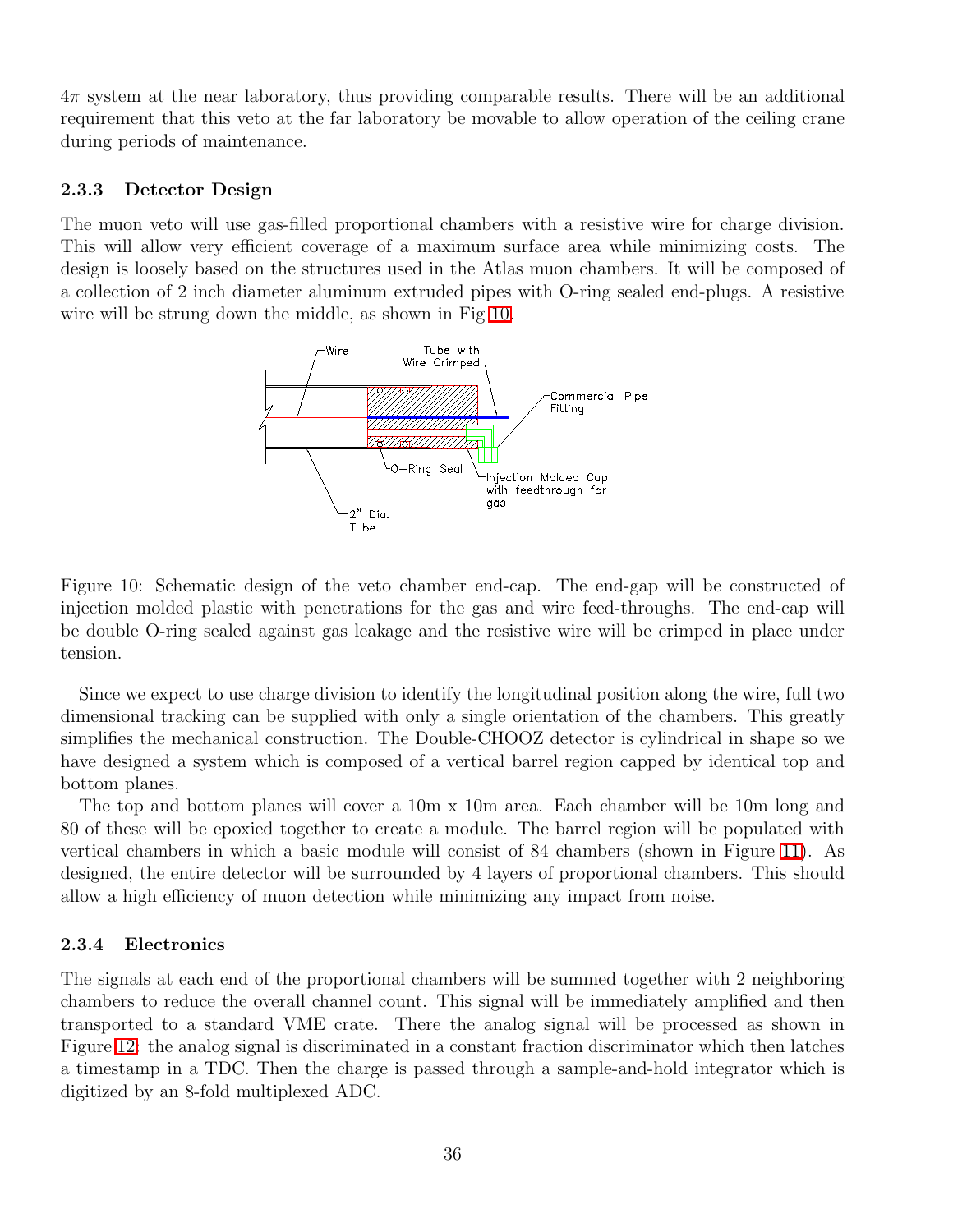$4\pi$ system at the near laboratory, thus providing comparable results. There will be an additional requirement that this veto at the far laboratory be movable to allow operation of the ceiling crane during periods of maintenance.

### 2.3.3 Detector Design

The muon veto will use gas-filled proportional chambers with a resistive wire for charge division. This will allow very efficient coverage of a maximum surface area while minimizing costs. The design is loosely based on the structures used in the Atlas muon chambers. It will be composed of a collection of 2 inch diameter aluminum extruded pipes with O-ring sealed end-plugs. A resistive wire will be strung down the middle, as shown in Fig 10.

Figure 10: Schematic design of the veto chamber end-cap. The end-gap will be constructed of injection molded plastic with penetrations for the gas and wire feed-throughs. The end-cap will be double O-ring sealed against gas leakage and the resistive wire will be crimped in place under tension.

Since we expect to use charge division to identify the longitudinal position along the wire, full two dimensional tracking can be supplied with only a single orientation of the chambers. This greatly simplifies the mechanical construction. The Double-CHOOZ detector is cylindrical in shape so we have designed a system which is composed of a vertical barrel region capped by identical top and bottom planes.

The top and bottom planes will cover a 10m x 10m area. Each chamber will be 10m long and 80 of these will be epoxied together to create a module. The barrel region will be populated with vertical chambers in which a basic module will consist of 84 chambers (shown in Figure 11). As designed, the entire detector will be surrounded by 4 layers of proportional chambers. This should allow a high efficiency of muon detection while minimizing any impact from noise.

### 2.3.4 Electronics

The signals at each end of the proportional chambers will be summed together with 2 neighboring chambers to reduce the overall channel count. This signal will be immediately amplified and then transported to a standard VME crate. There the analog signal will be processed as shown in Figure 12: the analog signal is discriminated in a constant fraction discriminator which then latches a timestamp in a TDC. Then the charge is passed through a sample-and-hold integrator which is digitized by an 8-fold multiplexed ADC.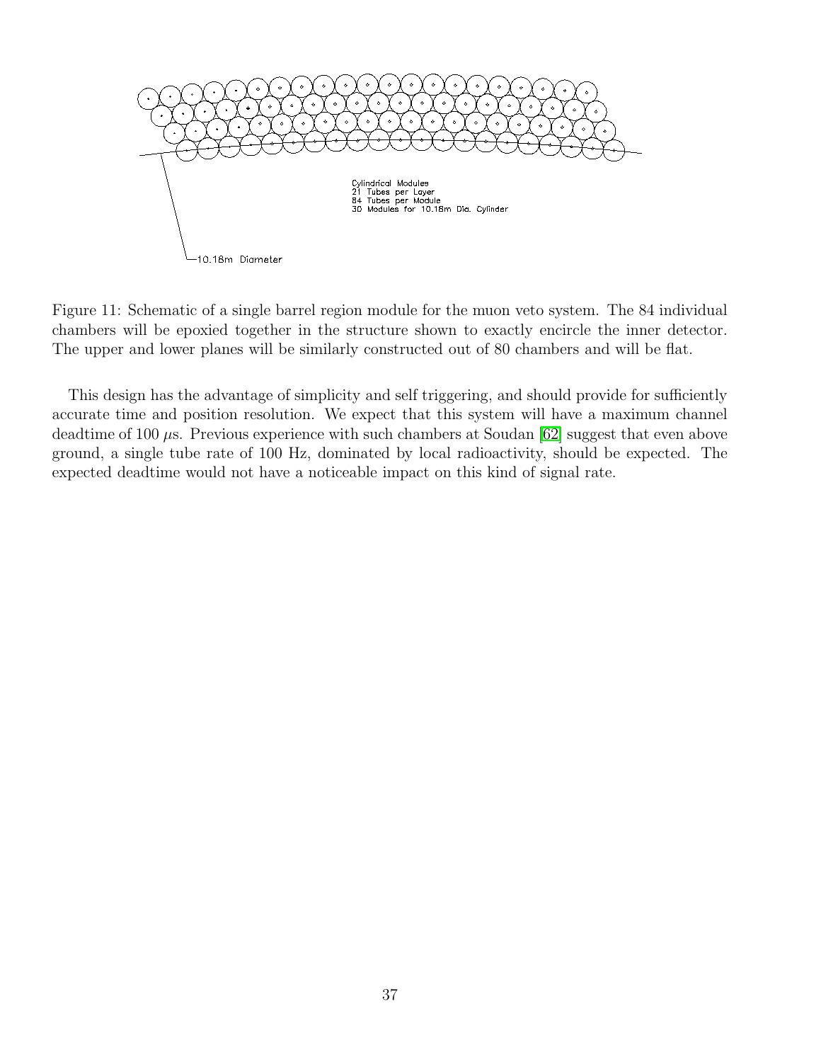Cylindrical Modules
21 Tubes per Layer
84 Tubes per Module
30 Modules for 10.18m Dia. Cylinder

10.18m Diameter

Figure 11: Schematic of a single barrel region module for the muon veto system. The 84 individual chambers will be epoxied together in the structure shown to exactly encircle the inner detector. The upper and lower planes will be similarly constructed out of 80 chambers and will be flat.

This design has the advantage of simplicity and self triggering, and should provide for sufficiently accurate time and position resolution. We expect that this system will have a maximum channel deadtime of 100 $\mu$s. Previous experience with such chambers at Soudan [62] suggest that even above ground, a single tube rate of 100 Hz, dominated by local radioactivity, should be expected. The expected deadtime would not have a noticeable impact on this kind of signal rate.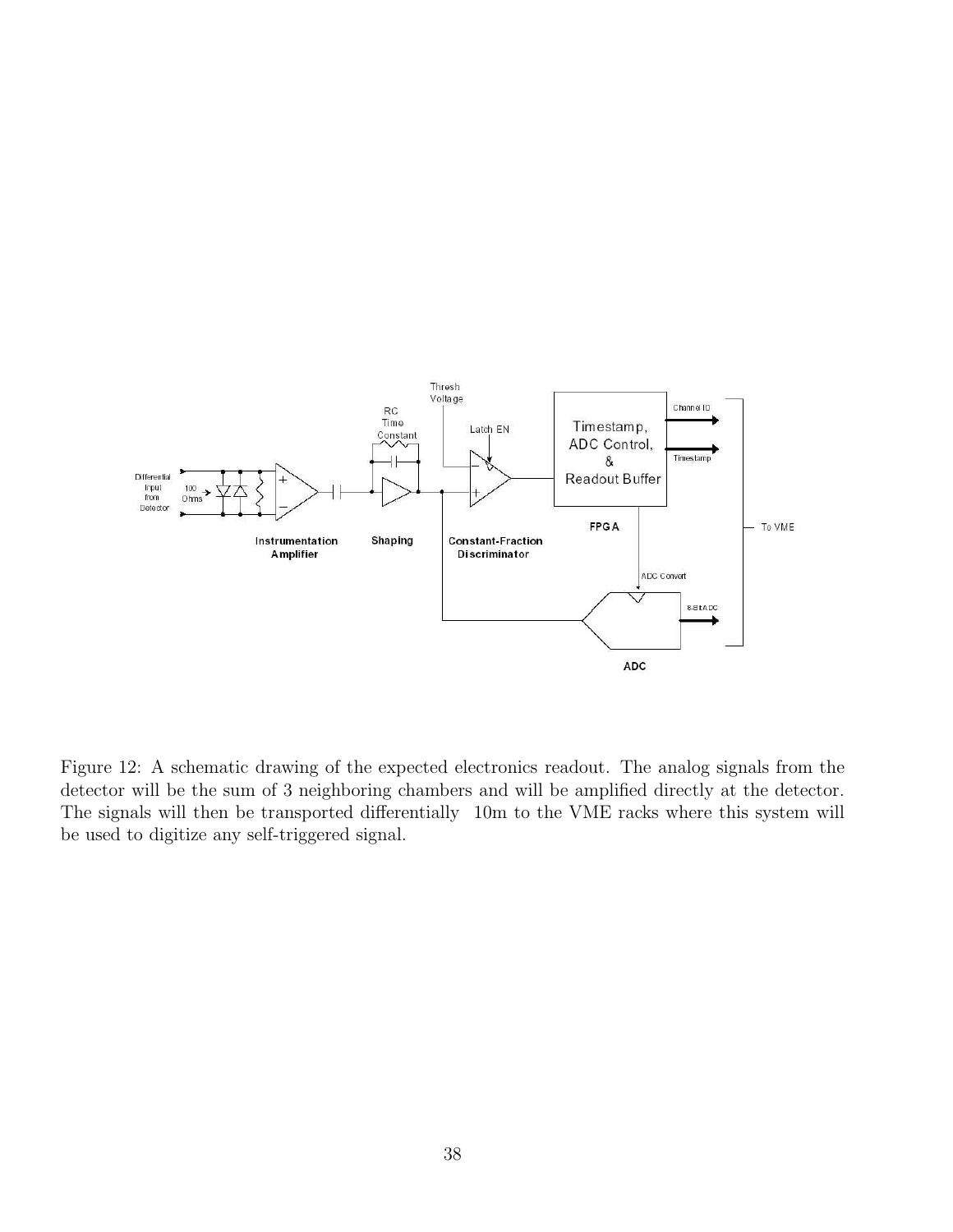Figure 12: A schematic drawing of the expected electronics readout. The analog signals from the detector will be the sum of 3 neighboring chambers and will be amplified directly at the detector. The signals will then be transported differentially 10m to the VME racks where this system will be used to digitize any self-triggered signal.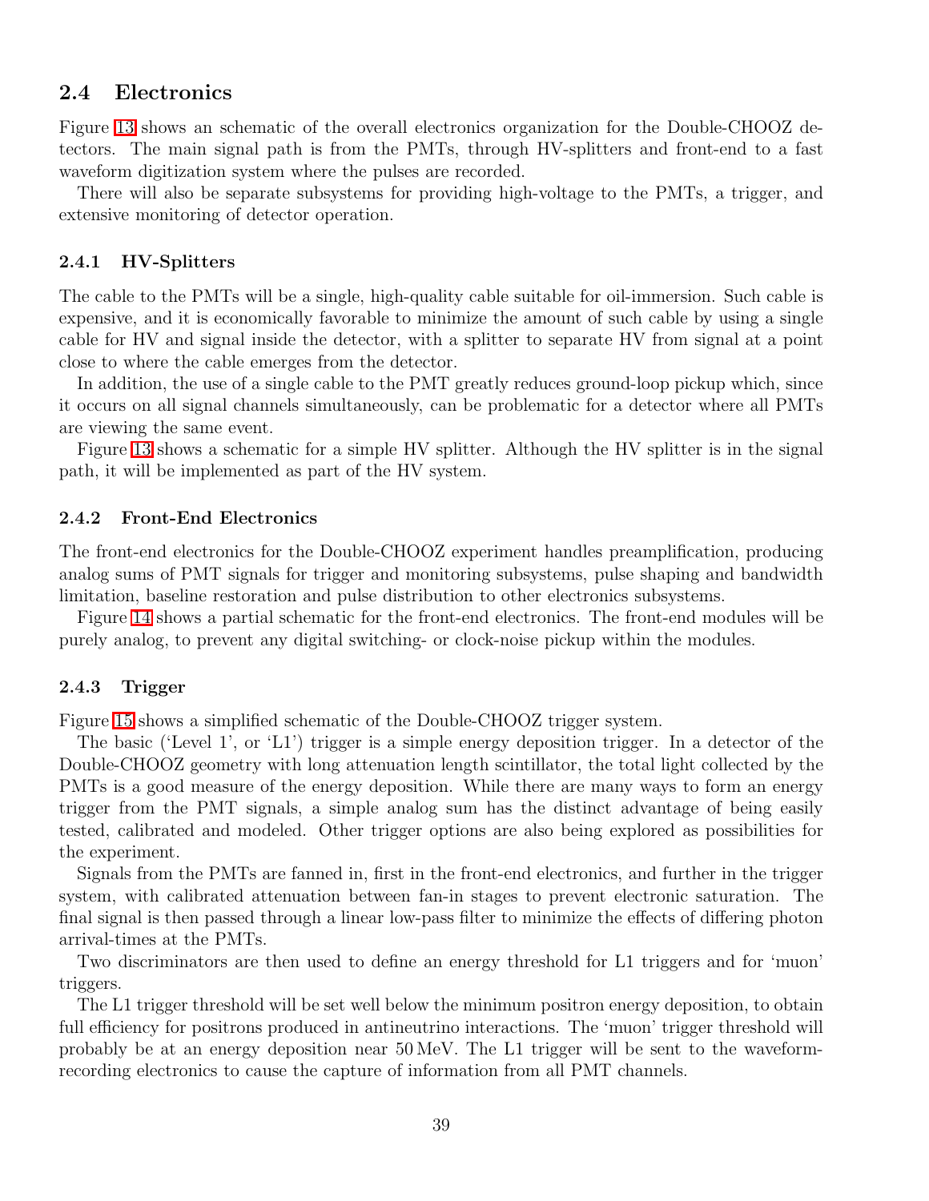## 2.4 Electronics

Figure 13 shows an schematic of the overall electronics organization for the Double-CHOOZ detectors. The main signal path is from the PMTs, through HV-splitters and front-end to a fast waveform digitization system where the pulses are recorded.

There will also be separate subsystems for providing high-voltage to the PMTs, a trigger, and extensive monitoring of detector operation.

### 2.4.1 HV-Splitters

The cable to the PMTs will be a single, high-quality cable suitable for oil-immersion. Such cable is expensive, and it is economically favorable to minimize the amount of such cable by using a single cable for HV and signal inside the detector, with a splitter to separate HV from signal at a point close to where the cable emerges from the detector.

In addition, the use of a single cable to the PMT greatly reduces ground-loop pickup which, since it occurs on all signal channels simultaneously, can be problematic for a detector where all PMTs are viewing the same event.

Figure 13 shows a schematic for a simple HV splitter. Although the HV splitter is in the signal path, it will be implemented as part of the HV system.

### 2.4.2 Front-End Electronics

The front-end electronics for the Double-CHOOZ experiment handles preamplification, producing analog sums of PMT signals for trigger and monitoring subsystems, pulse shaping and bandwidth limitation, baseline restoration and pulse distribution to other electronics subsystems.

Figure 14 shows a partial schematic for the front-end electronics. The front-end modules will be purely analog, to prevent any digital switching- or clock-noise pickup within the modules.

### 2.4.3 Trigger

Figure 15 shows a simplified schematic of the Double-CHOOZ trigger system.

The basic ('Level 1', or 'L1') trigger is a simple energy deposition trigger. In a detector of the Double-CHOOZ geometry with long attenuation length scintillator, the total light collected by the PMTs is a good measure of the energy deposition. While there are many ways to form an energy trigger from the PMT signals, a simple analog sum has the distinct advantage of being easily tested, calibrated and modeled. Other trigger options are also being explored as possibilities for the experiment.

Signals from the PMTs are fanned in, first in the front-end electronics, and further in the trigger system, with calibrated attenuation between fan-in stages to prevent electronic saturation. The final signal is then passed through a linear low-pass filter to minimize the effects of differing photon arrival-times at the PMTs.

Two discriminators are then used to define an energy threshold for L1 triggers and for 'muon' triggers.

The L1 trigger threshold will be set well below the minimum positron energy deposition, to obtain full efficiency for positrons produced in antineutrino interactions. The 'muon' trigger threshold will probably be at an energy deposition near 50 MeV. The L1 trigger will be sent to the waveform-recording electronics to cause the capture of information from all PMT channels.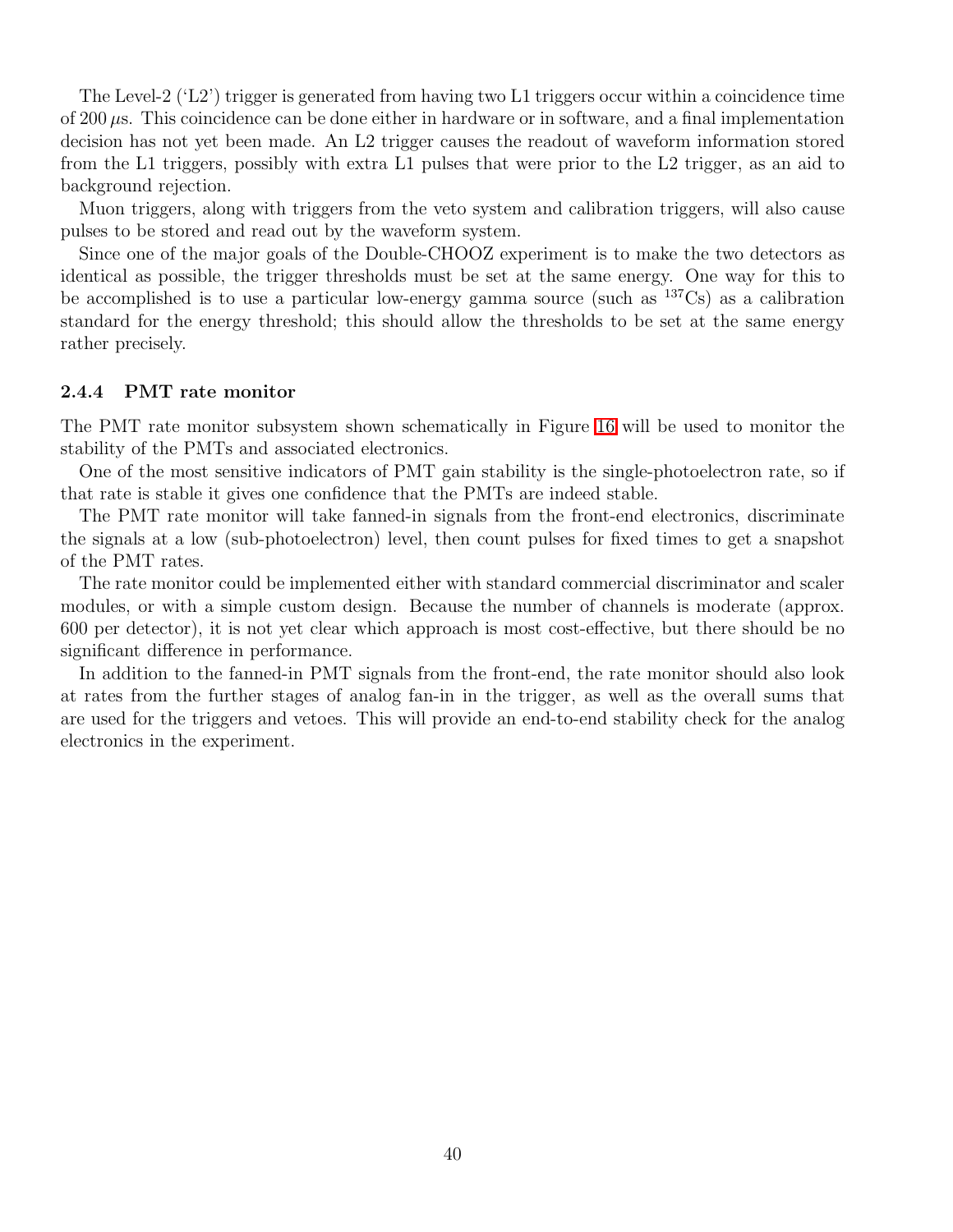The Level-2 ('L2') trigger is generated from having two L1 triggers occur within a coincidence time of 200 $\mu$s. This coincidence can be done either in hardware or in software, and a final implementation decision has not yet been made. An L2 trigger causes the readout of waveform information stored from the L1 triggers, possibly with extra L1 pulses that were prior to the L2 trigger, as an aid to background rejection.

Muon triggers, along with triggers from the veto system and calibration triggers, will also cause pulses to be stored and read out by the waveform system.

Since one of the major goals of the Double-CHOOZ experiment is to make the two detectors as identical as possible, the trigger thresholds must be set at the same energy. One way for this to be accomplished is to use a particular low-energy gamma source (such as $^{137}$Cs) as a calibration standard for the energy threshold; this should allow the thresholds to be set at the same energy rather precisely.

### 2.4.4 PMT rate monitor

The PMT rate monitor subsystem shown schematically in Figure 16 will be used to monitor the stability of the PMTs and associated electronics.

One of the most sensitive indicators of PMT gain stability is the single-photoelectron rate, so if that rate is stable it gives one confidence that the PMTs are indeed stable.

The PMT rate monitor will take fanned-in signals from the front-end electronics, discriminate the signals at a low (sub-photoelectron) level, then count pulses for fixed times to get a snapshot of the PMT rates.

The rate monitor could be implemented either with standard commercial discriminator and scaler modules, or with a simple custom design. Because the number of channels is moderate (approx. 600 per detector), it is not yet clear which approach is most cost-effective, but there should be no significant difference in performance.

In addition to the fanned-in PMT signals from the front-end, the rate monitor should also look at rates from the further stages of analog fan-in in the trigger, as well as the overall sums that are used for the triggers and vetoes. This will provide an end-to-end stability check for the analog electronics in the experiment.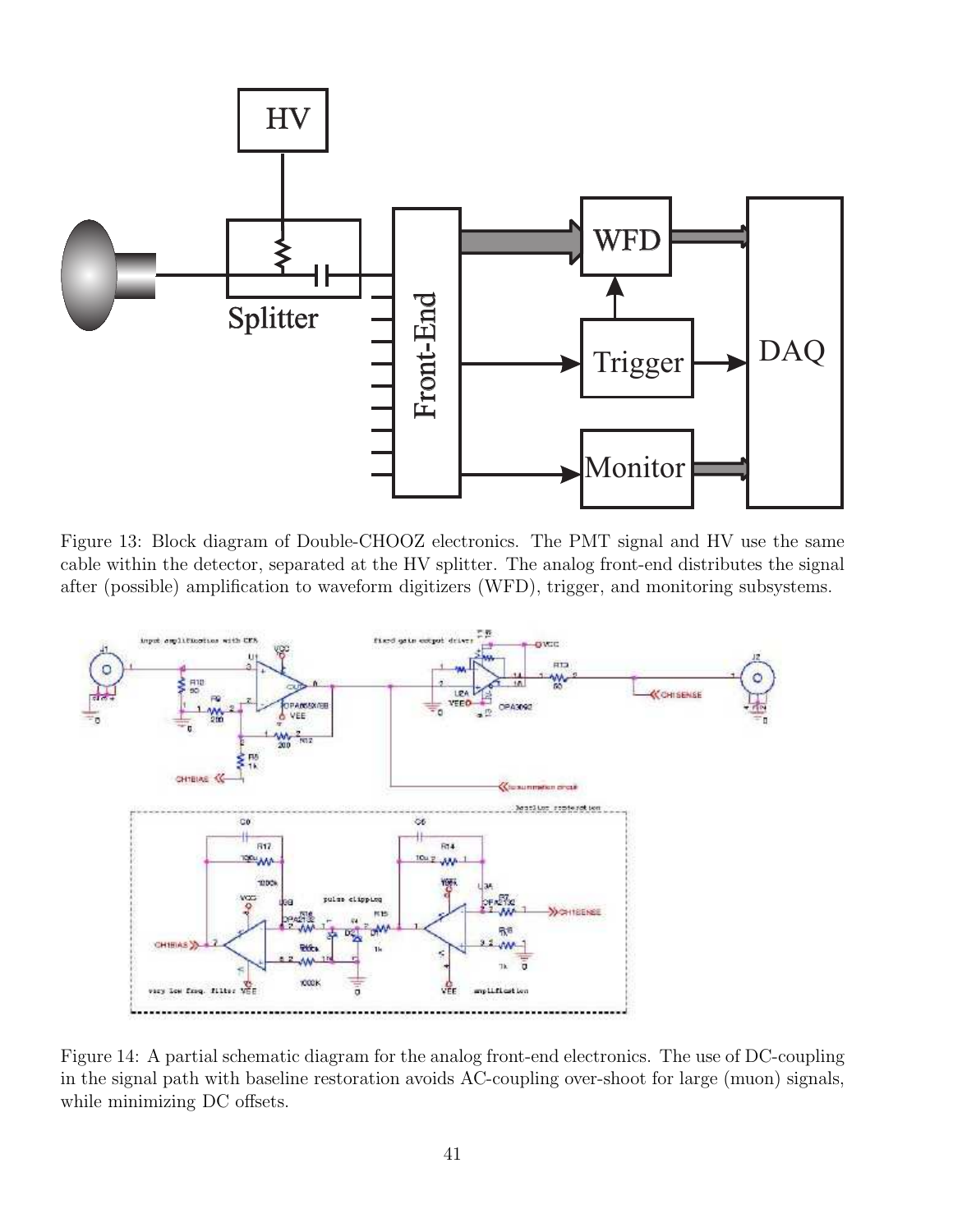Figure 13: Block diagram of Double-CHOOZ electronics. The PMT signal and HV use the same cable within the detector, separated at the HV splitter. The analog front-end distributes the signal after (possible) amplification to waveform digitizers (WFD), trigger, and monitoring subsystems.

Figure 14: A partial schematic diagram for the analog front-end electronics. The use of DC-coupling in the signal path with baseline restoration avoids AC-coupling over-shoot for large (muon) signals, while minimizing DC offsets.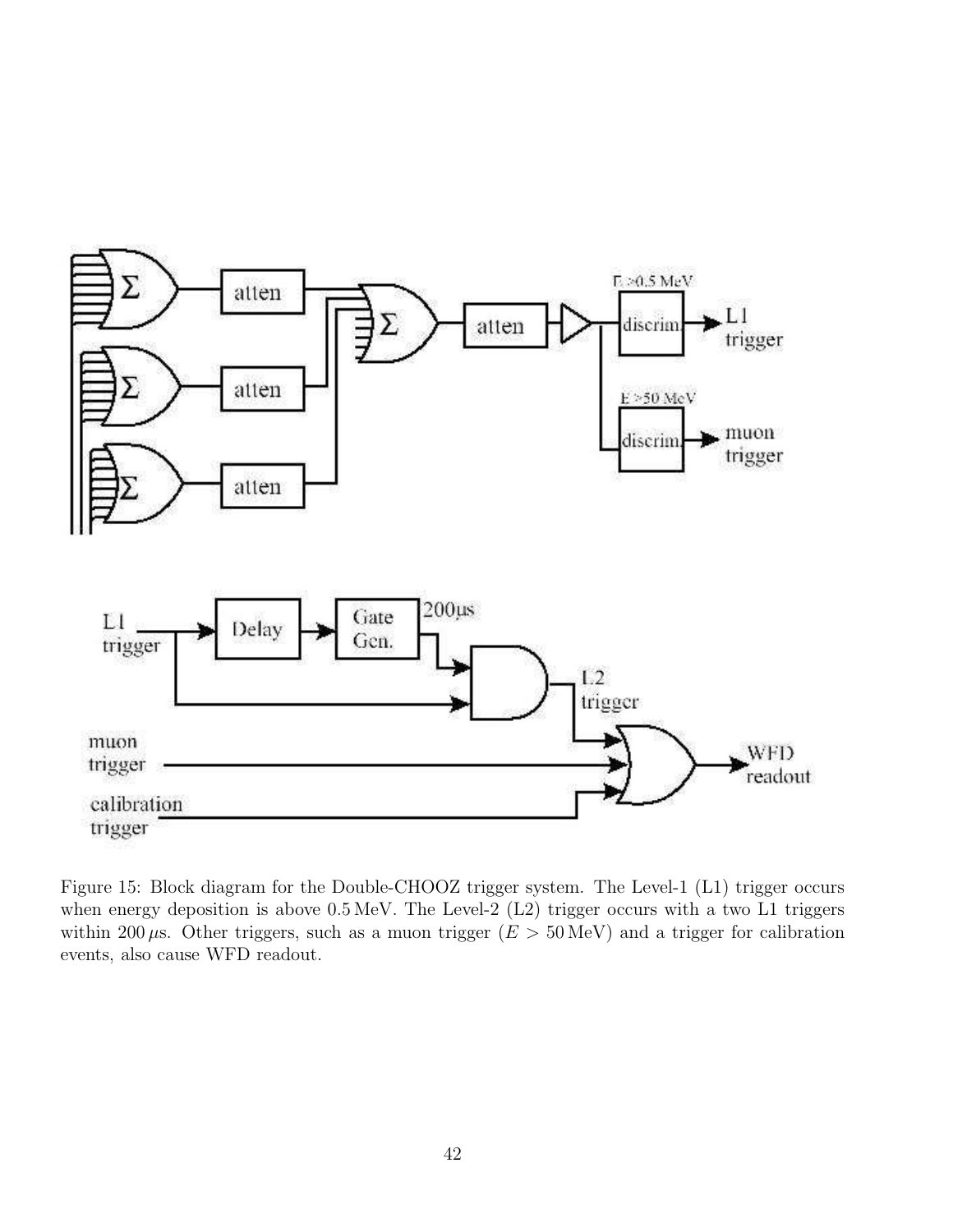Figure 15: Block diagram for the Double-CHOOZ trigger system. The Level-1 (L1) trigger occurs when energy deposition is above 0.5 MeV. The Level-2 (L2) trigger occurs with a two L1 triggers within 200 $\mu$s. Other triggers, such as a muon trigger ($E > 50$ MeV) and a trigger for calibration events, also cause WFD readout.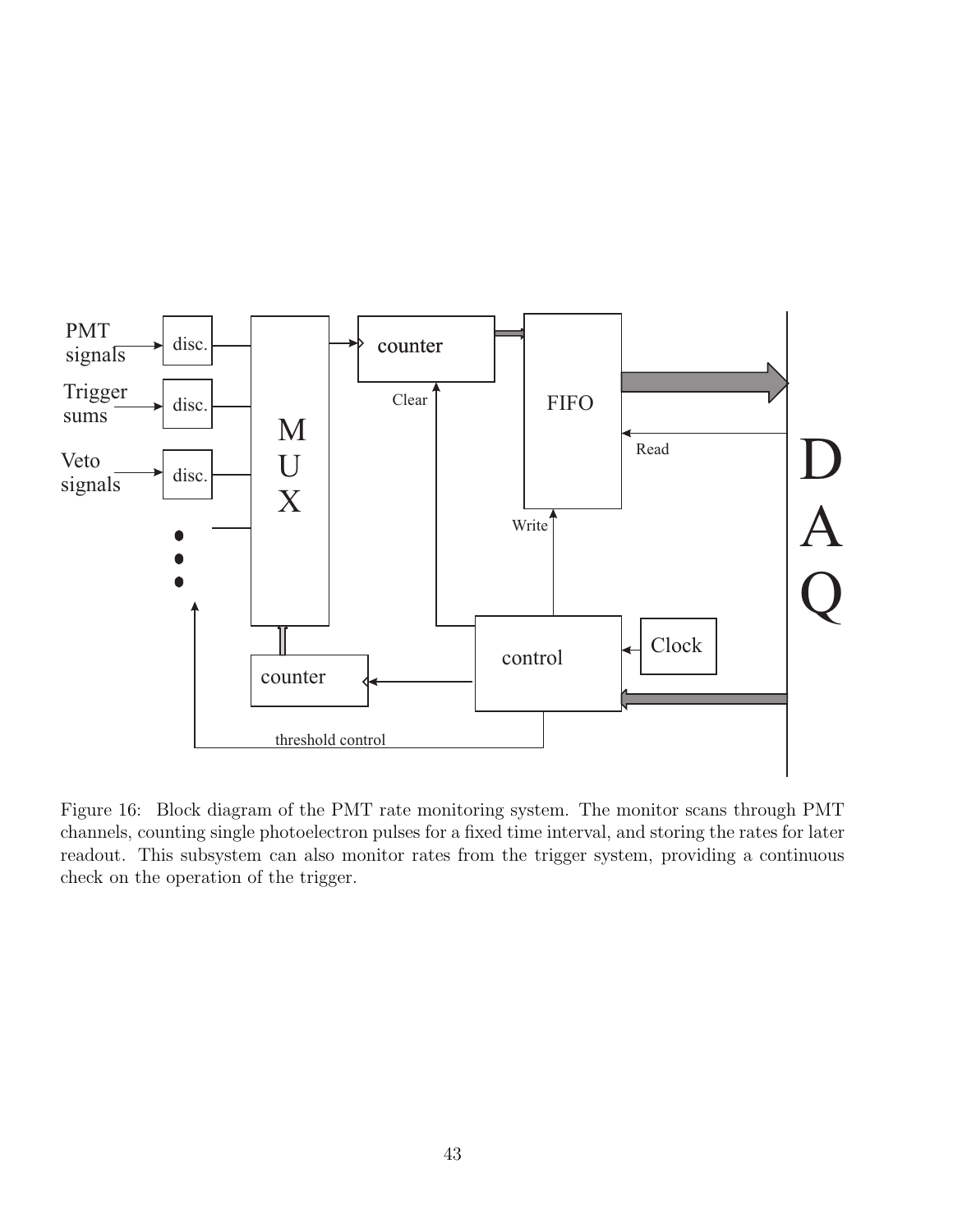Figure 16: Block diagram of the PMT rate monitoring system. The monitor scans through PMT channels, counting single photoelectron pulses for a fixed time interval, and storing the rates for later readout. This subsystem can also monitor rates from the trigger system, providing a continuous check on the operation of the trigger.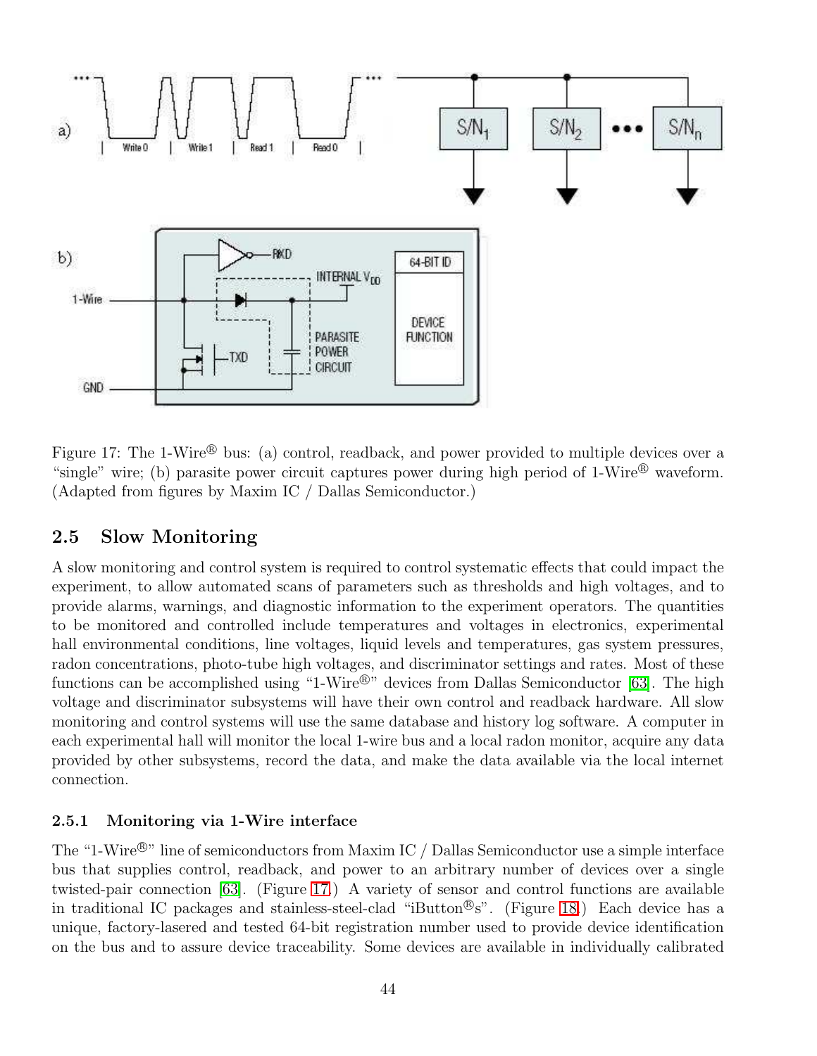Figure 17: The 1-Wire® bus: (a) control, readback, and power provided to multiple devices over a "single" wire; (b) parasite power circuit captures power during high period of 1-Wire® waveform. (Adapted from figures by Maxim IC / Dallas Semiconductor.)

## 2.5 Slow Monitoring

A slow monitoring and control system is required to control systematic effects that could impact the experiment, to allow automated scans of parameters such as thresholds and high voltages, and to provide alarms, warnings, and diagnostic information to the experiment operators. The quantities to be monitored and controlled include temperatures and voltages in electronics, experimental hall environmental conditions, line voltages, liquid levels and temperatures, gas system pressures, radon concentrations, photo-tube high voltages, and discriminator settings and rates. Most of these functions can be accomplished using "1-Wire®" devices from Dallas Semiconductor [63]. The high voltage and discriminator subsystems will have their own control and readback hardware. All slow monitoring and control systems will use the same database and history log software. A computer in each experimental hall will monitor the local 1-wire bus and a local radon monitor, acquire any data provided by other subsystems, record the data, and make the data available via the local internet connection.

### 2.5.1 Monitoring via 1-Wire interface

The "1-Wire®" line of semiconductors from Maxim IC / Dallas Semiconductor use a simple interface bus that supplies control, readback, and power to an arbitrary number of devices over a single twisted-pair connection [63]. (Figure 17.) A variety of sensor and control functions are available in traditional IC packages and stainless-steel-clad "iButton®s". (Figure 18.) Each device has a unique, factory-lasered and tested 64-bit registration number used to provide device identification on the bus and to assure device traceability. Some devices are available in individually calibrated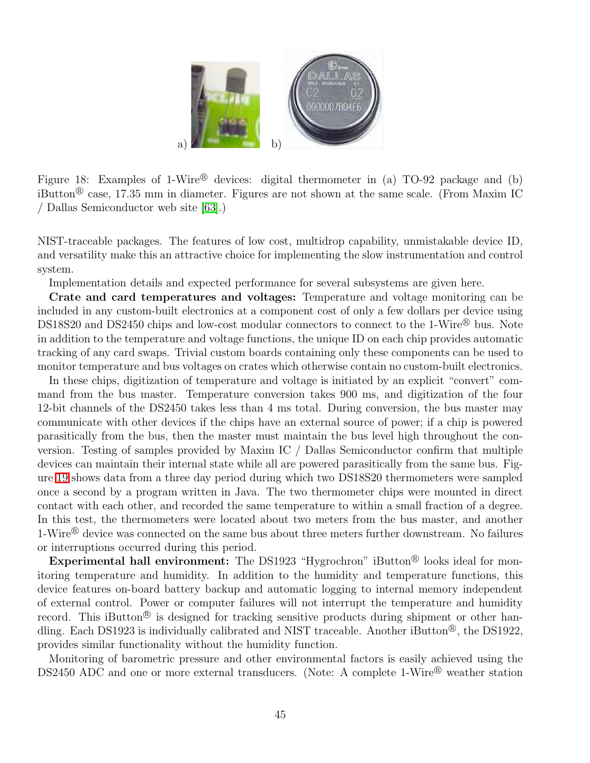a) b)

Figure 18: Examples of 1-Wire® devices: digital thermometer in (a) TO-92 package and (b) iButton® case, 17.35 mm in diameter. Figures are not shown at the same scale. (From Maxim IC / Dallas Semiconductor web site [63].)

NIST-traceable packages. The features of low cost, multidrop capability, unmistakable device ID, and versatility make this an attractive choice for implementing the slow instrumentation and control system.

Implementation details and expected performance for several subsystems are given here.

**Crate and card temperatures and voltages:** Temperature and voltage monitoring can be included in any custom-built electronics at a component cost of only a few dollars per device using DS18S20 and DS2450 chips and low-cost modular connectors to connect to the 1-Wire® bus. Note in addition to the temperature and voltage functions, the unique ID on each chip provides automatic tracking of any card swaps. Trivial custom boards containing only these components can be used to monitor temperature and bus voltages on crates which otherwise contain no custom-built electronics.

In these chips, digitization of temperature and voltage is initiated by an explicit "convert" command from the bus master. Temperature conversion takes 900 ms, and digitization of the four 12-bit channels of the DS2450 takes less than 4 ms total. During conversion, the bus master may communicate with other devices if the chips have an external source of power; if a chip is powered parasitically from the bus, then the master must maintain the bus level high throughout the conversion. Testing of samples provided by Maxim IC / Dallas Semiconductor confirm that multiple devices can maintain their internal state while all are powered parasitically from the same bus. Figure 19 shows data from a three day period during which two DS18S20 thermometers were sampled once a second by a program written in Java. The two thermometer chips were mounted in direct contact with each other, and recorded the same temperature to within a small fraction of a degree. In this test, the thermometers were located about two meters from the bus master, and another 1-Wire® device was connected on the same bus about three meters further downstream. No failures or interruptions occurred during this period.

**Experimental hall environment:** The DS1923 "Hygrochron" iButton® looks ideal for monitoring temperature and humidity. In addition to the humidity and temperature functions, this device features on-board battery backup and automatic logging to internal memory independent of external control. Power or computer failures will not interrupt the temperature and humidity record. This iButton® is designed for tracking sensitive products during shipment or other handling. Each DS1923 is individually calibrated and NIST traceable. Another iButton®, the DS1922, provides similar functionality without the humidity function.

Monitoring of barometric pressure and other environmental factors is easily achieved using the DS2450 ADC and one or more external transducers. (Note: A complete 1-Wire® weather station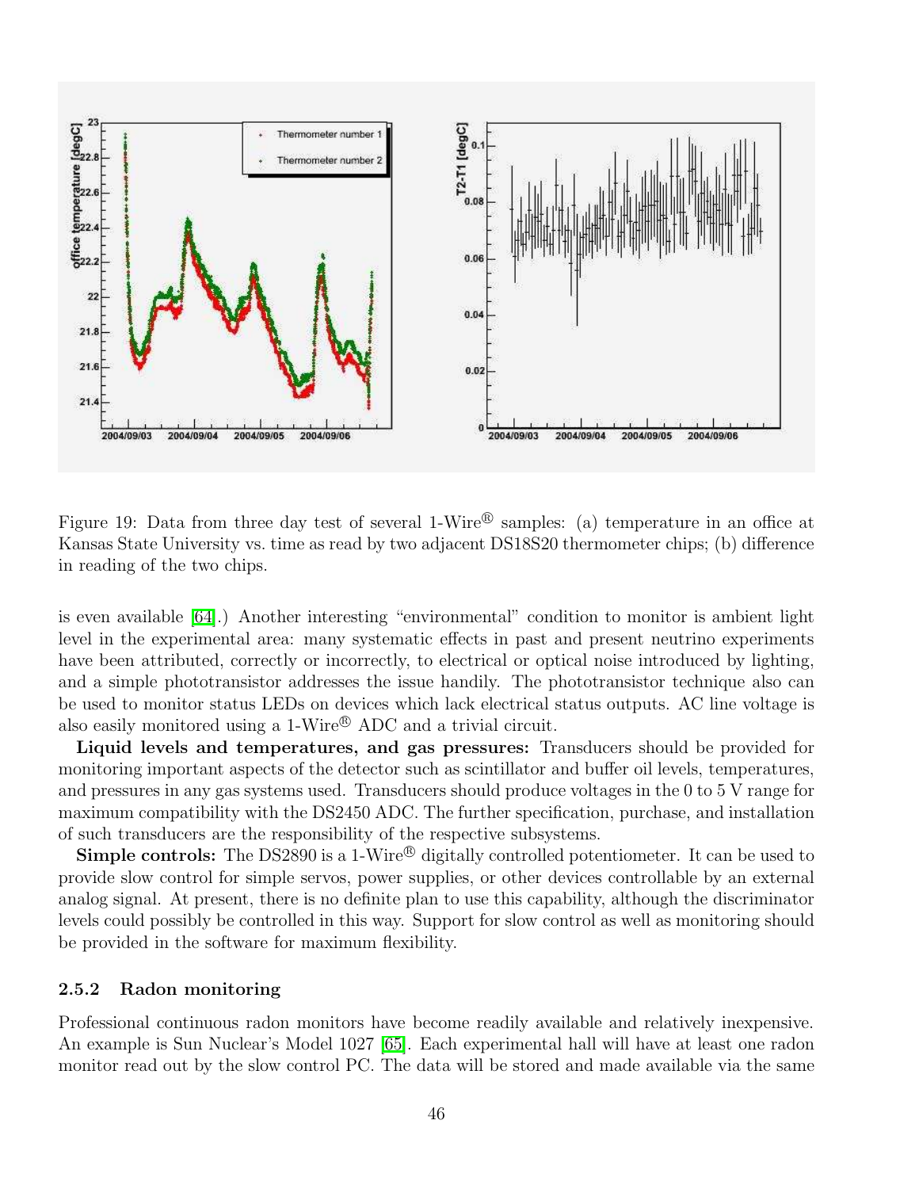Figure 19: Data from three day test of several 1-Wire® samples: (a) temperature in an office at Kansas State University vs. time as read by two adjacent DS18S20 thermometer chips; (b) difference in reading of the two chips.

is even available [64].) Another interesting "environmental" condition to monitor is ambient light level in the experimental area: many systematic effects in past and present neutrino experiments have been attributed, correctly or incorrectly, to electrical or optical noise introduced by lighting, and a simple phototransistor addresses the issue handily. The phototransistor technique also can be used to monitor status LEDs on devices which lack electrical status outputs. AC line voltage is also easily monitored using a 1-Wire® ADC and a trivial circuit.

**Liquid levels and temperatures, and gas pressures:** Transducers should be provided for monitoring important aspects of the detector such as scintillator and buffer oil levels, temperatures, and pressures in any gas systems used. Transducers should produce voltages in the 0 to 5 V range for maximum compatibility with the DS2450 ADC. The further specification, purchase, and installation of such transducers are the responsibility of the respective subsystems.

**Simple controls:** The DS2890 is a 1-Wire® digitally controlled potentiometer. It can be used to provide slow control for simple servos, power supplies, or other devices controllable by an external analog signal. At present, there is no definite plan to use this capability, although the discriminator levels could possibly be controlled in this way. Support for slow control as well as monitoring should be provided in the software for maximum flexibility.

### 2.5.2 Radon monitoring

Professional continuous radon monitors have become readily available and relatively inexpensive. An example is Sun Nuclear's Model 1027 [65]. Each experimental hall will have at least one radon monitor read out by the slow control PC. The data will be stored and made available via the same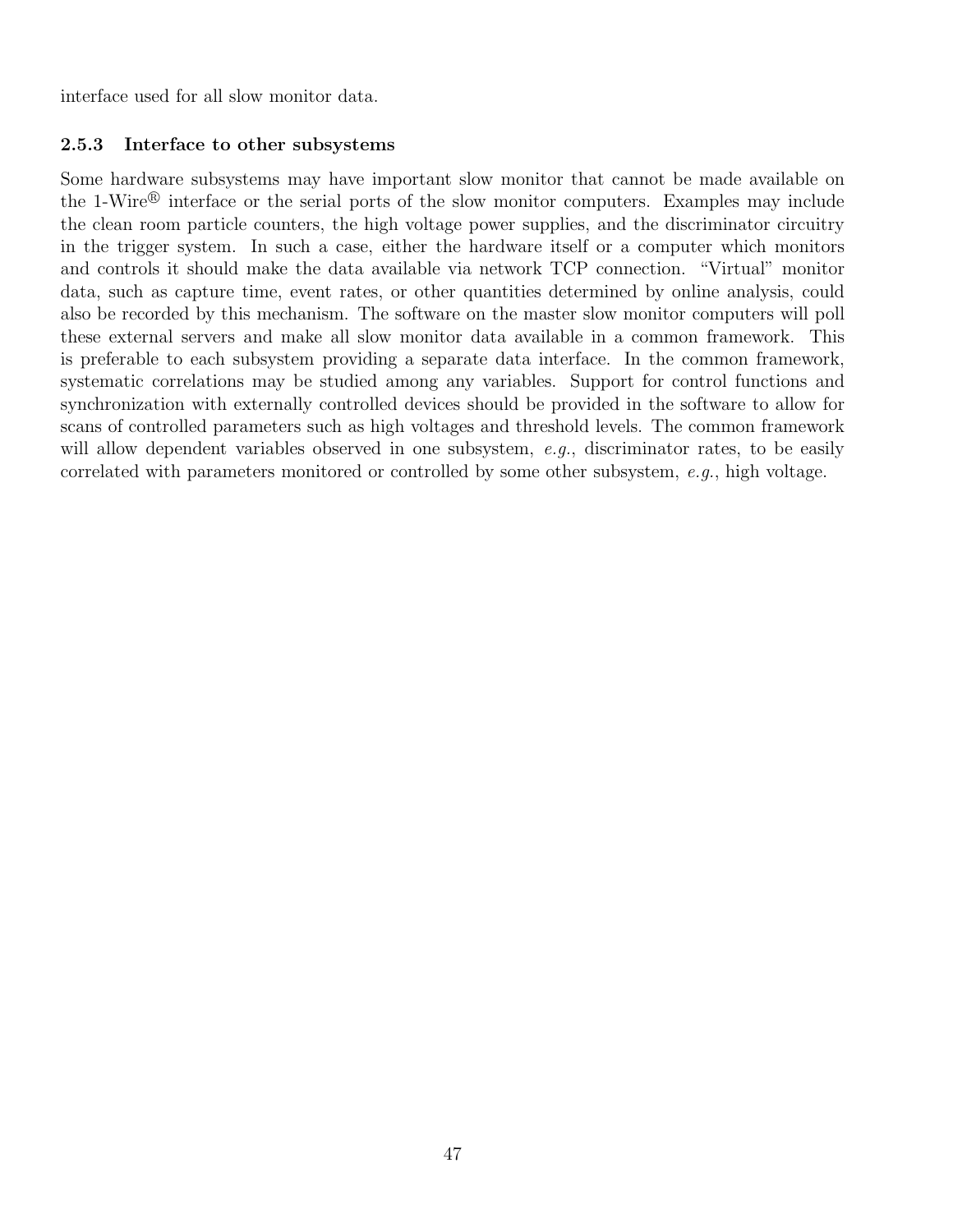interface used for all slow monitor data.

### 2.5.3 Interface to other subsystems

Some hardware subsystems may have important slow monitor that cannot be made available on the 1-Wire® interface or the serial ports of the slow monitor computers. Examples may include the clean room particle counters, the high voltage power supplies, and the discriminator circuitry in the trigger system. In such a case, either the hardware itself or a computer which monitors and controls it should make the data available via network TCP connection. "Virtual" monitor data, such as capture time, event rates, or other quantities determined by online analysis, could also be recorded by this mechanism. The software on the master slow monitor computers will poll these external servers and make all slow monitor data available in a common framework. This is preferable to each subsystem providing a separate data interface. In the common framework, systematic correlations may be studied among any variables. Support for control functions and synchronization with externally controlled devices should be provided in the software to allow for scans of controlled parameters such as high voltages and threshold levels. The common framework will allow dependent variables observed in one subsystem, *e.g.*, discriminator rates, to be easily correlated with parameters monitored or controlled by some other subsystem, *e.g.*, high voltage.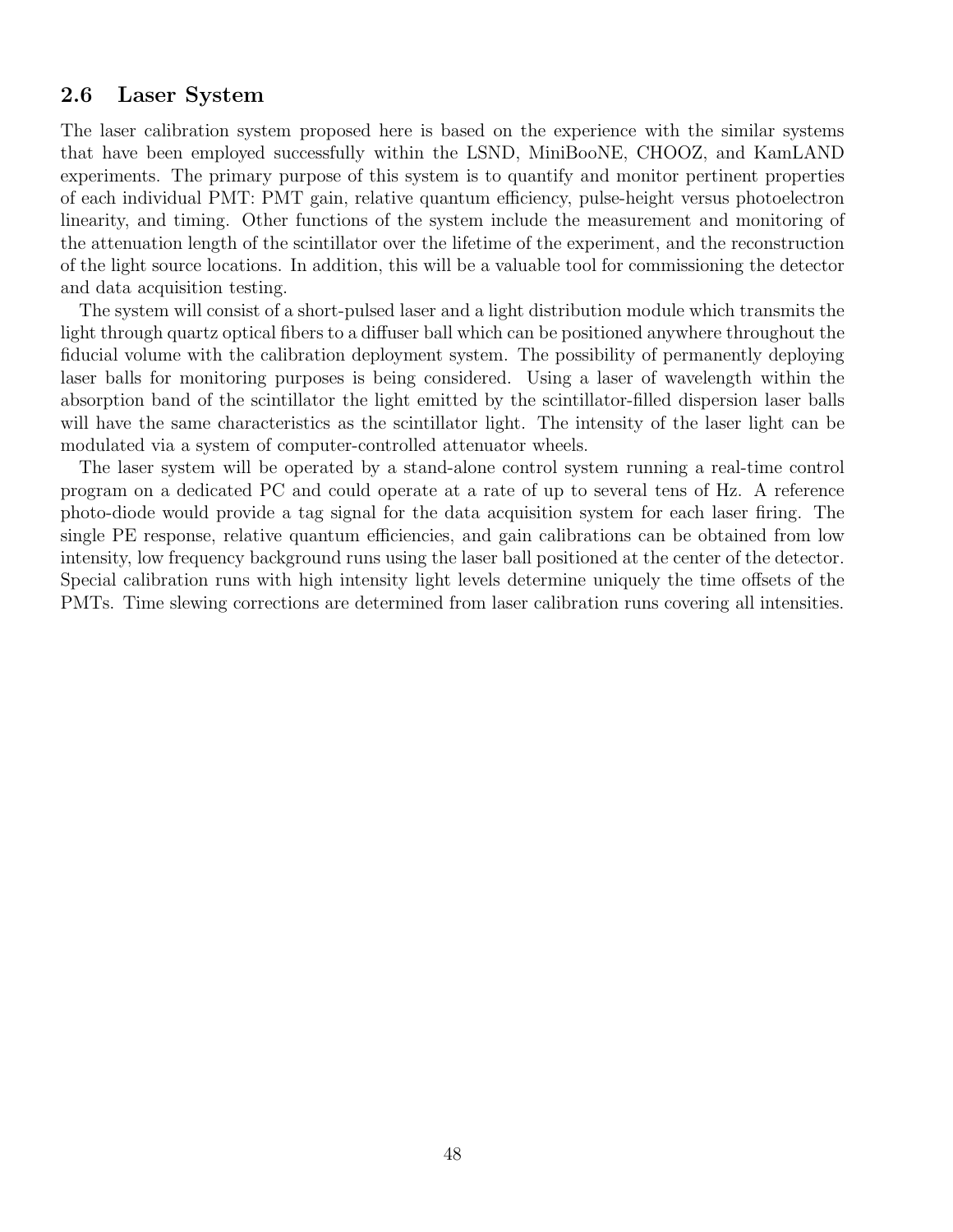## 2.6 Laser System

The laser calibration system proposed here is based on the experience with the similar systems that have been employed successfully within the LSND, MiniBooNE, CHOOZ, and KamLAND experiments. The primary purpose of this system is to quantify and monitor pertinent properties of each individual PMT: PMT gain, relative quantum efficiency, pulse-height versus photoelectron linearity, and timing. Other functions of the system include the measurement and monitoring of the attenuation length of the scintillator over the lifetime of the experiment, and the reconstruction of the light source locations. In addition, this will be a valuable tool for commissioning the detector and data acquisition testing.

The system will consist of a short-pulsed laser and a light distribution module which transmits the light through quartz optical fibers to a diffuser ball which can be positioned anywhere throughout the fiducial volume with the calibration deployment system. The possibility of permanently deploying laser balls for monitoring purposes is being considered. Using a laser of wavelength within the absorption band of the scintillator the light emitted by the scintillator-filled dispersion laser balls will have the same characteristics as the scintillator light. The intensity of the laser light can be modulated via a system of computer-controlled attenuator wheels.

The laser system will be operated by a stand-alone control system running a real-time control program on a dedicated PC and could operate at a rate of up to several tens of Hz. A reference photo-diode would provide a tag signal for the data acquisition system for each laser firing. The single PE response, relative quantum efficiencies, and gain calibrations can be obtained from low intensity, low frequency background runs using the laser ball positioned at the center of the detector. Special calibration runs with high intensity light levels determine uniquely the time offsets of the PMTs. Time slewing corrections are determined from laser calibration runs covering all intensities.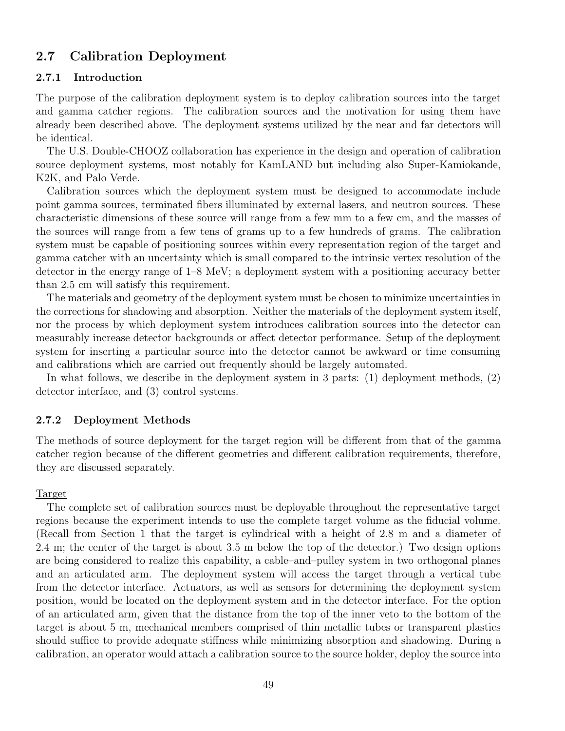## 2.7 Calibration Deployment

### 2.7.1 Introduction

The purpose of the calibration deployment system is to deploy calibration sources into the target and gamma catcher regions. The calibration sources and the motivation for using them have already been described above. The deployment systems utilized by the near and far detectors will be identical.

The U.S. Double-CHOOZ collaboration has experience in the design and operation of calibration source deployment systems, most notably for KamLAND but including also Super-Kamiokande, K2K, and Palo Verde.

Calibration sources which the deployment system must be designed to accommodate include point gamma sources, terminated fibers illuminated by external lasers, and neutron sources. These characteristic dimensions of these source will range from a few mm to a few cm, and the masses of the sources will range from a few tens of grams up to a few hundreds of grams. The calibration system must be capable of positioning sources within every representation region of the target and gamma catcher with an uncertainty which is small compared to the intrinsic vertex resolution of the detector in the energy range of 1–8 MeV; a deployment system with a positioning accuracy better than 2.5 cm will satisfy this requirement.

The materials and geometry of the deployment system must be chosen to minimize uncertainties in the corrections for shadowing and absorption. Neither the materials of the deployment system itself, nor the process by which deployment system introduces calibration sources into the detector can measurably increase detector backgrounds or affect detector performance. Setup of the deployment system for inserting a particular source into the detector cannot be awkward or time consuming and calibrations which are carried out frequently should be largely automated.

In what follows, we describe in the deployment system in 3 parts: (1) deployment methods, (2) detector interface, and (3) control systems.

### 2.7.2 Deployment Methods

The methods of source deployment for the target region will be different from that of the gamma catcher region because of the different geometries and different calibration requirements, therefore, they are discussed separately.

Target

The complete set of calibration sources must be deployable throughout the representative target regions because the experiment intends to use the complete target volume as the fiducial volume. (Recall from Section 1 that the target is cylindrical with a height of 2.8 m and a diameter of 2.4 m; the center of the target is about 3.5 m below the top of the detector.) Two design options are being considered to realize this capability, a cable–and–pulley system in two orthogonal planes and an articulated arm. The deployment system will access the target through a vertical tube from the detector interface. Actuators, as well as sensors for determining the deployment system position, would be located on the deployment system and in the detector interface. For the option of an articulated arm, given that the distance from the top of the inner veto to the bottom of the target is about 5 m, mechanical members comprised of thin metallic tubes or transparent plastics should suffice to provide adequate stiffness while minimizing absorption and shadowing. During a calibration, an operator would attach a calibration source to the source holder, deploy the source into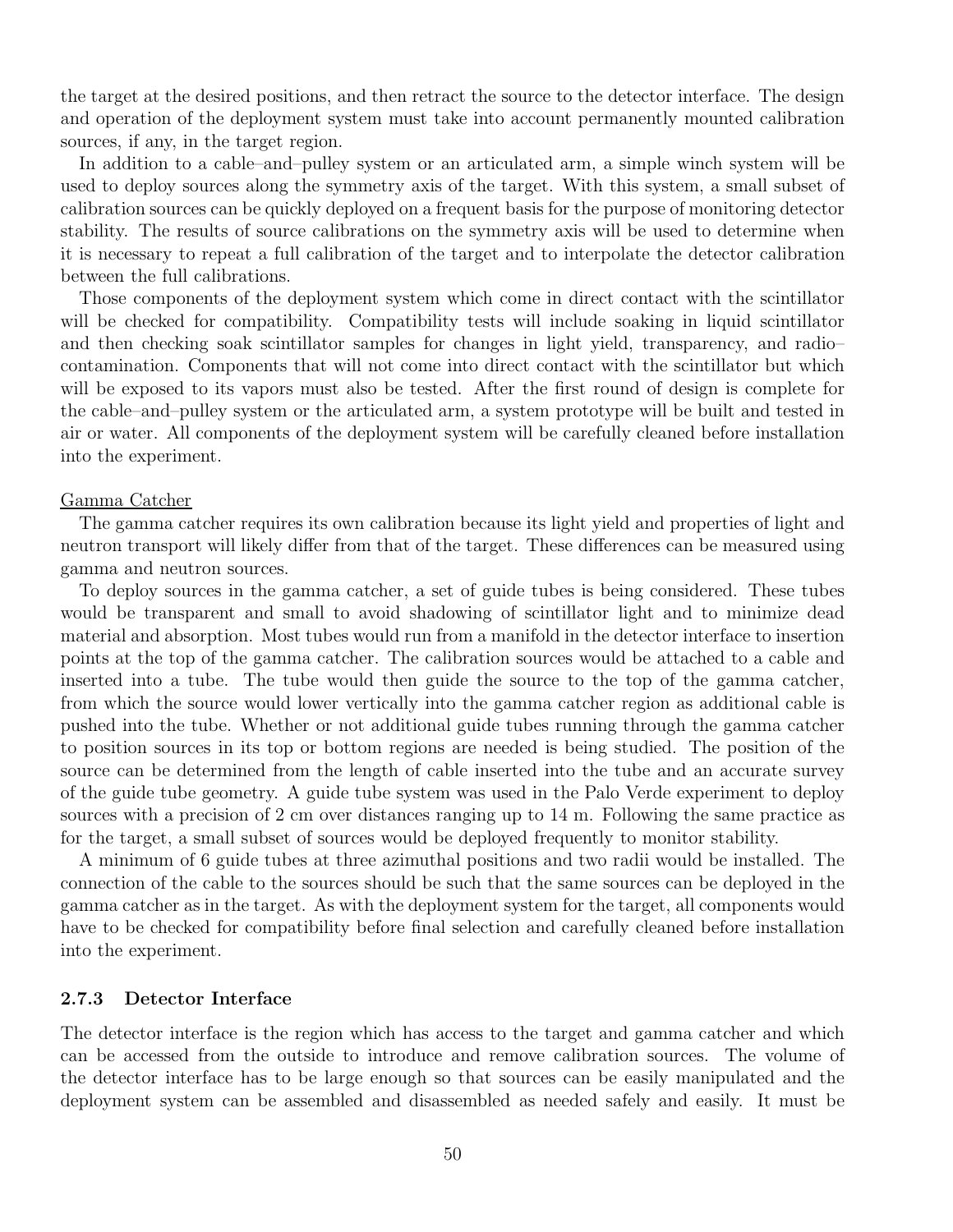the target at the desired positions, and then retract the source to the detector interface. The design and operation of the deployment system must take into account permanently mounted calibration sources, if any, in the target region.

In addition to a cable–and–pulley system or an articulated arm, a simple winch system will be used to deploy sources along the symmetry axis of the target. With this system, a small subset of calibration sources can be quickly deployed on a frequent basis for the purpose of monitoring detector stability. The results of source calibrations on the symmetry axis will be used to determine when it is necessary to repeat a full calibration of the target and to interpolate the detector calibration between the full calibrations.

Those components of the deployment system which come in direct contact with the scintillator will be checked for compatibility. Compatibility tests will include soaking in liquid scintillator and then checking soak scintillator samples for changes in light yield, transparency, and radio–contamination. Components that will not come into direct contact with the scintillator but which will be exposed to its vapors must also be tested. After the first round of design is complete for the cable–and–pulley system or the articulated arm, a system prototype will be built and tested in air or water. All components of the deployment system will be carefully cleaned before installation into the experiment.

Gamma Catcher

The gamma catcher requires its own calibration because its light yield and properties of light and neutron transport will likely differ from that of the target. These differences can be measured using gamma and neutron sources.

To deploy sources in the gamma catcher, a set of guide tubes is being considered. These tubes would be transparent and small to avoid shadowing of scintillator light and to minimize dead material and absorption. Most tubes would run from a manifold in the detector interface to insertion points at the top of the gamma catcher. The calibration sources would be attached to a cable and inserted into a tube. The tube would then guide the source to the top of the gamma catcher, from which the source would lower vertically into the gamma catcher region as additional cable is pushed into the tube. Whether or not additional guide tubes running through the gamma catcher to position sources in its top or bottom regions are needed is being studied. The position of the source can be determined from the length of cable inserted into the tube and an accurate survey of the guide tube geometry. A guide tube system was used in the Palo Verde experiment to deploy sources with a precision of 2 cm over distances ranging up to 14 m. Following the same practice as for the target, a small subset of sources would be deployed frequently to monitor stability.

A minimum of 6 guide tubes at three azimuthal positions and two radii would be installed. The connection of the cable to the sources should be such that the same sources can be deployed in the gamma catcher as in the target. As with the deployment system for the target, all components would have to be checked for compatibility before final selection and carefully cleaned before installation into the experiment.

### 2.7.3 Detector Interface

The detector interface is the region which has access to the target and gamma catcher and which can be accessed from the outside to introduce and remove calibration sources. The volume of the detector interface has to be large enough so that sources can be easily manipulated and the deployment system can be assembled and disassembled as needed safely and easily. It must be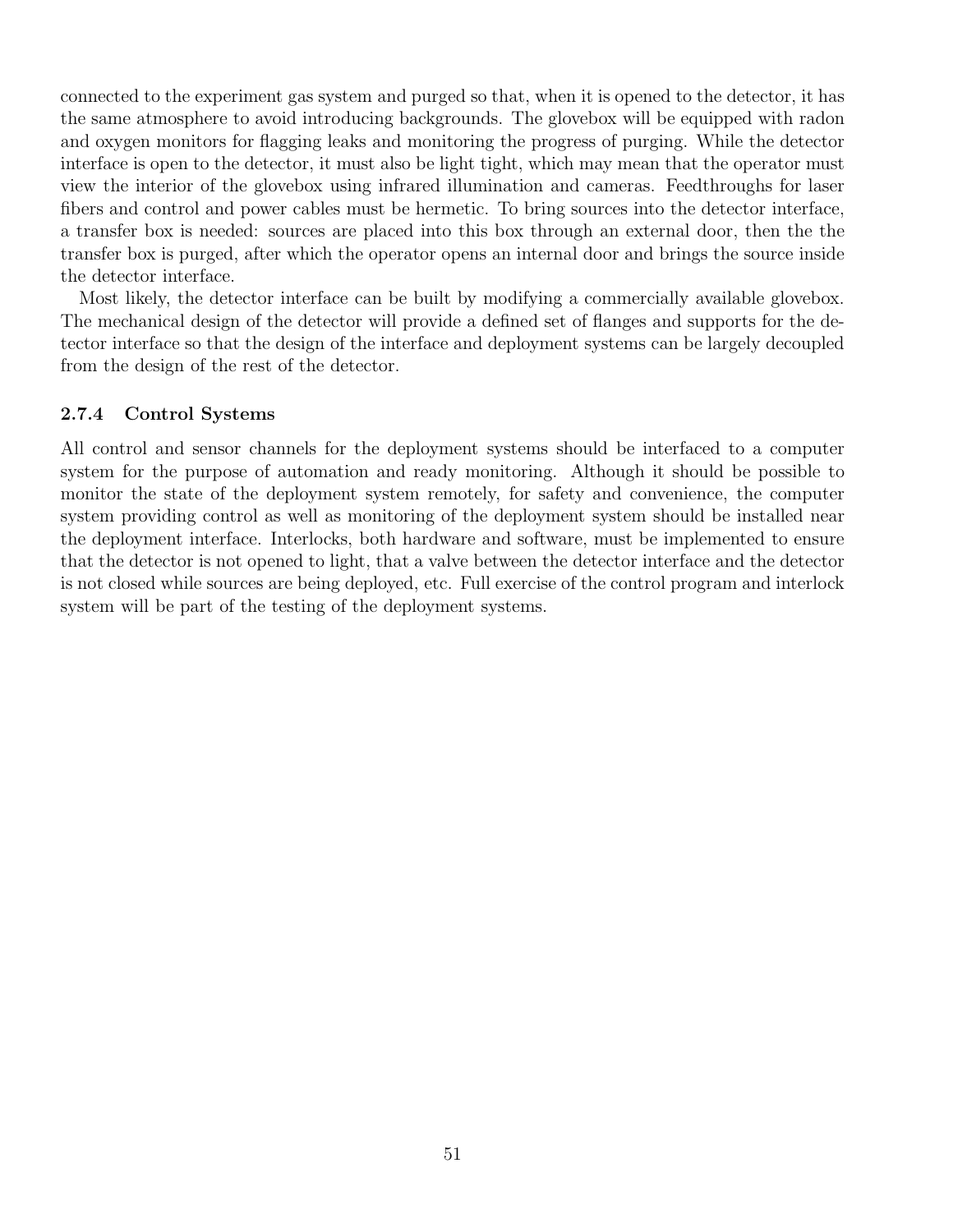connected to the experiment gas system and purged so that, when it is opened to the detector, it has the same atmosphere to avoid introducing backgrounds. The glovebox will be equipped with radon and oxygen monitors for flagging leaks and monitoring the progress of purging. While the detector interface is open to the detector, it must also be light tight, which may mean that the operator must view the interior of the glovebox using infrared illumination and cameras. Feedthroughs for laser fibers and control and power cables must be hermetic. To bring sources into the detector interface, a transfer box is needed: sources are placed into this box through an external door, then the the transfer box is purged, after which the operator opens an internal door and brings the source inside the detector interface.

Most likely, the detector interface can be built by modifying a commercially available glovebox. The mechanical design of the detector will provide a defined set of flanges and supports for the detector interface so that the design of the interface and deployment systems can be largely decoupled from the design of the rest of the detector.

### 2.7.4 Control Systems

All control and sensor channels for the deployment systems should be interfaced to a computer system for the purpose of automation and ready monitoring. Although it should be possible to monitor the state of the deployment system remotely, for safety and convenience, the computer system providing control as well as monitoring of the deployment system should be installed near the deployment interface. Interlocks, both hardware and software, must be implemented to ensure that the detector is not opened to light, that a valve between the detector interface and the detector is not closed while sources are being deployed, etc. Full exercise of the control program and interlock system will be part of the testing of the deployment systems.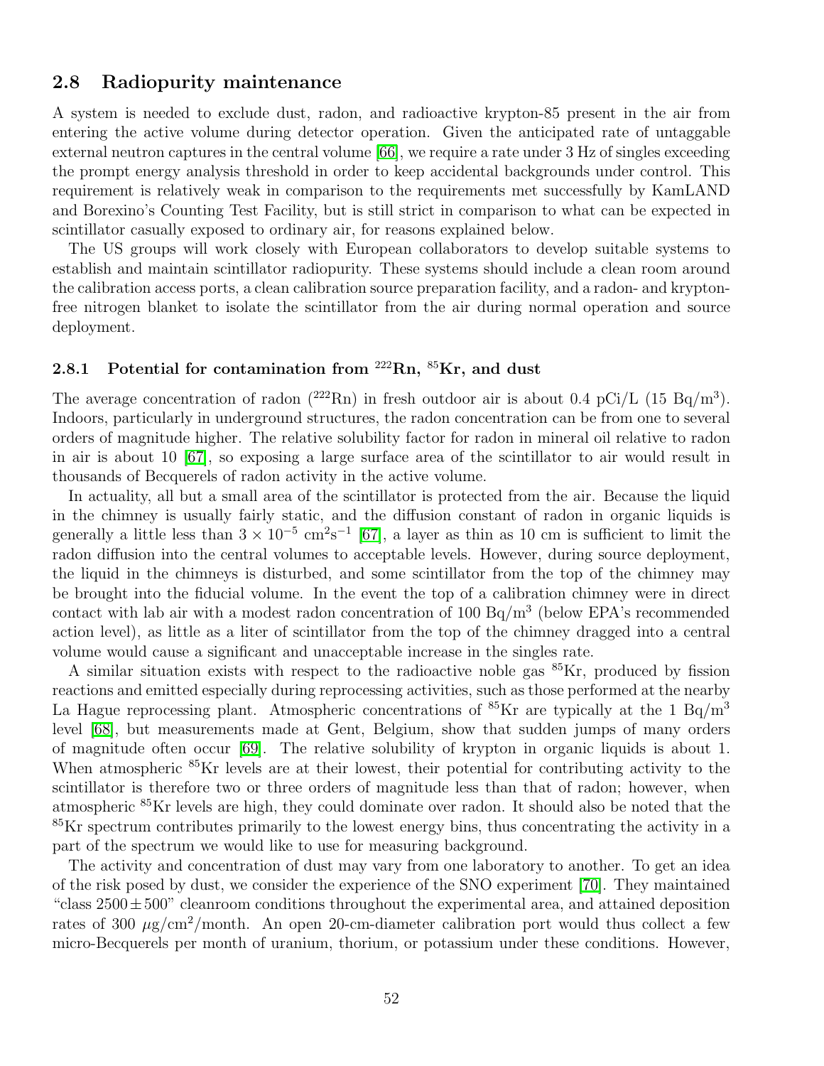## 2.8 Radiopurity maintenance

A system is needed to exclude dust, radon, and radioactive krypton-85 present in the air from entering the active volume during detector operation. Given the anticipated rate of untaggable external neutron captures in the central volume [66], we require a rate under 3 Hz of singles exceeding the prompt energy analysis threshold in order to keep accidental backgrounds under control. This requirement is relatively weak in comparison to the requirements met successfully by KamLAND and Borexino's Counting Test Facility, but is still strict in comparison to what can be expected in scintillator casually exposed to ordinary air, for reasons explained below.

The US groups will work closely with European collaborators to develop suitable systems to establish and maintain scintillator radiopurity. These systems should include a clean room around the calibration access ports, a clean calibration source preparation facility, and a radon- and krypton-free nitrogen blanket to isolate the scintillator from the air during normal operation and source deployment.

### 2.8.1 Potential for contamination from $^{222}$Rn, $^{85}$Kr, and dust

The average concentration of radon ($^{222}$Rn) in fresh outdoor air is about 0.4 pCi/L (15 Bq/m$^3$). Indoors, particularly in underground structures, the radon concentration can be from one to several orders of magnitude higher. The relative solubility factor for radon in mineral oil relative to radon in air is about 10 [67], so exposing a large surface area of the scintillator to air would result in thousands of Becquerels of radon activity in the active volume.

In actuality, all but a small area of the scintillator is protected from the air. Because the liquid in the chimney is usually fairly static, and the diffusion constant of radon in organic liquids is generally a little less than $3 \times 10^{-5}$ cm$^2$s$^{-1}$ [67], a layer as thin as 10 cm is sufficient to limit the radon diffusion into the central volumes to acceptable levels. However, during source deployment, the liquid in the chimneys is disturbed, and some scintillator from the top of the chimney may be brought into the fiducial volume. In the event the top of a calibration chimney were in direct contact with lab air with a modest radon concentration of 100 Bq/m$^3$ (below EPA's recommended action level), as little as a liter of scintillator from the top of the chimney dragged into a central volume would cause a significant and unacceptable increase in the singles rate.

A similar situation exists with respect to the radioactive noble gas $^{85}$Kr, produced by fission reactions and emitted especially during reprocessing activities, such as those performed at the nearby La Hague reprocessing plant. Atmospheric concentrations of $^{85}$Kr are typically at the 1 Bq/m$^3$ level [68], but measurements made at Gent, Belgium, show that sudden jumps of many orders of magnitude often occur [69]. The relative solubility of krypton in organic liquids is about 1. When atmospheric $^{85}$Kr levels are at their lowest, their potential for contributing activity to the scintillator is therefore two or three orders of magnitude less than that of radon; however, when atmospheric $^{85}$Kr levels are high, they could dominate over radon. It should also be noted that the $^{85}$Kr spectrum contributes primarily to the lowest energy bins, thus concentrating the activity in a part of the spectrum we would like to use for measuring background.

The activity and concentration of dust may vary from one laboratory to another. To get an idea of the risk posed by dust, we consider the experience of the SNO experiment [70]. They maintained "class $2500 \pm 500$" cleanroom conditions throughout the experimental area, and attained deposition rates of 300 $\mu$g/cm$^2$/month. An open 20-cm-diameter calibration port would thus collect a few micro-Becquerels per month of uranium, thorium, or potassium under these conditions. However,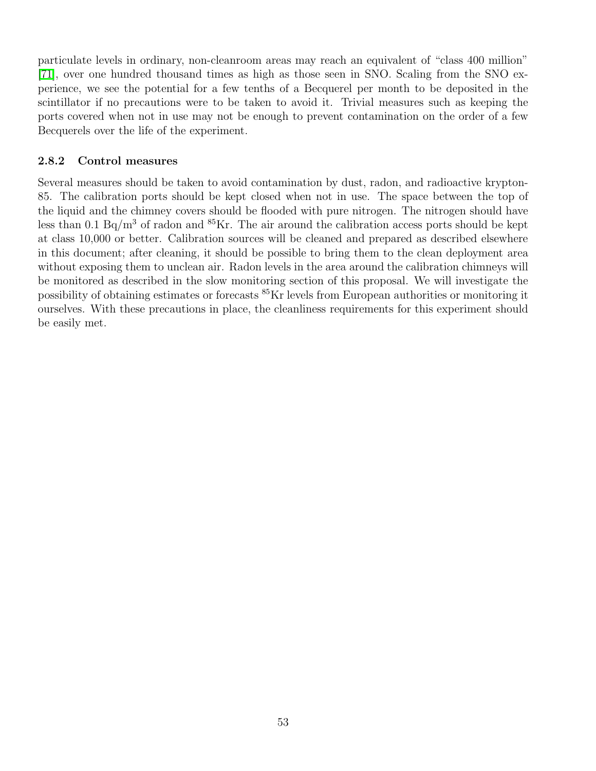particulate levels in ordinary, non-cleanroom areas may reach an equivalent of "class 400 million" [71], over one hundred thousand times as high as those seen in SNO. Scaling from the SNO experience, we see the potential for a few tenths of a Becquerel per month to be deposited in the scintillator if no precautions were to be taken to avoid it. Trivial measures such as keeping the ports covered when not in use may not be enough to prevent contamination on the order of a few Becquerels over the life of the experiment.

### 2.8.2 Control measures

Several measures should be taken to avoid contamination by dust, radon, and radioactive krypton-85. The calibration ports should be kept closed when not in use. The space between the top of the liquid and the chimney covers should be flooded with pure nitrogen. The nitrogen should have less than 0.1 $Bq/m^3$ of radon and $^{85}Kr$. The air around the calibration access ports should be kept at class 10,000 or better. Calibration sources will be cleaned and prepared as described elsewhere in this document; after cleaning, it should be possible to bring them to the clean deployment area without exposing them to unclean air. Radon levels in the area around the calibration chimneys will be monitored as described in the slow monitoring section of this proposal. We will investigate the possibility of obtaining estimates or forecasts $^{85}Kr$ levels from European authorities or monitoring it ourselves. With these precautions in place, the cleanliness requirements for this experiment should be easily met.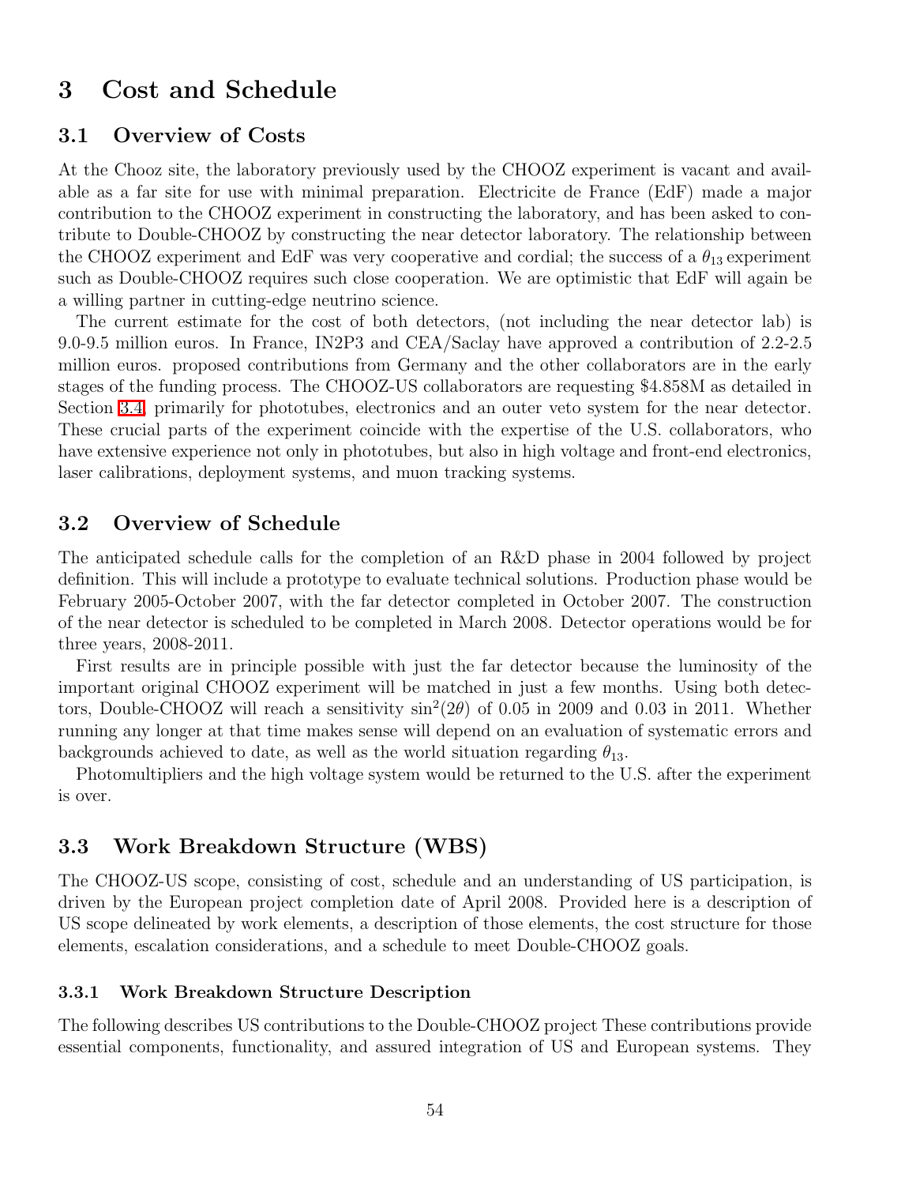# 3 Cost and Schedule

## 3.1 Overview of Costs

At the Chooz site, the laboratory previously used by the CHOOZ experiment is vacant and available as a far site for use with minimal preparation. Electricite de France (EdF) made a major contribution to the CHOOZ experiment in constructing the laboratory, and has been asked to contribute to Double-CHOOZ by constructing the near detector laboratory. The relationship between the CHOOZ experiment and EdF was very cooperative and cordial; the success of a $\theta_{13}$ experiment such as Double-CHOOZ requires such close cooperation. We are optimistic that EdF will again be a willing partner in cutting-edge neutrino science.

The current estimate for the cost of both detectors, (not including the near detector lab) is 9.0-9.5 million euros. In France, IN2P3 and CEA/Saclay have approved a contribution of 2.2-2.5 million euros. proposed contributions from Germany and the other collaborators are in the early stages of the funding process. The CHOOZ-US collaborators are requesting \$4.858M as detailed in Section 3.4, primarily for phototubes, electronics and an outer veto system for the near detector. These crucial parts of the experiment coincide with the expertise of the U.S. collaborators, who have extensive experience not only in phototubes, but also in high voltage and front-end electronics, laser calibrations, deployment systems, and muon tracking systems.

## 3.2 Overview of Schedule

The anticipated schedule calls for the completion of an R&D phase in 2004 followed by project definition. This will include a prototype to evaluate technical solutions. Production phase would be February 2005-October 2007, with the far detector completed in October 2007. The construction of the near detector is scheduled to be completed in March 2008. Detector operations would be for three years, 2008-2011.

First results are in principle possible with just the far detector because the luminosity of the important original CHOOZ experiment will be matched in just a few months. Using both detectors, Double-CHOOZ will reach a sensitivity $\sin^2(2\theta)$ of 0.05 in 2009 and 0.03 in 2011. Whether running any longer at that time makes sense will depend on an evaluation of systematic errors and backgrounds achieved to date, as well as the world situation regarding $\theta_{13}$.

Photomultipliers and the high voltage system would be returned to the U.S. after the experiment is over.

## 3.3 Work Breakdown Structure (WBS)

The CHOOZ-US scope, consisting of cost, schedule and an understanding of US participation, is driven by the European project completion date of April 2008. Provided here is a description of US scope delineated by work elements, a description of those elements, the cost structure for those elements, escalation considerations, and a schedule to meet Double-CHOOZ goals.

### 3.3.1 Work Breakdown Structure Description

The following describes US contributions to the Double-CHOOZ project These contributions provide essential components, functionality, and assured integration of US and European systems. They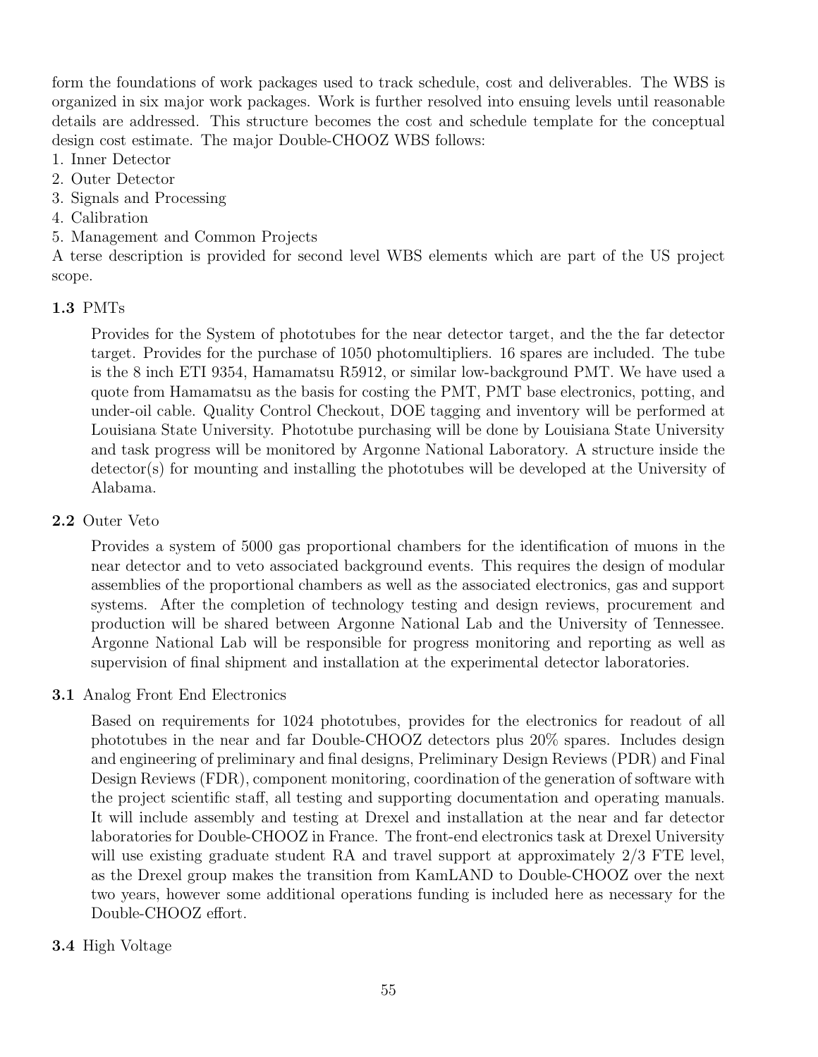form the foundations of work packages used to track schedule, cost and deliverables. The WBS is organized in six major work packages. Work is further resolved into ensuing levels until reasonable details are addressed. This structure becomes the cost and schedule template for the conceptual design cost estimate. The major Double-CHOOZ WBS follows:
1. Inner Detector
2. Outer Detector
3. Signals and Processing
4. Calibration
5. Management and Common Projects

A terse description is provided for second level WBS elements which are part of the US project scope.

**1.3** PMTs

Provides for the System of phototubes for the near detector target, and the the far detector target. Provides for the purchase of 1050 photomultipliers. 16 spares are included. The tube is the 8 inch ETI 9354, Hamamatsu R5912, or similar low-background PMT. We have used a quote from Hamamatsu as the basis for costing the PMT, PMT base electronics, potting, and under-oil cable. Quality Control Checkout, DOE tagging and inventory will be performed at Louisiana State University. Phototube purchasing will be done by Louisiana State University and task progress will be monitored by Argonne National Laboratory. A structure inside the detector(s) for mounting and installing the phototubes will be developed at the University of Alabama.

**2.2** Outer Veto

Provides a system of 5000 gas proportional chambers for the identification of muons in the near detector and to veto associated background events. This requires the design of modular assemblies of the proportional chambers as well as the associated electronics, gas and support systems. After the completion of technology testing and design reviews, procurement and production will be shared between Argonne National Lab and the University of Tennessee. Argonne National Lab will be responsible for progress monitoring and reporting as well as supervision of final shipment and installation at the experimental detector laboratories.

**3.1** Analog Front End Electronics

Based on requirements for 1024 phototubes, provides for the electronics for readout of all phototubes in the near and far Double-CHOOZ detectors plus 20% spares. Includes design and engineering of preliminary and final designs, Preliminary Design Reviews (PDR) and Final Design Reviews (FDR), component monitoring, coordination of the generation of software with the project scientific staff, all testing and supporting documentation and operating manuals. It will include assembly and testing at Drexel and installation at the near and far detector laboratories for Double-CHOOZ in France. The front-end electronics task at Drexel University will use existing graduate student RA and travel support at approximately 2/3 FTE level, as the Drexel group makes the transition from KamLAND to Double-CHOOZ over the next two years, however some additional operations funding is included here as necessary for the Double-CHOOZ effort.

**3.4** High Voltage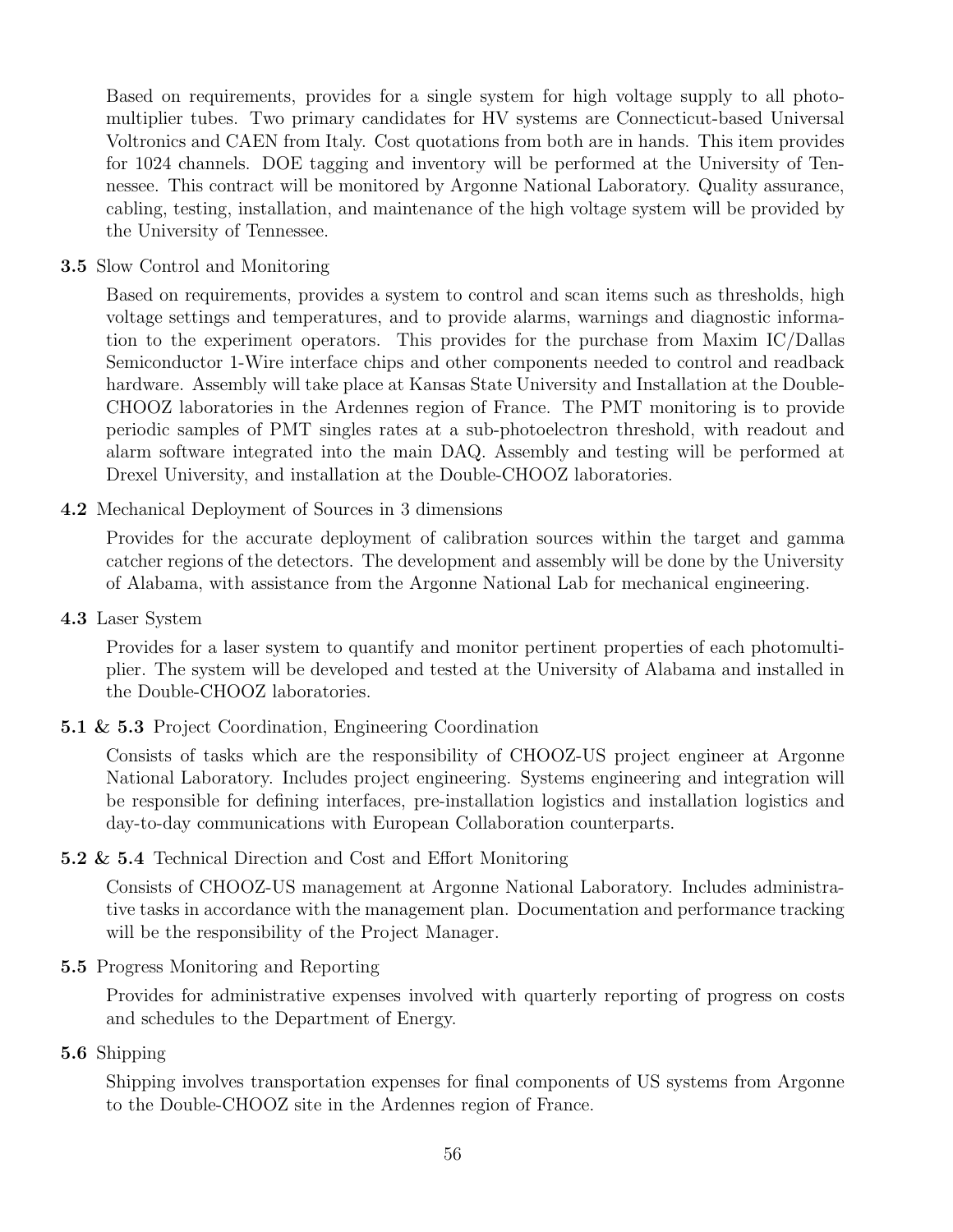Based on requirements, provides for a single system for high voltage supply to all photomultiplier tubes. Two primary candidates for HV systems are Connecticut-based Universal Voltronics and CAEN from Italy. Cost quotations from both are in hands. This item provides for 1024 channels. DOE tagging and inventory will be performed at the University of Tennessee. This contract will be monitored by Argonne National Laboratory. Quality assurance, cabling, testing, installation, and maintenance of the high voltage system will be provided by the University of Tennessee.

**3.5** Slow Control and Monitoring

Based on requirements, provides a system to control and scan items such as thresholds, high voltage settings and temperatures, and to provide alarms, warnings and diagnostic information to the experiment operators. This provides for the purchase from Maxim IC/Dallas Semiconductor 1-Wire interface chips and other components needed to control and readback hardware. Assembly will take place at Kansas State University and Installation at the Double-CHOOZ laboratories in the Ardennes region of France. The PMT monitoring is to provide periodic samples of PMT singles rates at a sub-photoelectron threshold, with readout and alarm software integrated into the main DAQ. Assembly and testing will be performed at Drexel University, and installation at the Double-CHOOZ laboratories.

**4.2** Mechanical Deployment of Sources in 3 dimensions

Provides for the accurate deployment of calibration sources within the target and gamma catcher regions of the detectors. The development and assembly will be done by the University of Alabama, with assistance from the Argonne National Lab for mechanical engineering.

**4.3** Laser System

Provides for a laser system to quantify and monitor pertinent properties of each photomultiplier. The system will be developed and tested at the University of Alabama and installed in the Double-CHOOZ laboratories.

**5.1 & 5.3** Project Coordination, Engineering Coordination

Consists of tasks which are the responsibility of CHOOZ-US project engineer at Argonne National Laboratory. Includes project engineering. Systems engineering and integration will be responsible for defining interfaces, pre-installation logistics and installation logistics and day-to-day communications with European Collaboration counterparts.

**5.2 & 5.4** Technical Direction and Cost and Effort Monitoring

Consists of CHOOZ-US management at Argonne National Laboratory. Includes administrative tasks in accordance with the management plan. Documentation and performance tracking will be the responsibility of the Project Manager.

**5.5** Progress Monitoring and Reporting

Provides for administrative expenses involved with quarterly reporting of progress on costs and schedules to the Department of Energy.

**5.6** Shipping

Shipping involves transportation expenses for final components of US systems from Argonne to the Double-CHOOZ site in the Ardennes region of France.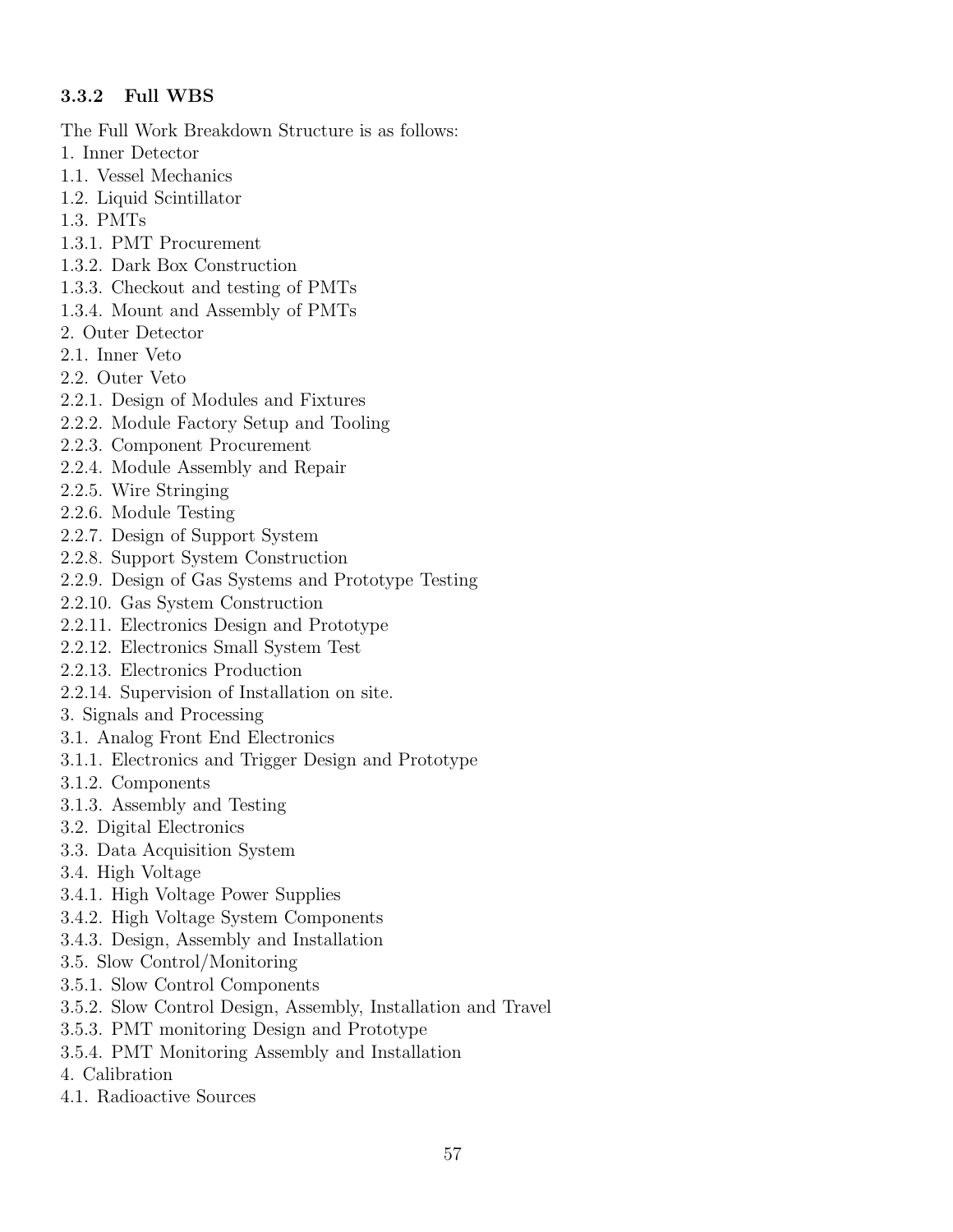### 3.3.2 Full WBS

The Full Work Breakdown Structure is as follows:

1. Inner Detector
1.1. Vessel Mechanics
1.2. Liquid Scintillator
1.3. PMTs
1.3.1. PMT Procurement
1.3.2. Dark Box Construction
1.3.3. Checkout and testing of PMTs
1.3.4. Mount and Assembly of PMTs
2. Outer Detector
2.1. Inner Veto
2.2. Outer Veto
2.2.1. Design of Modules and Fixtures
2.2.2. Module Factory Setup and Tooling
2.2.3. Component Procurement
2.2.4. Module Assembly and Repair
2.2.5. Wire Stringing
2.2.6. Module Testing
2.2.7. Design of Support System
2.2.8. Support System Construction
2.2.9. Design of Gas Systems and Prototype Testing
2.2.10. Gas System Construction
2.2.11. Electronics Design and Prototype
2.2.12. Electronics Small System Test
2.2.13. Electronics Production
2.2.14. Supervision of Installation on site.
3. Signals and Processing
3.1. Analog Front End Electronics
3.1.1. Electronics and Trigger Design and Prototype
3.1.2. Components
3.1.3. Assembly and Testing
3.2. Digital Electronics
3.3. Data Acquisition System
3.4. High Voltage
3.4.1. High Voltage Power Supplies
3.4.2. High Voltage System Components
3.4.3. Design, Assembly and Installation
3.5. Slow Control/Monitoring
3.5.1. Slow Control Components
3.5.2. Slow Control Design, Assembly, Installation and Travel
3.5.3. PMT monitoring Design and Prototype
3.5.4. PMT Monitoring Assembly and Installation
4. Calibration
4.1. Radioactive Sources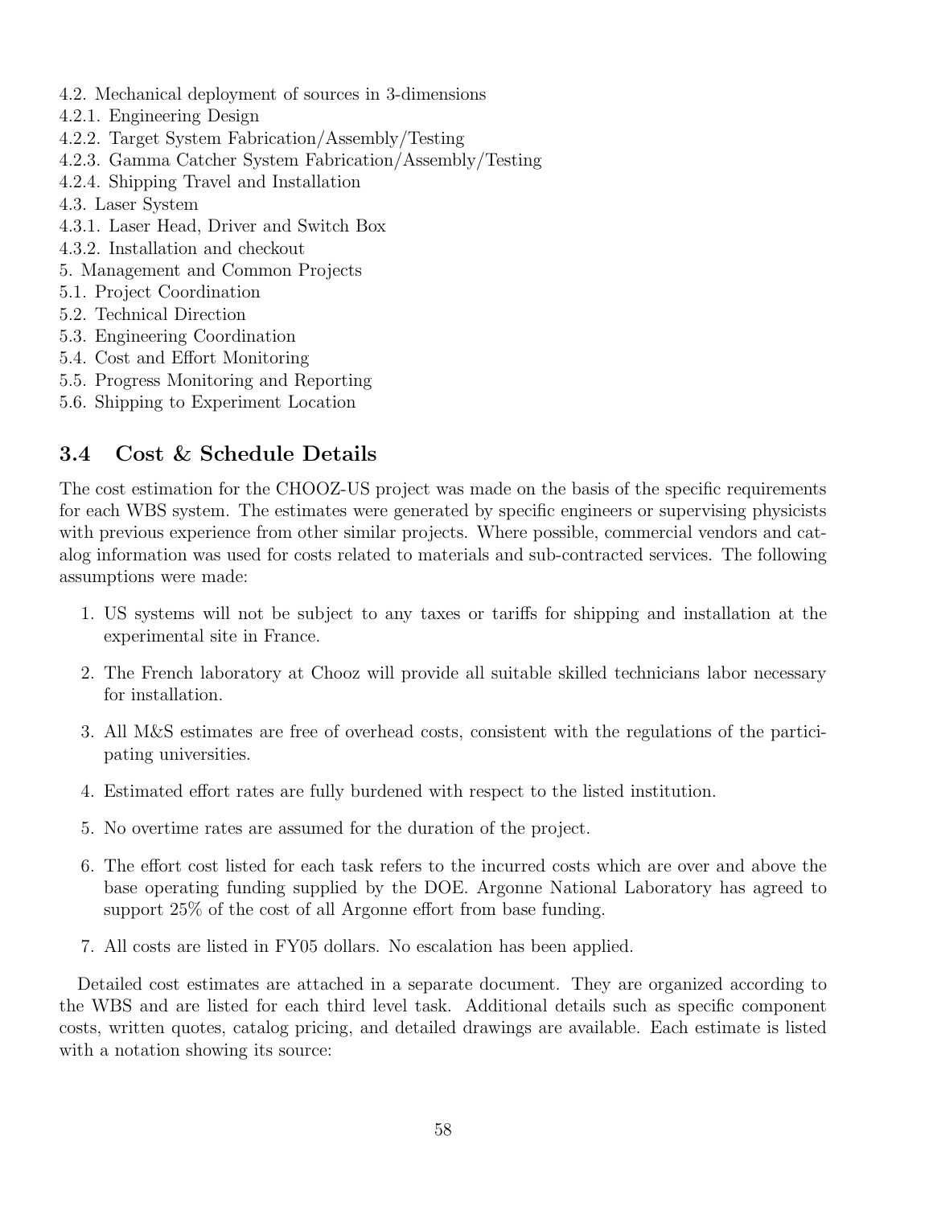4.2. Mechanical deployment of sources in 3-dimensions
4.2.1. Engineering Design
4.2.2. Target System Fabrication/Assembly/Testing
4.2.3. Gamma Catcher System Fabrication/Assembly/Testing
4.2.4. Shipping Travel and Installation
4.3. Laser System
4.3.1. Laser Head, Driver and Switch Box
4.3.2. Installation and checkout
5. Management and Common Projects
5.1. Project Coordination
5.2. Technical Direction
5.3. Engineering Coordination
5.4. Cost and Effort Monitoring
5.5. Progress Monitoring and Reporting
5.6. Shipping to Experiment Location

### 3.4 Cost & Schedule Details

The cost estimation for the CHOOZ-US project was made on the basis of the specific requirements for each WBS system. The estimates were generated by specific engineers or supervising physicists with previous experience from other similar projects. Where possible, commercial vendors and catalog information was used for costs related to materials and sub-contracted services. The following assumptions were made:

1. US systems will not be subject to any taxes or tariffs for shipping and installation at the experimental site in France.
2. The French laboratory at Chooz will provide all suitable skilled technicians labor necessary for installation.
3. All M&S estimates are free of overhead costs, consistent with the regulations of the participating universities.
4. Estimated effort rates are fully burdened with respect to the listed institution.
5. No overtime rates are assumed for the duration of the project.
6. The effort cost listed for each task refers to the incurred costs which are over and above the base operating funding supplied by the DOE. Argonne National Laboratory has agreed to support 25% of the cost of all Argonne effort from base funding.
7. All costs are listed in FY05 dollars. No escalation has been applied.

Detailed cost estimates are attached in a separate document. They are organized according to the WBS and are listed for each third level task. Additional details such as specific component costs, written quotes, catalog pricing, and detailed drawings are available. Each estimate is listed with a notation showing its source: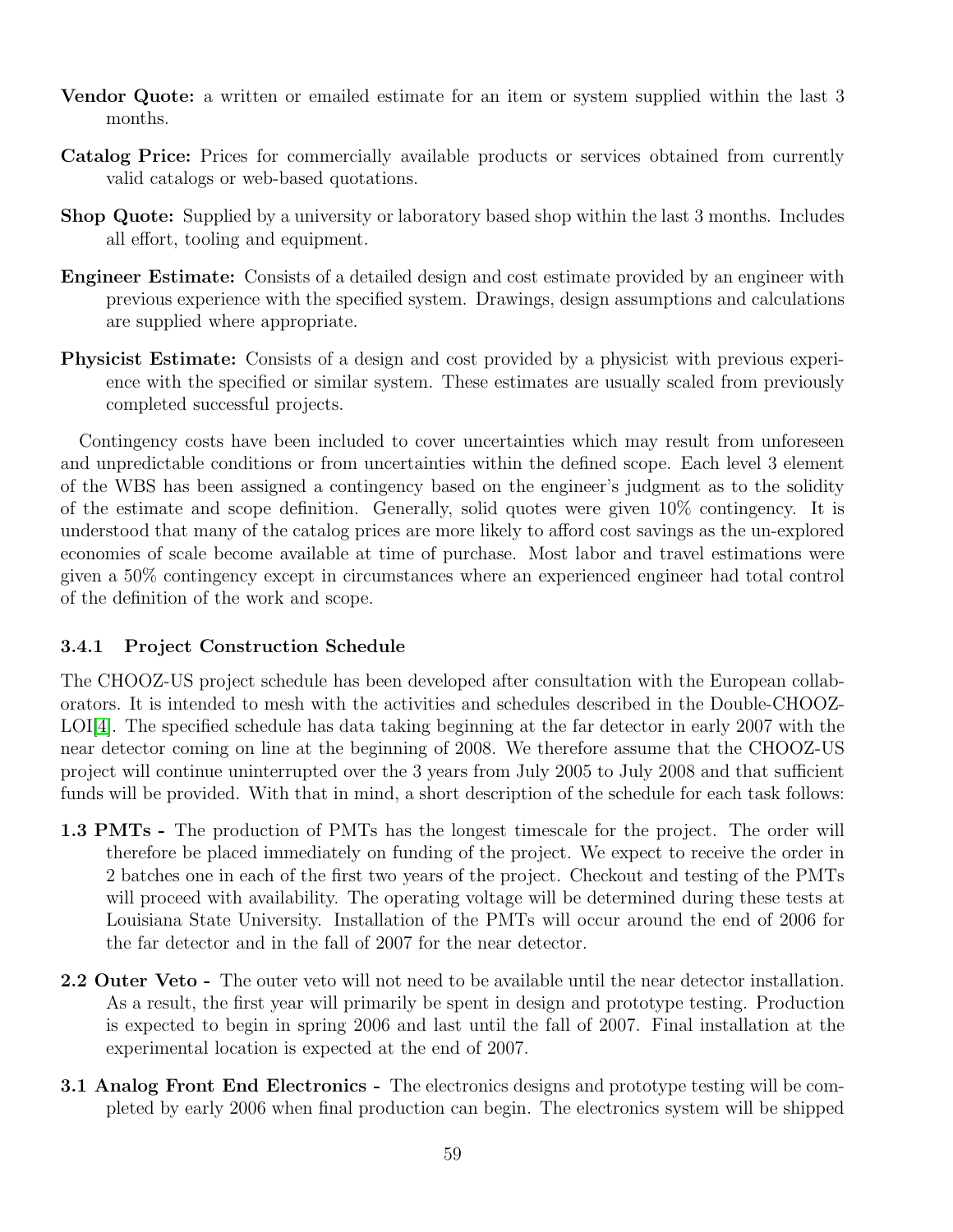**Vendor Quote:** a written or emailed estimate for an item or system supplied within the last 3 months.

**Catalog Price:** Prices for commercially available products or services obtained from currently valid catalogs or web-based quotations.

**Shop Quote:** Supplied by a university or laboratory based shop within the last 3 months. Includes all effort, tooling and equipment.

**Engineer Estimate:** Consists of a detailed design and cost estimate provided by an engineer with previous experience with the specified system. Drawings, design assumptions and calculations are supplied where appropriate.

**Physicist Estimate:** Consists of a design and cost provided by a physicist with previous experience with the specified or similar system. These estimates are usually scaled from previously completed successful projects.

Contingency costs have been included to cover uncertainties which may result from unforeseen and unpredictable conditions or from uncertainties within the defined scope. Each level 3 element of the WBS has been assigned a contingency based on the engineer's judgment as to the solidity of the estimate and scope definition. Generally, solid quotes were given 10% contingency. It is understood that many of the catalog prices are more likely to afford cost savings as the un-explored economies of scale become available at time of purchase. Most labor and travel estimations were given a 50% contingency except in circumstances where an experienced engineer had total control of the definition of the work and scope.

### 3.4.1 Project Construction Schedule

The CHOOZ-US project schedule has been developed after consultation with the European collaborators. It is intended to mesh with the activities and schedules described in the Double-CHOOZ-LOI[4]. The specified schedule has data taking beginning at the far detector in early 2007 with the near detector coming on line at the beginning of 2008. We therefore assume that the CHOOZ-US project will continue uninterrupted over the 3 years from July 2005 to July 2008 and that sufficient funds will be provided. With that in mind, a short description of the schedule for each task follows:

**1.3 PMTs -** The production of PMTs has the longest timescale for the project. The order will therefore be placed immediately on funding of the project. We expect to receive the order in 2 batches one in each of the first two years of the project. Checkout and testing of the PMTs will proceed with availability. The operating voltage will be determined during these tests at Louisiana State University. Installation of the PMTs will occur around the end of 2006 for the far detector and in the fall of 2007 for the near detector.

**2.2 Outer Veto -** The outer veto will not need to be available until the near detector installation. As a result, the first year will primarily be spent in design and prototype testing. Production is expected to begin in spring 2006 and last until the fall of 2007. Final installation at the experimental location is expected at the end of 2007.

**3.1 Analog Front End Electronics -** The electronics designs and prototype testing will be completed by early 2006 when final production can begin. The electronics system will be shipped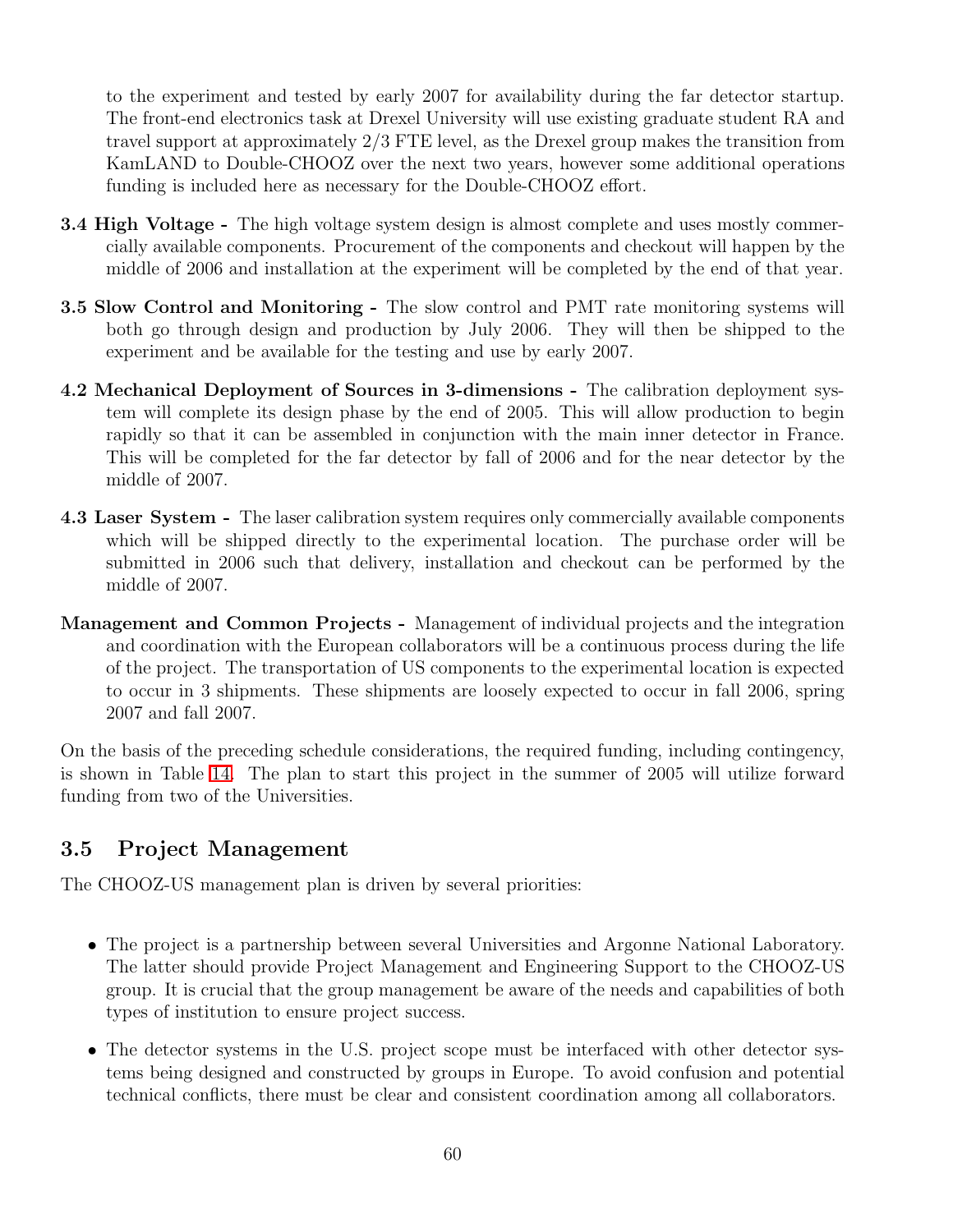to the experiment and tested by early 2007 for availability during the far detector startup. The front-end electronics task at Drexel University will use existing graduate student RA and travel support at approximately 2/3 FTE level, as the Drexel group makes the transition from KamLAND to Double-CHOOZ over the next two years, however some additional operations funding is included here as necessary for the Double-CHOOZ effort.

**3.4 High Voltage -** The high voltage system design is almost complete and uses mostly commercially available components. Procurement of the components and checkout will happen by the middle of 2006 and installation at the experiment will be completed by the end of that year.

**3.5 Slow Control and Monitoring -** The slow control and PMT rate monitoring systems will both go through design and production by July 2006. They will then be shipped to the experiment and be available for the testing and use by early 2007.

**4.2 Mechanical Deployment of Sources in 3-dimensions -** The calibration deployment system will complete its design phase by the end of 2005. This will allow production to begin rapidly so that it can be assembled in conjunction with the main inner detector in France. This will be completed for the far detector by fall of 2006 and for the near detector by the middle of 2007.

**4.3 Laser System -** The laser calibration system requires only commercially available components which will be shipped directly to the experimental location. The purchase order will be submitted in 2006 such that delivery, installation and checkout can be performed by the middle of 2007.

**Management and Common Projects -** Management of individual projects and the integration and coordination with the European collaborators will be a continuous process during the life of the project. The transportation of US components to the experimental location is expected to occur in 3 shipments. These shipments are loosely expected to occur in fall 2006, spring 2007 and fall 2007.

On the basis of the preceding schedule considerations, the required funding, including contingency, is shown in Table 14. The plan to start this project in the summer of 2005 will utilize forward funding from two of the Universities.

## 3.5 Project Management

The CHOOZ-US management plan is driven by several priorities:

- The project is a partnership between several Universities and Argonne National Laboratory. The latter should provide Project Management and Engineering Support to the CHOOZ-US group. It is crucial that the group management be aware of the needs and capabilities of both types of institution to ensure project success.
- The detector systems in the U.S. project scope must be interfaced with other detector systems being designed and constructed by groups in Europe. To avoid confusion and potential technical conflicts, there must be clear and consistent coordination among all collaborators.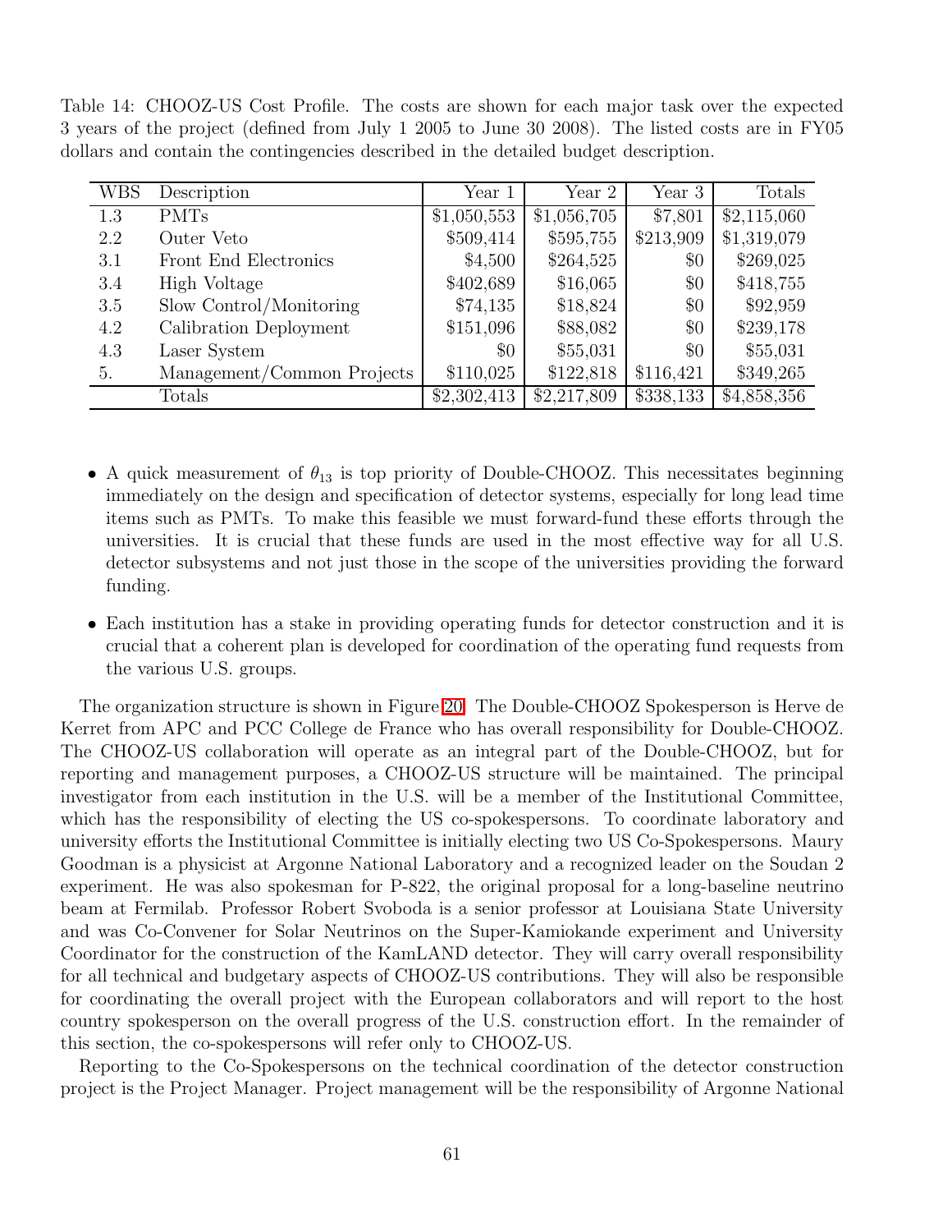Table 14: CHOOZ-US Cost Profile. The costs are shown for each major task over the expected 3 years of the project (defined from July 1 2005 to June 30 2008). The listed costs are in FY05 dollars and contain the contingencies described in the detailed budget description.

| WBS | Description | Year 1 | Year 2 | Year 3 | Totals |
|---|---|---|---|---|---|
| 1.3 | PMTs | $1,050,553 | $1,056,705 | $7,801 | $2,115,060 |
| 2.2 | Outer Veto | $509,414 | $595,755 | $213,909 | $1,319,079 |
| 3.1 | Front End Electronics | $4,500 | $264,525 | $0 | $269,025 |
| 3.4 | High Voltage | $402,689 | $16,065 | $0 | $418,755 |
| 3.5 | Slow Control/Monitoring | $74,135 | $18,824 | $0 | $92,959 |
| 4.2 | Calibration Deployment | $151,096 | $88,082 | $0 | $239,178 |
| 4.3 | Laser System | $0 | $55,031 | $0 | $55,031 |
| 5. | Management/Common Projects | $110,025 | $122,818 | $116,421 | $349,265 |
| | Totals | $2,302,413 | $2,217,809 | $338,133 | $4,858,356 |

- A quick measurement of $\theta_{13}$ is top priority of Double-CHOOZ. This necessitates beginning immediately on the design and specification of detector systems, especially for long lead time items such as PMTs. To make this feasible we must forward-fund these efforts through the universities. It is crucial that these funds are used in the most effective way for all U.S. detector subsystems and not just those in the scope of the universities providing the forward funding.
- Each institution has a stake in providing operating funds for detector construction and it is crucial that a coherent plan is developed for coordination of the operating fund requests from the various U.S. groups.

The organization structure is shown in Figure 20. The Double-CHOOZ Spokesperson is Herve de Kerret from APC and PCC College de France who has overall responsibility for Double-CHOOZ. The CHOOZ-US collaboration will operate as an integral part of the Double-CHOOZ, but for reporting and management purposes, a CHOOZ-US structure will be maintained. The principal investigator from each institution in the U.S. will be a member of the Institutional Committee, which has the responsibility of electing the US co-spokespersons. To coordinate laboratory and university efforts the Institutional Committee is initially electing two US Co-Spokespersons. Maury Goodman is a physicist at Argonne National Laboratory and a recognized leader on the Soudan 2 experiment. He was also spokesman for P-822, the original proposal for a long-baseline neutrino beam at Fermilab. Professor Robert Svoboda is a senior professor at Louisiana State University and was Co-Convener for Solar Neutrinos on the Super-Kamiokande experiment and University Coordinator for the construction of the KamLAND detector. They will carry overall responsibility for all technical and budgetary aspects of CHOOZ-US contributions. They will also be responsible for coordinating the overall project with the European collaborators and will report to the host country spokesperson on the overall progress of the U.S. construction effort. In the remainder of this section, the co-spokespersons will refer only to CHOOZ-US.

Reporting to the Co-Spokespersons on the technical coordination of the detector construction project is the Project Manager. Project management will be the responsibility of Argonne National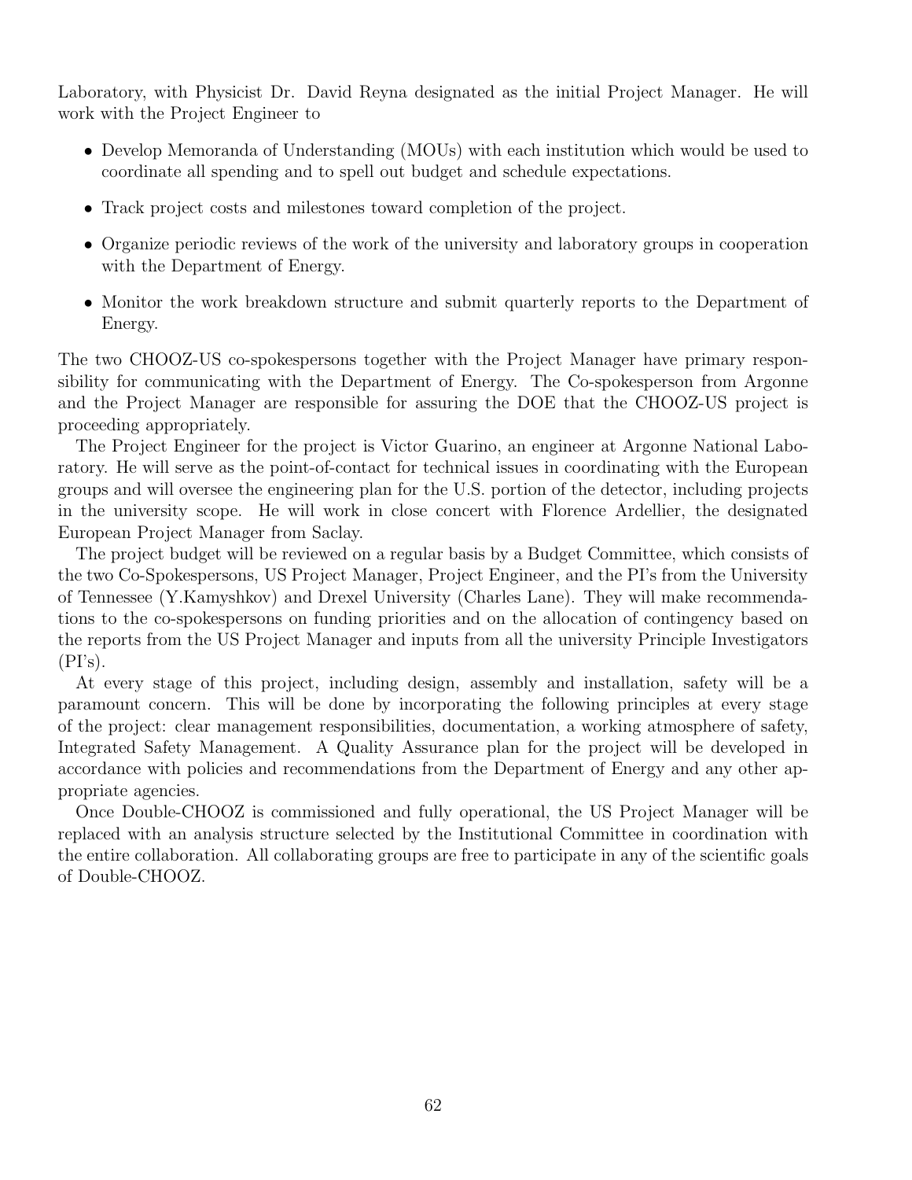Laboratory, with Physicist Dr. David Reyna designated as the initial Project Manager. He will work with the Project Engineer to

- Develop Memoranda of Understanding (MOUs) with each institution which would be used to coordinate all spending and to spell out budget and schedule expectations.
- Track project costs and milestones toward completion of the project.
- Organize periodic reviews of the work of the university and laboratory groups in cooperation with the Department of Energy.
- Monitor the work breakdown structure and submit quarterly reports to the Department of Energy.

The two CHOOZ-US co-spokespersons together with the Project Manager have primary responsibility for communicating with the Department of Energy. The Co-spokesperson from Argonne and the Project Manager are responsible for assuring the DOE that the CHOOZ-US project is proceeding appropriately.

The Project Engineer for the project is Victor Guarino, an engineer at Argonne National Laboratory. He will serve as the point-of-contact for technical issues in coordinating with the European groups and will oversee the engineering plan for the U.S. portion of the detector, including projects in the university scope. He will work in close concert with Florence Ardellier, the designated European Project Manager from Saclay.

The project budget will be reviewed on a regular basis by a Budget Committee, which consists of the two Co-Spokespersons, US Project Manager, Project Engineer, and the PI's from the University of Tennessee (Y.Kamyshkov) and Drexel University (Charles Lane). They will make recommendations to the co-spokespersons on funding priorities and on the allocation of contingency based on the reports from the US Project Manager and inputs from all the university Principle Investigators (PI's).

At every stage of this project, including design, assembly and installation, safety will be a paramount concern. This will be done by incorporating the following principles at every stage of the project: clear management responsibilities, documentation, a working atmosphere of safety, Integrated Safety Management. A Quality Assurance plan for the project will be developed in accordance with policies and recommendations from the Department of Energy and any other appropriate agencies.

Once Double-CHOOZ is commissioned and fully operational, the US Project Manager will be replaced with an analysis structure selected by the Institutional Committee in coordination with the entire collaboration. All collaborating groups are free to participate in any of the scientific goals of Double-CHOOZ.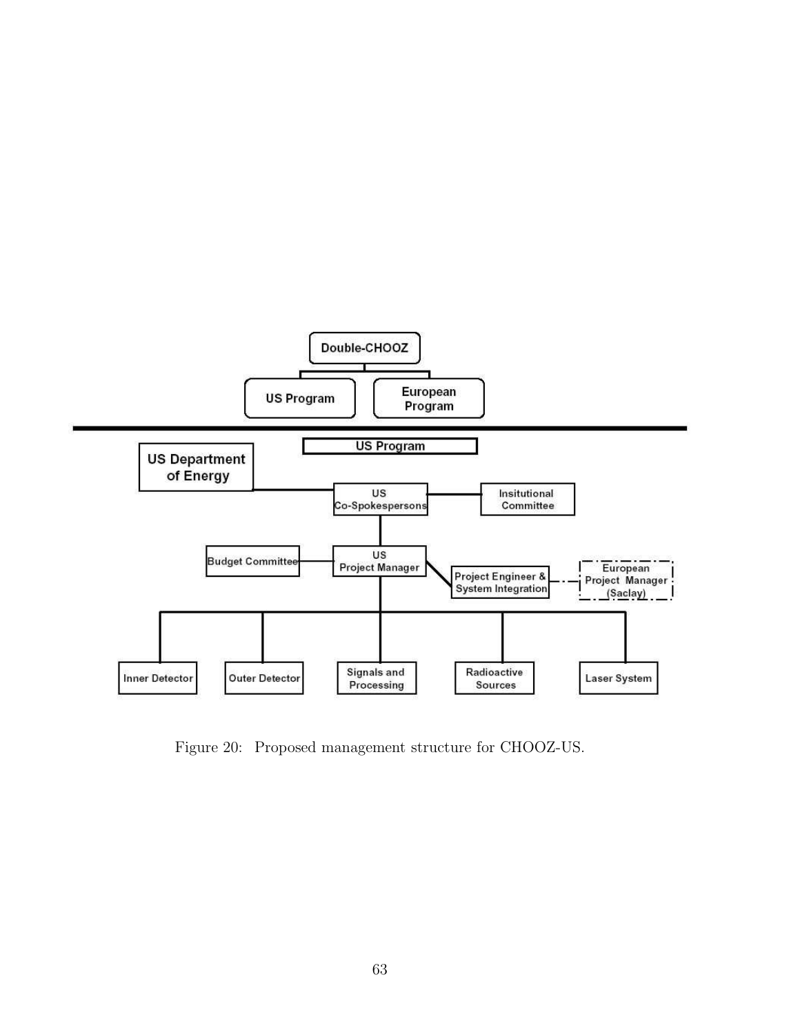Figure 20: Proposed management structure for CHOOZ-US.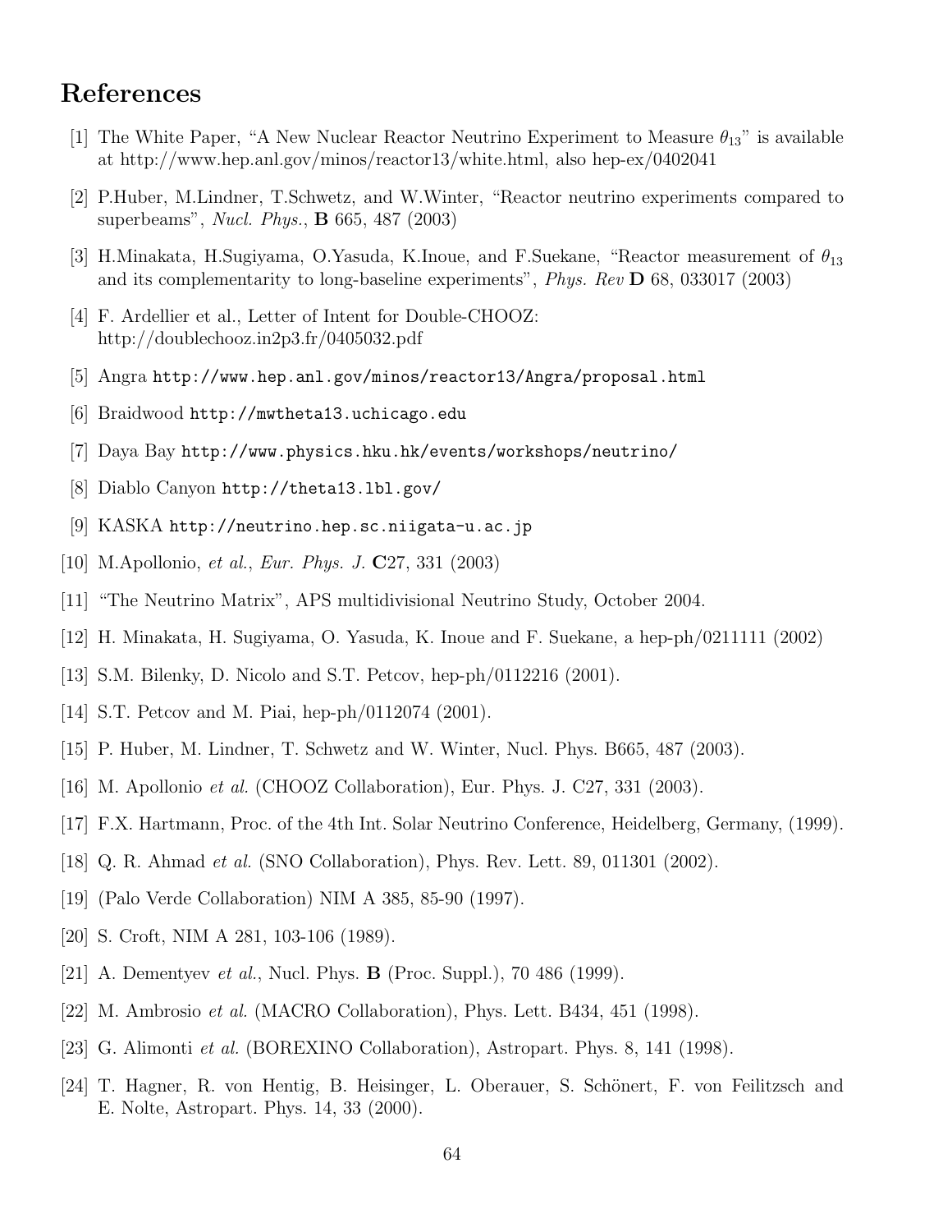# References

[1] The White Paper, "A New Nuclear Reactor Neutrino Experiment to Measure $\theta_{13}$" is available at http://www.hep.anl.gov/minos/reactor13/white.html, also hep-ex/0402041

[2] P.Huber, M.Lindner, T.Schwetz, and W.Winter, "Reactor neutrino experiments compared to superbeams", *Nucl. Phys.*, **B** 665, 487 (2003)

[3] H.Minakata, H.Sugiyama, O.Yasuda, K.Inoue, and F.Suekane, "Reactor measurement of $\theta_{13}$ and its complementarity to long-baseline experiments", *Phys. Rev* **D** 68, 033017 (2003)

[4] F. Ardellier et al., Letter of Intent for Double-CHOOZ: http://doublechooz.in2p3.fr/0405032.pdf

[5] Angra `http://www.hep.anl.gov/minos/reactor13/Angra/proposal.html`

[6] Braidwood `http://mwtheta13.uchicago.edu`

[7] Daya Bay `http://www.physics.hku.hk/events/workshops/neutrino/`

[8] Diablo Canyon `http://theta13.lbl.gov/`

[9] KASKA `http://neutrino.hep.sc.niigata-u.ac.jp`

[10] M.Apollonio, *et al.*, *Eur. Phys. J.* **C**27, 331 (2003)

[11] "The Neutrino Matrix", APS multidivisional Neutrino Study, October 2004.

[12] H. Minakata, H. Sugiyama, O. Yasuda, K. Inoue and F. Suekane, a hep-ph/0211111 (2002)

[13] S.M. Bilenky, D. Nicolo and S.T. Petcov, hep-ph/0112216 (2001).

[14] S.T. Petcov and M. Piai, hep-ph/0112074 (2001).

[15] P. Huber, M. Lindner, T. Schwetz and W. Winter, Nucl. Phys. B665, 487 (2003).

[16] M. Apollonio *et al.* (CHOOZ Collaboration), Eur. Phys. J. C27, 331 (2003).

[17] F.X. Hartmann, Proc. of the 4th Int. Solar Neutrino Conference, Heidelberg, Germany, (1999).

[18] Q. R. Ahmad *et al.* (SNO Collaboration), Phys. Rev. Lett. 89, 011301 (2002).

[19] (Palo Verde Collaboration) NIM A 385, 85-90 (1997).

[20] S. Croft, NIM A 281, 103-106 (1989).

[21] A. Dementyev *et al.*, Nucl. Phys. **B** (Proc. Suppl.), 70 486 (1999).

[22] M. Ambrosio *et al.* (MACRO Collaboration), Phys. Lett. B434, 451 (1998).

[23] G. Alimonti *et al.* (BOREXINO Collaboration), Astropart. Phys. 8, 141 (1998).

[24] T. Hagner, R. von Hentig, B. Heisinger, L. Oberauer, S. Schönert, F. von Feilitzsch and E. Nolte, Astropart. Phys. 14, 33 (2000).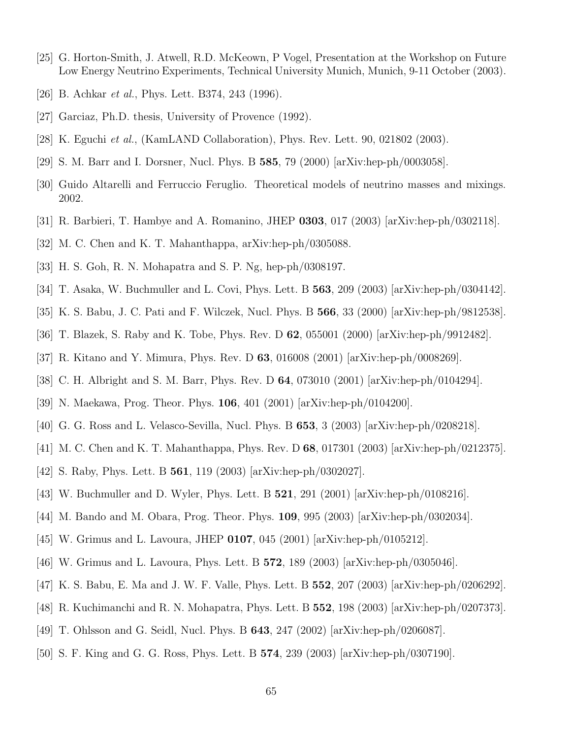[25] G. Horton-Smith, J. Atwell, R.D. McKeown, P Vogel, Presentation at the Workshop on Future Low Energy Neutrino Experiments, Technical University Munich, Munich, 9-11 October (2003).

[26] B. Achkar *et al.*, Phys. Lett. B374, 243 (1996).

[27] Garciaz, Ph.D. thesis, University of Provence (1992).

[28] K. Eguchi *et al.*, (KamLAND Collaboration), Phys. Rev. Lett. 90, 021802 (2003).

[29] S. M. Barr and I. Dorsner, Nucl. Phys. B **585**, 79 (2000) [arXiv:hep-ph/0003058].

[30] Guido Altarelli and Ferruccio Feruglio. Theoretical models of neutrino masses and mixings. 2002.

[31] R. Barbieri, T. Hambye and A. Romanino, JHEP **0303**, 017 (2003) [arXiv:hep-ph/0302118].

[32] M. C. Chen and K. T. Mahanthappa, arXiv:hep-ph/0305088.

[33] H. S. Goh, R. N. Mohapatra and S. P. Ng, hep-ph/0308197.

[34] T. Asaka, W. Buchmuller and L. Covi, Phys. Lett. B **563**, 209 (2003) [arXiv:hep-ph/0304142].

[35] K. S. Babu, J. C. Pati and F. Wilczek, Nucl. Phys. B **566**, 33 (2000) [arXiv:hep-ph/9812538].

[36] T. Blazek, S. Raby and K. Tobe, Phys. Rev. D **62**, 055001 (2000) [arXiv:hep-ph/9912482].

[37] R. Kitano and Y. Mimura, Phys. Rev. D **63**, 016008 (2001) [arXiv:hep-ph/0008269].

[38] C. H. Albright and S. M. Barr, Phys. Rev. D **64**, 073010 (2001) [arXiv:hep-ph/0104294].

[39] N. Maekawa, Prog. Theor. Phys. **106**, 401 (2001) [arXiv:hep-ph/0104200].

[40] G. G. Ross and L. Velasco-Sevilla, Nucl. Phys. B **653**, 3 (2003) [arXiv:hep-ph/0208218].

[41] M. C. Chen and K. T. Mahanthappa, Phys. Rev. D **68**, 017301 (2003) [arXiv:hep-ph/0212375].

[42] S. Raby, Phys. Lett. B **561**, 119 (2003) [arXiv:hep-ph/0302027].

[43] W. Buchmuller and D. Wyler, Phys. Lett. B **521**, 291 (2001) [arXiv:hep-ph/0108216].

[44] M. Bando and M. Obara, Prog. Theor. Phys. **109**, 995 (2003) [arXiv:hep-ph/0302034].

[45] W. Grimus and L. Lavoura, JHEP **0107**, 045 (2001) [arXiv:hep-ph/0105212].

[46] W. Grimus and L. Lavoura, Phys. Lett. B **572**, 189 (2003) [arXiv:hep-ph/0305046].

[47] K. S. Babu, E. Ma and J. W. F. Valle, Phys. Lett. B **552**, 207 (2003) [arXiv:hep-ph/0206292].

[48] R. Kuchimanchi and R. N. Mohapatra, Phys. Lett. B **552**, 198 (2003) [arXiv:hep-ph/0207373].

[49] T. Ohlsson and G. Seidl, Nucl. Phys. B **643**, 247 (2002) [arXiv:hep-ph/0206087].

[50] S. F. King and G. G. Ross, Phys. Lett. B **574**, 239 (2003) [arXiv:hep-ph/0307190].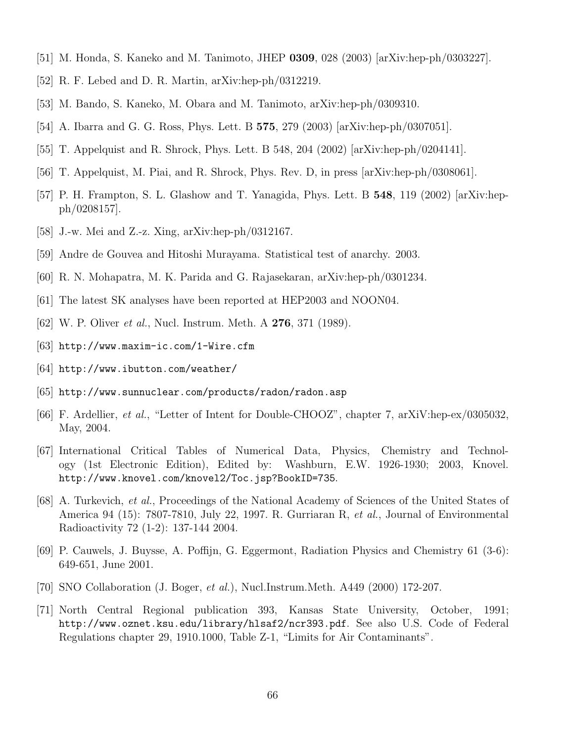[51] M. Honda, S. Kaneko and M. Tanimoto, JHEP **0309**, 028 (2003) [arXiv:hep-ph/0303227].

[52] R. F. Lebed and D. R. Martin, arXiv:hep-ph/0312219.

[53] M. Bando, S. Kaneko, M. Obara and M. Tanimoto, arXiv:hep-ph/0309310.

[54] A. Ibarra and G. G. Ross, Phys. Lett. B **575**, 279 (2003) [arXiv:hep-ph/0307051].

[55] T. Appelquist and R. Shrock, Phys. Lett. B 548, 204 (2002) [arXiv:hep-ph/0204141].

[56] T. Appelquist, M. Piai, and R. Shrock, Phys. Rev. D, in press [arXiv:hep-ph/0308061].

[57] P. H. Frampton, S. L. Glashow and T. Yanagida, Phys. Lett. B **548**, 119 (2002) [arXiv:hep-ph/0208157].

[58] J.-w. Mei and Z.-z. Xing, arXiv:hep-ph/0312167.

[59] Andre de Gouvea and Hitoshi Murayama. Statistical test of anarchy. 2003.

[60] R. N. Mohapatra, M. K. Parida and G. Rajasekaran, arXiv:hep-ph/0301234.

[61] The latest SK analyses have been reported at HEP2003 and NOON04.

[62] W. P. Oliver *et al.*, Nucl. Instrum. Meth. A **276**, 371 (1989).

[63] `http://www.maxim-ic.com/1-Wire.cfm`

[64] `http://www.ibutton.com/weather/`

[65] `http://www.sunnuclear.com/products/radon/radon.asp`

[66] F. Ardellier, *et al.*, "Letter of Intent for Double-CHOOZ", chapter 7, arXiV:hep-ex/0305032, May, 2004.

[67] International Critical Tables of Numerical Data, Physics, Chemistry and Technology (1st Electronic Edition), Edited by: Washburn, E.W. 1926-1930; 2003, Knovel. `http://www.knovel.com/knovel2/Toc.jsp?BookID=735`.

[68] A. Turkevich, *et al.*, Proceedings of the National Academy of Sciences of the United States of America 94 (15): 7807-7810, July 22, 1997. R. Gurriaran R, *et al.*, Journal of Environmental Radioactivity 72 (1-2): 137-144 2004.

[69] P. Cauwels, J. Buysse, A. Poffijn, G. Eggermont, Radiation Physics and Chemistry 61 (3-6): 649-651, June 2001.

[70] SNO Collaboration (J. Boger, *et al.*), Nucl.Instrum.Meth. A449 (2000) 172-207.

[71] North Central Regional publication 393, Kansas State University, October, 1991; `http://www.oznet.ksu.edu/library/hlsaf2/ncr393.pdf`. See also U.S. Code of Federal Regulations chapter 29, 1910.1000, Table Z-1, "Limits for Air Contaminants".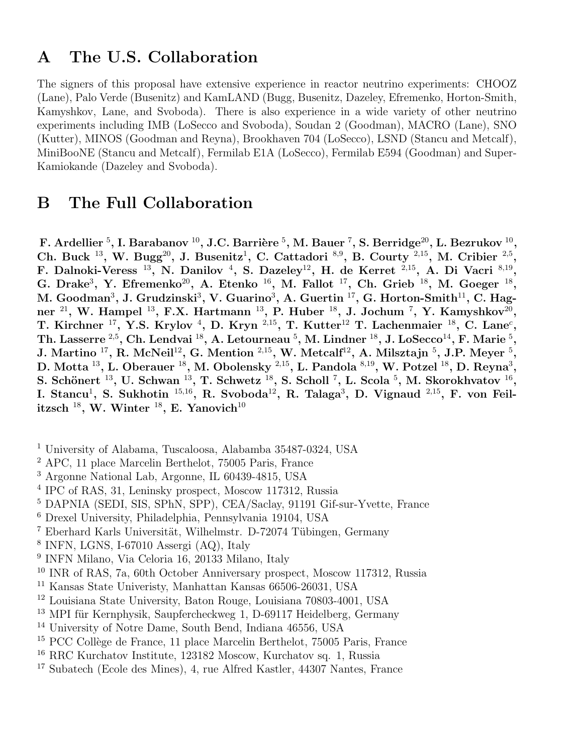# A The U.S. Collaboration

The signers of this proposal have extensive experience in reactor neutrino experiments: CHOOZ (Lane), Palo Verde (Busenitz) and KamLAND (Bugg, Busenitz, Dazeley, Efremenko, Horton-Smith, Kamyshkov, Lane, and Svoboda). There is also experience in a wide variety of other neutrino experiments including IMB (LoSecco and Svoboda), Soudan 2 (Goodman), MACRO (Lane), SNO (Kutter), MINOS (Goodman and Reyna), Brookhaven 704 (LoSecco), LSND (Stancu and Metcalf), MiniBooNE (Stancu and Metcalf), Fermilab E1A (LoSecco), Fermilab E594 (Goodman) and Super-Kamiokande (Dazeley and Svoboda).

# B The Full Collaboration

**F. Ardellier [5], I. Barabanov [10], J.C. Barrière [5], M. Bauer [7], S. Berridge[20], L. Bezrukov [10], Ch. Buck [13], W. Bugg[20], J. Busenitz[1], C. Cattadori [8,9], B. Courty [2,15], M. Cribier [2,5], F. Dalnoki-Veress [13], N. Danilov [4], S. Dazeley[12], H. de Kerret [2,15], A. Di Vacri [8,19], G. Drake[3], Y. Efremenko[20], A. Etenko [16], M. Fallot [17], Ch. Grieb [18], M. Goeger [18], M. Goodman[3], J. Grudzinski[3], V. Guarino[3], A. Guertin [17], G. Horton-Smith[11], C. Hagner [21], W. Hampel [13], F.X. Hartmann [13], P. Huber [18], J. Jochum [7], Y. Kamyshkov[20], T. Kirchner [17], Y.S. Krylov [4], D. Kryn [2,15], T. Kutter[12] T. Lachenmaier [18], C. Lane[c], Th. Lasserre [2,5], Ch. Lendvai [18], A. Letourneau [5], M. Lindner [18], J. LoSecco[14], F. Marie [5], J. Martino [17], R. McNeil[12], G. Mention [2,15], W. Metcalf[12], A. Milsztajn [5], J.P. Meyer [5], D. Motta [13], L. Oberauer [18], M. Obolensky [2,15], L. Pandola [8,19], W. Potzel [18], D. Reyna[3], S. Schönert [13], U. Schwan [13], T. Schwetz [18], S. Scholl [7], L. Scola [5], M. Skorokhvatov [16], I. Stancu[1], S. Sukhotin [15,16], R. Svoboda[12], R. Talaga[3], D. Vignaud [2,15], F. von Feilitzsch [18], W. Winter [18], E. Yanovich[10]**

[1] University of Alabama, Tuscaloosa, Alabamba 35487-0324, USA
[2] APC, 11 place Marcelin Berthelot, 75005 Paris, France
[3] Argonne National Lab, Argonne, IL 60439-4815, USA
[4] IPC of RAS, 31, Leninsky prospect, Moscow 117312, Russia
[5] DAPNIA (SEDI, SIS, SPhN, SPP), CEA/Saclay, 91191 Gif-sur-Yvette, France
[6] Drexel University, Philadelphia, Pennsylvania 19104, USA
[7] Eberhard Karls Universität, Wilhelmstr. D-72074 Tübingen, Germany
[8] INFN, LGNS, I-67010 Assergi (AQ), Italy
[9] INFN Milano, Via Celoria 16, 20133 Milano, Italy
[10] INR of RAS, 7a, 60th October Anniversary prospect, Moscow 117312, Russia
[11] Kansas State Univeristy, Manhattan Kansas 66506-26031, USA
[12] Louisiana State University, Baton Rouge, Louisiana 70803-4001, USA
[13] MPI für Kernphysik, Saupfercheckweg 1, D-69117 Heidelberg, Germany
[14] University of Notre Dame, South Bend, Indiana 46556, USA
[15] PCC Collège de France, 11 place Marcelin Berthelot, 75005 Paris, France
[16] RRC Kurchatov Institute, 123182 Moscow, Kurchatov sq. 1, Russia
[17] Subatech (Ecole des Mines), 4, rue Alfred Kastler, 44307 Nantes, France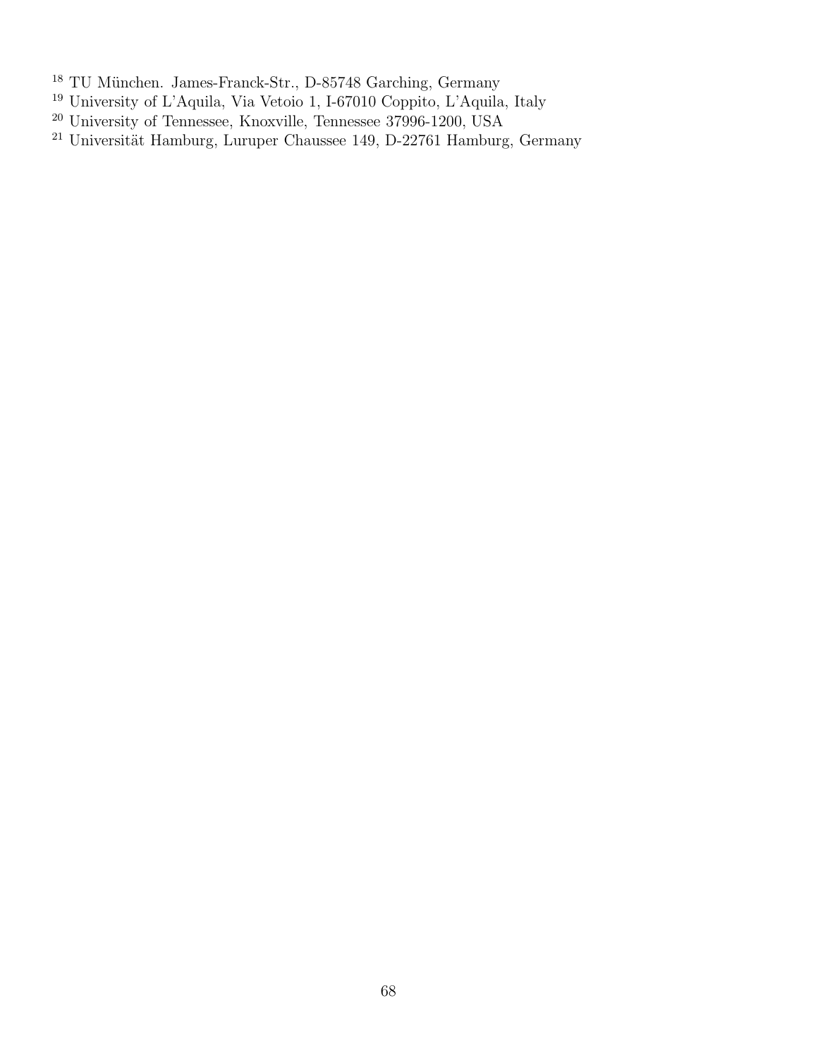[18] TU München. James-Franck-Str., D-85748 Garching, Germany
[19] University of L'Aquila, Via Vetoio 1, I-67010 Coppito, L'Aquila, Italy
[20] University of Tennessee, Knoxville, Tennessee 37996-1200, USA
[21] Universität Hamburg, Luruper Chaussee 149, D-22761 Hamburg, Germany